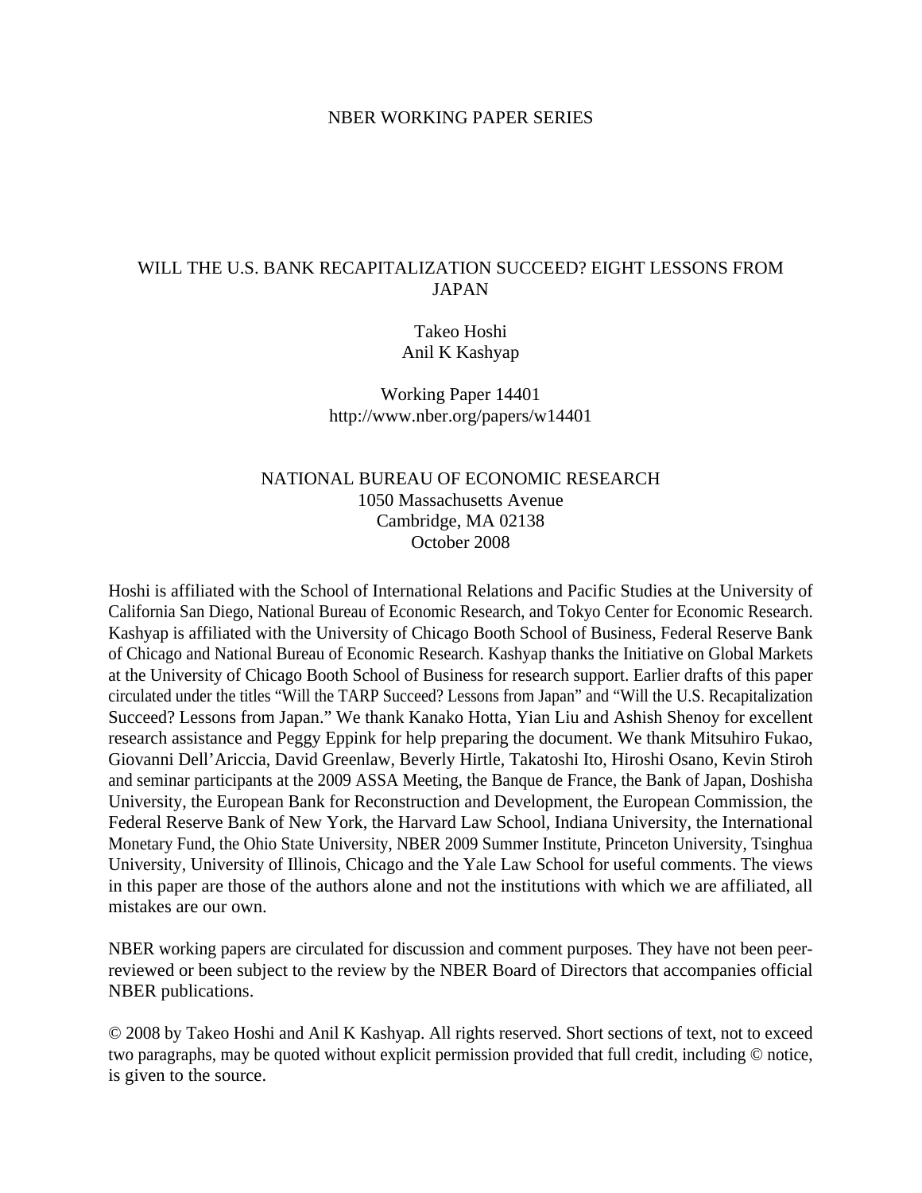NBER WORKING PAPER SERIES

# WILL THE U.S. BANK RECAPITALIZATION SUCCEED? EIGHT LESSONS FROM JAPAN

Takeo Hoshi
Anil K Kashyap

Working Paper 14401
http://www.nber.org/papers/w14401

NATIONAL BUREAU OF ECONOMIC RESEARCH
1050 Massachusetts Avenue
Cambridge, MA 02138
October 2008

Hoshi is affiliated with the School of International Relations and Pacific Studies at the University of California San Diego, National Bureau of Economic Research, and Tokyo Center for Economic Research. Kashyap is affiliated with the University of Chicago Booth School of Business, Federal Reserve Bank of Chicago and National Bureau of Economic Research. Kashyap thanks the Initiative on Global Markets at the University of Chicago Booth School of Business for research support. Earlier drafts of this paper circulated under the titles "Will the TARP Succeed? Lessons from Japan" and "Will the U.S. Recapitalization Succeed? Lessons from Japan." We thank Kanako Hotta, Yian Liu and Ashish Shenoy for excellent research assistance and Peggy Eppink for help preparing the document. We thank Mitsuhiro Fukao, Giovanni Dell'Ariccia, David Greenlaw, Beverly Hirtle, Takatoshi Ito, Hiroshi Osano, Kevin Stiroh and seminar participants at the 2009 ASSA Meeting, the Banque de France, the Bank of Japan, Doshisha University, the European Bank for Reconstruction and Development, the European Commission, the Federal Reserve Bank of New York, the Harvard Law School, Indiana University, the International Monetary Fund, the Ohio State University, NBER 2009 Summer Institute, Princeton University, Tsinghua University, University of Illinois, Chicago and the Yale Law School for useful comments. The views in this paper are those of the authors alone and not the institutions with which we are affiliated, all mistakes are our own.

NBER working papers are circulated for discussion and comment purposes. They have not been peer-reviewed or been subject to the review by the NBER Board of Directors that accompanies official NBER publications.

© 2008 by Takeo Hoshi and Anil K Kashyap. All rights reserved. Short sections of text, not to exceed two paragraphs, may be quoted without explicit permission provided that full credit, including © notice, is given to the source.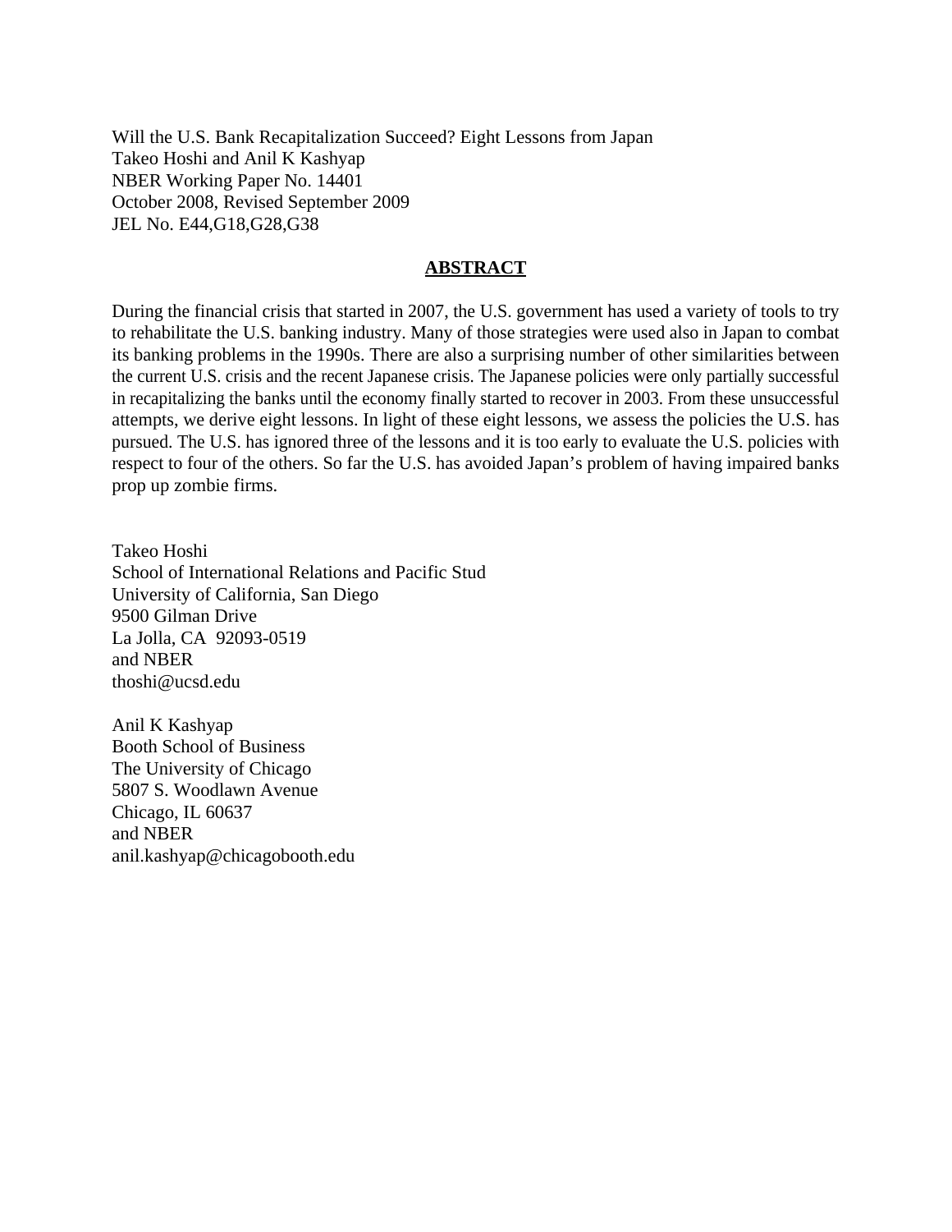Will the U.S. Bank Recapitalization Succeed? Eight Lessons from Japan
Takeo Hoshi and Anil K Kashyap
NBER Working Paper No. 14401
October 2008, Revised September 2009
JEL No. E44,G18,G28,G38

## ABSTRACT

During the financial crisis that started in 2007, the U.S. government has used a variety of tools to try to rehabilitate the U.S. banking industry. Many of those strategies were used also in Japan to combat its banking problems in the 1990s. There are also a surprising number of other similarities between the current U.S. crisis and the recent Japanese crisis. The Japanese policies were only partially successful in recapitalizing the banks until the economy finally started to recover in 2003. From these unsuccessful attempts, we derive eight lessons. In light of these eight lessons, we assess the policies the U.S. has pursued. The U.S. has ignored three of the lessons and it is too early to evaluate the U.S. policies with respect to four of the others. So far the U.S. has avoided Japan's problem of having impaired banks prop up zombie firms.

Takeo Hoshi
School of International Relations and Pacific Stud
University of California, San Diego
9500 Gilman Drive
La Jolla, CA 92093-0519
and NBER
thoshi@ucsd.edu

Anil K Kashyap
Booth School of Business
The University of Chicago
5807 S. Woodlawn Avenue
Chicago, IL 60637
and NBER
anil.kashyap@chicagobooth.edu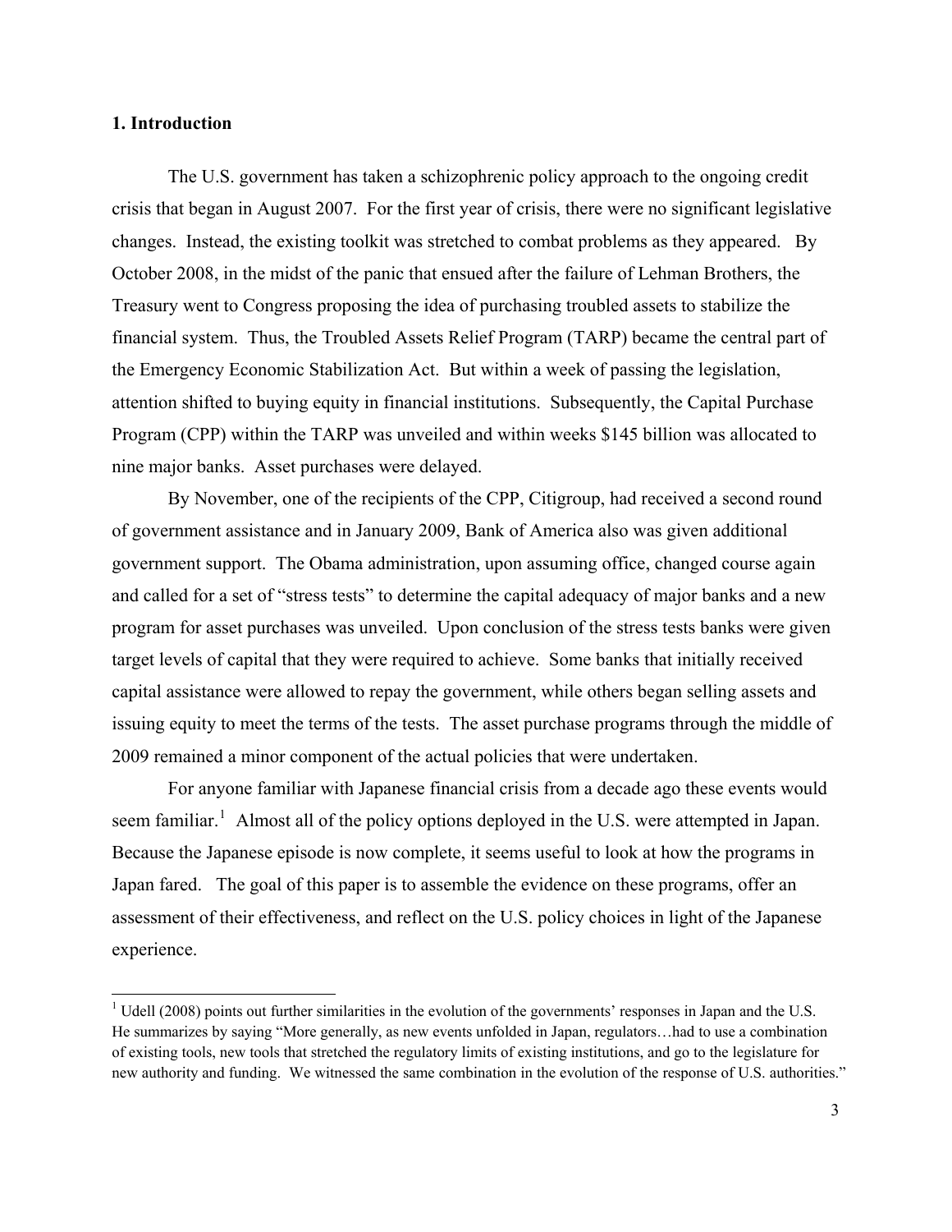## 1. Introduction

The U.S. government has taken a schizophrenic policy approach to the ongoing credit crisis that began in August 2007. For the first year of crisis, there were no significant legislative changes. Instead, the existing toolkit was stretched to combat problems as they appeared. By October 2008, in the midst of the panic that ensued after the failure of Lehman Brothers, the Treasury went to Congress proposing the idea of purchasing troubled assets to stabilize the financial system. Thus, the Troubled Assets Relief Program (TARP) became the central part of the Emergency Economic Stabilization Act. But within a week of passing the legislation, attention shifted to buying equity in financial institutions. Subsequently, the Capital Purchase Program (CPP) within the TARP was unveiled and within weeks $145 billion was allocated to nine major banks. Asset purchases were delayed.

By November, one of the recipients of the CPP, Citigroup, had received a second round of government assistance and in January 2009, Bank of America also was given additional government support. The Obama administration, upon assuming office, changed course again and called for a set of "stress tests" to determine the capital adequacy of major banks and a new program for asset purchases was unveiled. Upon conclusion of the stress tests banks were given target levels of capital that they were required to achieve. Some banks that initially received capital assistance were allowed to repay the government, while others began selling assets and issuing equity to meet the terms of the tests. The asset purchase programs through the middle of 2009 remained a minor component of the actual policies that were undertaken.

For anyone familiar with Japanese financial crisis from a decade ago these events would seem familiar.[1] Almost all of the policy options deployed in the U.S. were attempted in Japan. Because the Japanese episode is now complete, it seems useful to look at how the programs in Japan fared. The goal of this paper is to assemble the evidence on these programs, offer an assessment of their effectiveness, and reflect on the U.S. policy choices in light of the Japanese experience.

[1] Udell (2008) points out further similarities in the evolution of the governments' responses in Japan and the U.S. He summarizes by saying "More generally, as new events unfolded in Japan, regulators…had to use a combination of existing tools, new tools that stretched the regulatory limits of existing institutions, and go to the legislature for new authority and funding. We witnessed the same combination in the evolution of the response of U.S. authorities."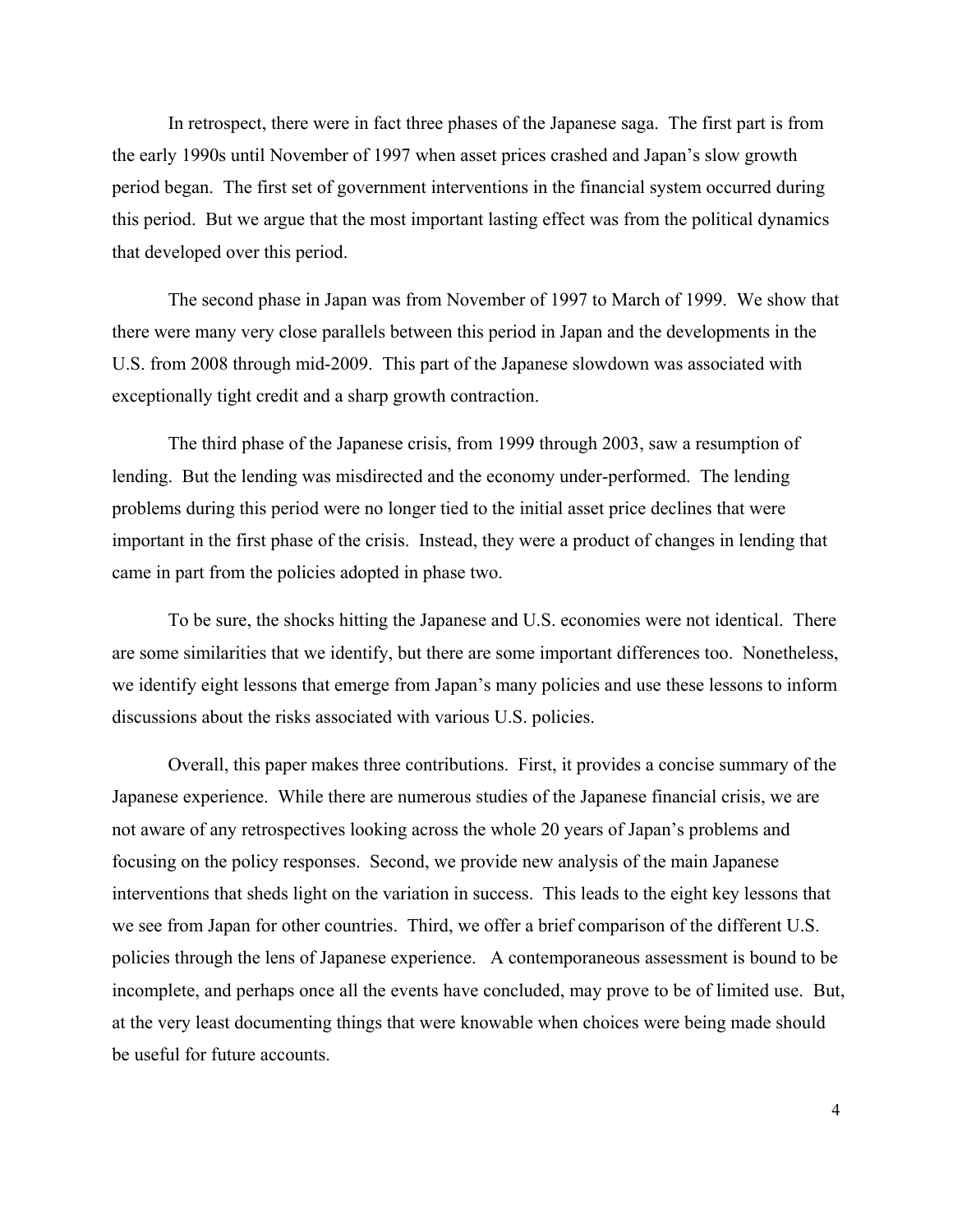In retrospect, there were in fact three phases of the Japanese saga. The first part is from the early 1990s until November of 1997 when asset prices crashed and Japan's slow growth period began. The first set of government interventions in the financial system occurred during this period. But we argue that the most important lasting effect was from the political dynamics that developed over this period.

The second phase in Japan was from November of 1997 to March of 1999. We show that there were many very close parallels between this period in Japan and the developments in the U.S. from 2008 through mid-2009. This part of the Japanese slowdown was associated with exceptionally tight credit and a sharp growth contraction.

The third phase of the Japanese crisis, from 1999 through 2003, saw a resumption of lending. But the lending was misdirected and the economy under-performed. The lending problems during this period were no longer tied to the initial asset price declines that were important in the first phase of the crisis. Instead, they were a product of changes in lending that came in part from the policies adopted in phase two.

To be sure, the shocks hitting the Japanese and U.S. economies were not identical. There are some similarities that we identify, but there are some important differences too. Nonetheless, we identify eight lessons that emerge from Japan's many policies and use these lessons to inform discussions about the risks associated with various U.S. policies.

Overall, this paper makes three contributions. First, it provides a concise summary of the Japanese experience. While there are numerous studies of the Japanese financial crisis, we are not aware of any retrospectives looking across the whole 20 years of Japan's problems and focusing on the policy responses. Second, we provide new analysis of the main Japanese interventions that sheds light on the variation in success. This leads to the eight key lessons that we see from Japan for other countries. Third, we offer a brief comparison of the different U.S. policies through the lens of Japanese experience. A contemporaneous assessment is bound to be incomplete, and perhaps once all the events have concluded, may prove to be of limited use. But, at the very least documenting things that were knowable when choices were being made should be useful for future accounts.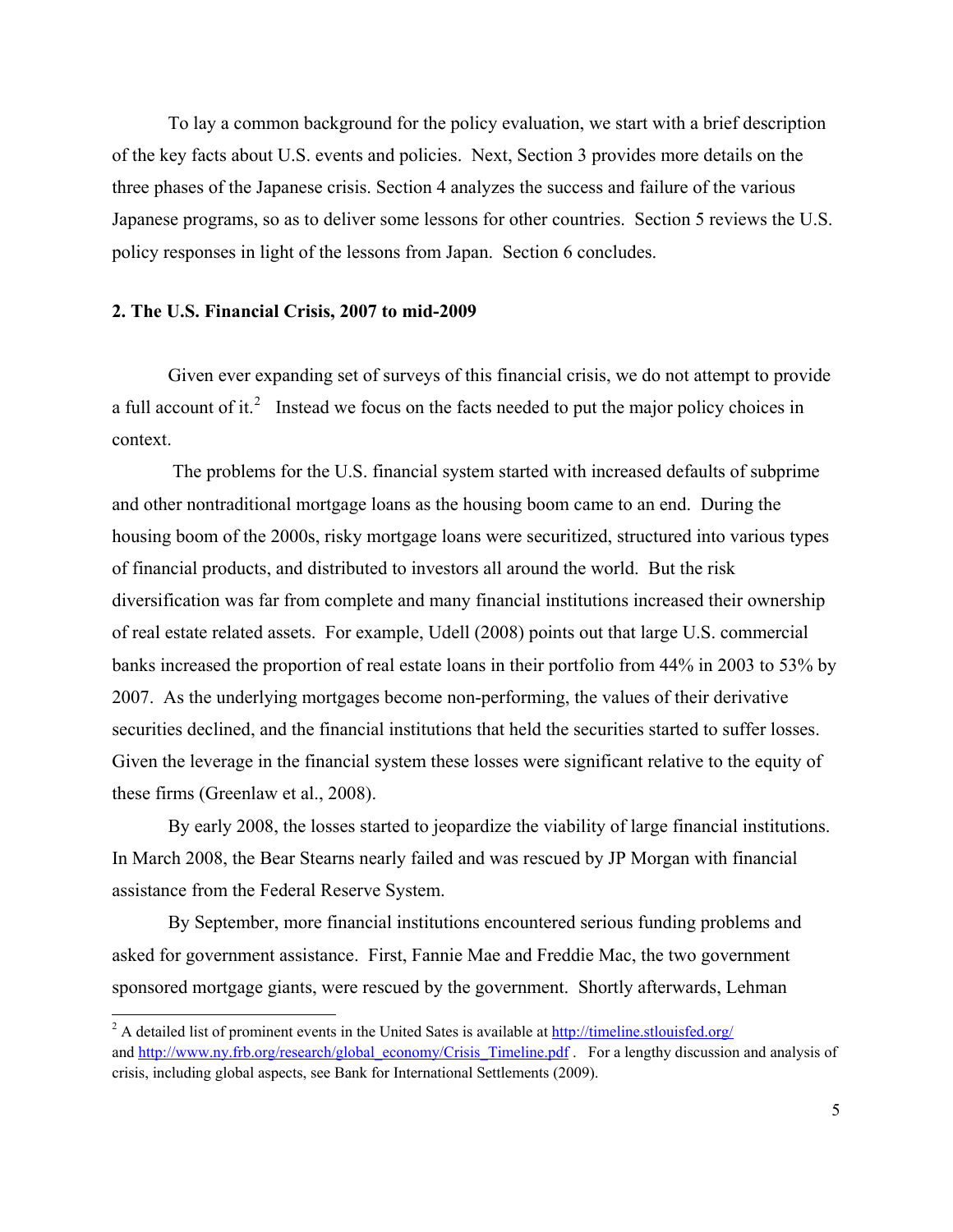To lay a common background for the policy evaluation, we start with a brief description of the key facts about U.S. events and policies. Next, Section 3 provides more details on the three phases of the Japanese crisis. Section 4 analyzes the success and failure of the various Japanese programs, so as to deliver some lessons for other countries. Section 5 reviews the U.S. policy responses in light of the lessons from Japan. Section 6 concludes.

## 2. The U.S. Financial Crisis, 2007 to mid-2009

Given ever expanding set of surveys of this financial crisis, we do not attempt to provide a full account of it.[2] Instead we focus on the facts needed to put the major policy choices in context.

The problems for the U.S. financial system started with increased defaults of subprime and other nontraditional mortgage loans as the housing boom came to an end. During the housing boom of the 2000s, risky mortgage loans were securitized, structured into various types of financial products, and distributed to investors all around the world. But the risk diversification was far from complete and many financial institutions increased their ownership of real estate related assets. For example, Udell (2008) points out that large U.S. commercial banks increased the proportion of real estate loans in their portfolio from 44% in 2003 to 53% by 2007. As the underlying mortgages become non-performing, the values of their derivative securities declined, and the financial institutions that held the securities started to suffer losses. Given the leverage in the financial system these losses were significant relative to the equity of these firms (Greenlaw et al., 2008).

By early 2008, the losses started to jeopardize the viability of large financial institutions. In March 2008, the Bear Stearns nearly failed and was rescued by JP Morgan with financial assistance from the Federal Reserve System.

By September, more financial institutions encountered serious funding problems and asked for government assistance. First, Fannie Mae and Freddie Mac, the two government sponsored mortgage giants, were rescued by the government. Shortly afterwards, Lehman

[2] A detailed list of prominent events in the United Sates is available at http://timeline.stlouisfed.org/ and http://www.ny.frb.org/research/global_economy/Crisis_Timeline.pdf . For a lengthy discussion and analysis of crisis, including global aspects, see Bank for International Settlements (2009).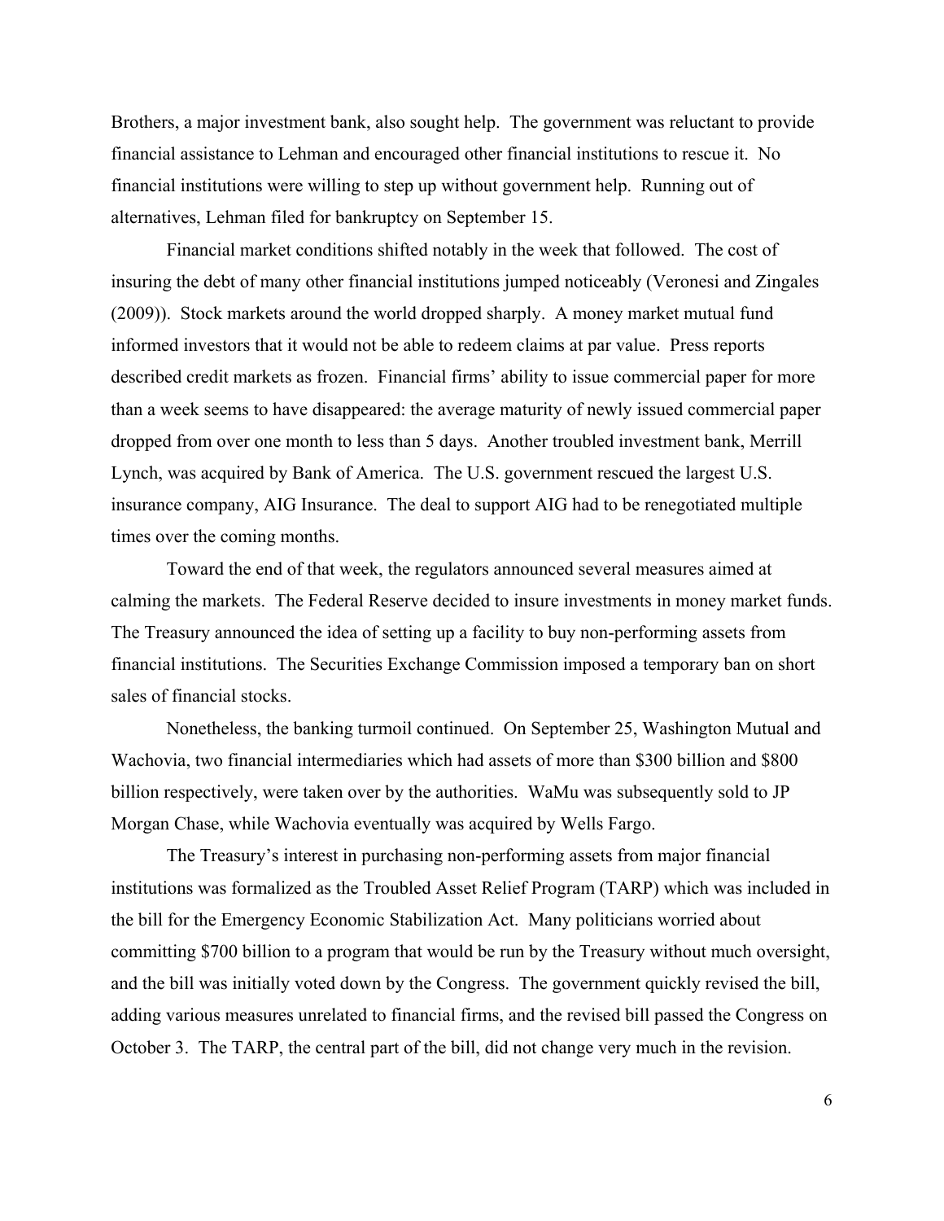Brothers, a major investment bank, also sought help. The government was reluctant to provide financial assistance to Lehman and encouraged other financial institutions to rescue it. No financial institutions were willing to step up without government help. Running out of alternatives, Lehman filed for bankruptcy on September 15.

Financial market conditions shifted notably in the week that followed. The cost of insuring the debt of many other financial institutions jumped noticeably (Veronesi and Zingales (2009)). Stock markets around the world dropped sharply. A money market mutual fund informed investors that it would not be able to redeem claims at par value. Press reports described credit markets as frozen. Financial firms' ability to issue commercial paper for more than a week seems to have disappeared: the average maturity of newly issued commercial paper dropped from over one month to less than 5 days. Another troubled investment bank, Merrill Lynch, was acquired by Bank of America. The U.S. government rescued the largest U.S. insurance company, AIG Insurance. The deal to support AIG had to be renegotiated multiple times over the coming months.

Toward the end of that week, the regulators announced several measures aimed at calming the markets. The Federal Reserve decided to insure investments in money market funds. The Treasury announced the idea of setting up a facility to buy non-performing assets from financial institutions. The Securities Exchange Commission imposed a temporary ban on short sales of financial stocks.

Nonetheless, the banking turmoil continued. On September 25, Washington Mutual and Wachovia, two financial intermediaries which had assets of more than \$300 billion and \$800 billion respectively, were taken over by the authorities. WaMu was subsequently sold to JP Morgan Chase, while Wachovia eventually was acquired by Wells Fargo.

The Treasury's interest in purchasing non-performing assets from major financial institutions was formalized as the Troubled Asset Relief Program (TARP) which was included in the bill for the Emergency Economic Stabilization Act. Many politicians worried about committing \$700 billion to a program that would be run by the Treasury without much oversight, and the bill was initially voted down by the Congress. The government quickly revised the bill, adding various measures unrelated to financial firms, and the revised bill passed the Congress on October 3. The TARP, the central part of the bill, did not change very much in the revision.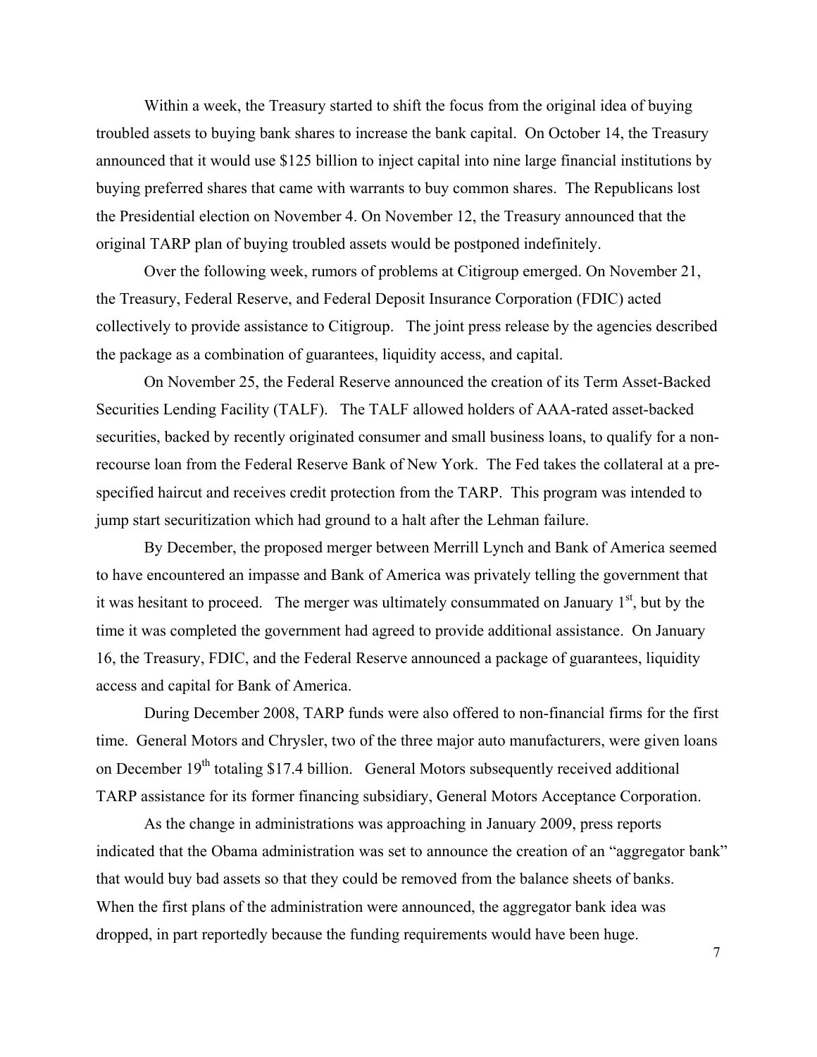Within a week, the Treasury started to shift the focus from the original idea of buying troubled assets to buying bank shares to increase the bank capital. On October 14, the Treasury announced that it would use $125 billion to inject capital into nine large financial institutions by buying preferred shares that came with warrants to buy common shares. The Republicans lost the Presidential election on November 4. On November 12, the Treasury announced that the original TARP plan of buying troubled assets would be postponed indefinitely.

Over the following week, rumors of problems at Citigroup emerged. On November 21, the Treasury, Federal Reserve, and Federal Deposit Insurance Corporation (FDIC) acted collectively to provide assistance to Citigroup. The joint press release by the agencies described the package as a combination of guarantees, liquidity access, and capital.

On November 25, the Federal Reserve announced the creation of its Term Asset-Backed Securities Lending Facility (TALF). The TALF allowed holders of AAA-rated asset-backed securities, backed by recently originated consumer and small business loans, to qualify for a non-recourse loan from the Federal Reserve Bank of New York. The Fed takes the collateral at a pre-specified haircut and receives credit protection from the TARP. This program was intended to jump start securitization which had ground to a halt after the Lehman failure.

By December, the proposed merger between Merrill Lynch and Bank of America seemed to have encountered an impasse and Bank of America was privately telling the government that it was hesitant to proceed. The merger was ultimately consummated on January 1st, but by the time it was completed the government had agreed to provide additional assistance. On January 16, the Treasury, FDIC, and the Federal Reserve announced a package of guarantees, liquidity access and capital for Bank of America.

During December 2008, TARP funds were also offered to non-financial firms for the first time. General Motors and Chrysler, two of the three major auto manufacturers, were given loans on December 19th totaling $17.4 billion. General Motors subsequently received additional TARP assistance for its former financing subsidiary, General Motors Acceptance Corporation.

As the change in administrations was approaching in January 2009, press reports indicated that the Obama administration was set to announce the creation of an "aggregator bank" that would buy bad assets so that they could be removed from the balance sheets of banks. When the first plans of the administration were announced, the aggregator bank idea was dropped, in part reportedly because the funding requirements would have been huge.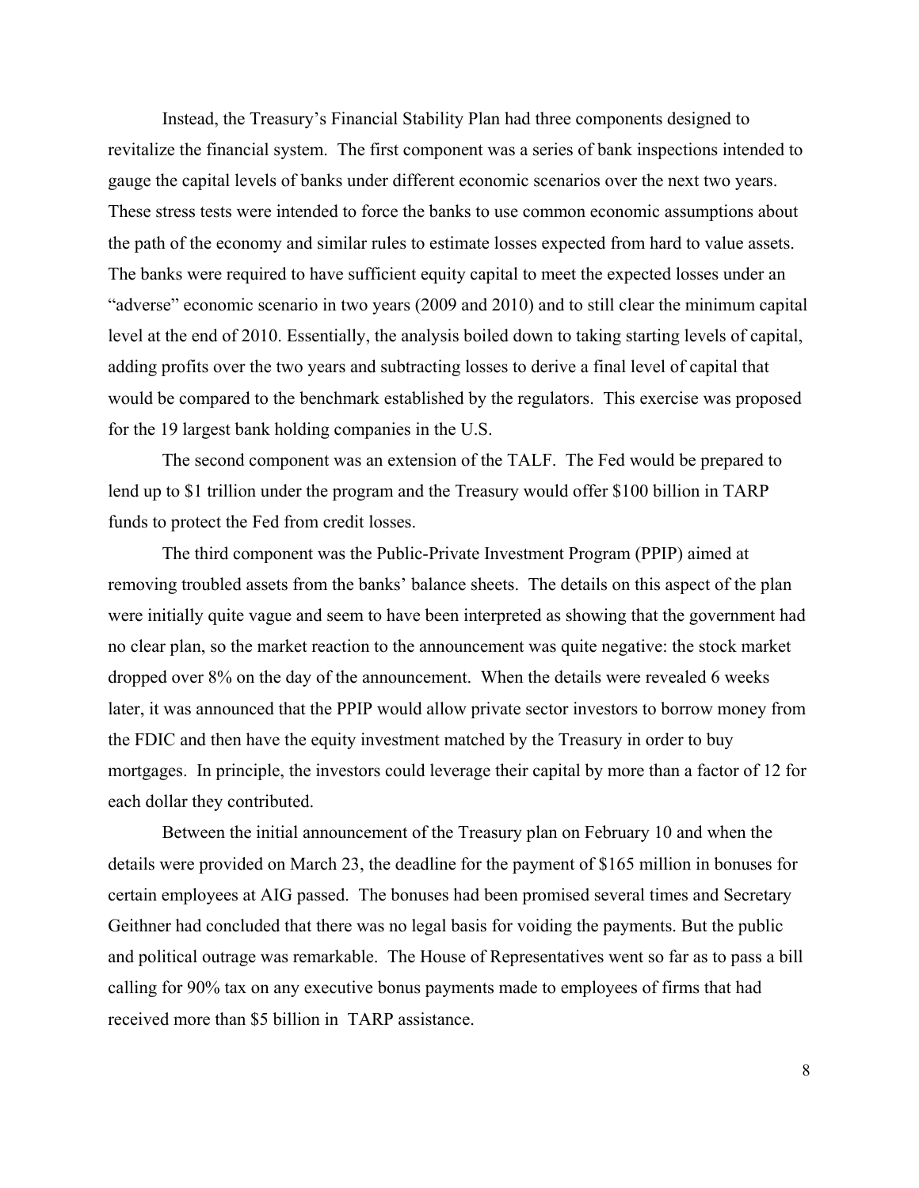Instead, the Treasury's Financial Stability Plan had three components designed to revitalize the financial system. The first component was a series of bank inspections intended to gauge the capital levels of banks under different economic scenarios over the next two years. These stress tests were intended to force the banks to use common economic assumptions about the path of the economy and similar rules to estimate losses expected from hard to value assets. The banks were required to have sufficient equity capital to meet the expected losses under an "adverse" economic scenario in two years (2009 and 2010) and to still clear the minimum capital level at the end of 2010. Essentially, the analysis boiled down to taking starting levels of capital, adding profits over the two years and subtracting losses to derive a final level of capital that would be compared to the benchmark established by the regulators. This exercise was proposed for the 19 largest bank holding companies in the U.S.

The second component was an extension of the TALF. The Fed would be prepared to lend up to $1 trillion under the program and the Treasury would offer $100 billion in TARP funds to protect the Fed from credit losses.

The third component was the Public-Private Investment Program (PPIP) aimed at removing troubled assets from the banks' balance sheets. The details on this aspect of the plan were initially quite vague and seem to have been interpreted as showing that the government had no clear plan, so the market reaction to the announcement was quite negative: the stock market dropped over 8% on the day of the announcement. When the details were revealed 6 weeks later, it was announced that the PPIP would allow private sector investors to borrow money from the FDIC and then have the equity investment matched by the Treasury in order to buy mortgages. In principle, the investors could leverage their capital by more than a factor of 12 for each dollar they contributed.

Between the initial announcement of the Treasury plan on February 10 and when the details were provided on March 23, the deadline for the payment of $165 million in bonuses for certain employees at AIG passed. The bonuses had been promised several times and Secretary Geithner had concluded that there was no legal basis for voiding the payments. But the public and political outrage was remarkable. The House of Representatives went so far as to pass a bill calling for 90% tax on any executive bonus payments made to employees of firms that had received more than $5 billion in TARP assistance.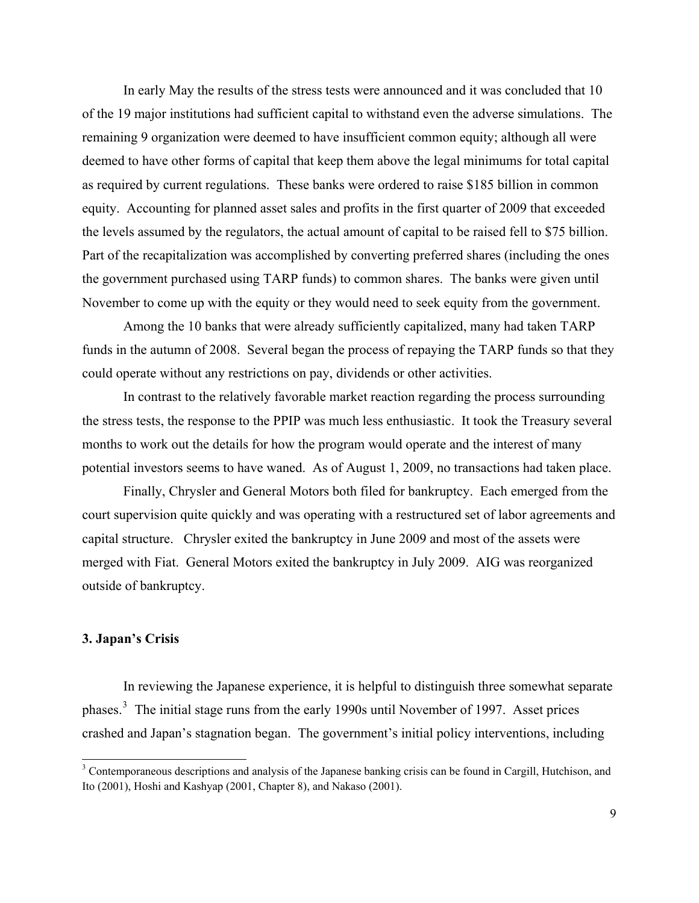In early May the results of the stress tests were announced and it was concluded that 10 of the 19 major institutions had sufficient capital to withstand even the adverse simulations. The remaining 9 organization were deemed to have insufficient common equity; although all were deemed to have other forms of capital that keep them above the legal minimums for total capital as required by current regulations. These banks were ordered to raise $185 billion in common equity. Accounting for planned asset sales and profits in the first quarter of 2009 that exceeded the levels assumed by the regulators, the actual amount of capital to be raised fell to $75 billion. Part of the recapitalization was accomplished by converting preferred shares (including the ones the government purchased using TARP funds) to common shares. The banks were given until November to come up with the equity or they would need to seek equity from the government.

Among the 10 banks that were already sufficiently capitalized, many had taken TARP funds in the autumn of 2008. Several began the process of repaying the TARP funds so that they could operate without any restrictions on pay, dividends or other activities.

In contrast to the relatively favorable market reaction regarding the process surrounding the stress tests, the response to the PPIP was much less enthusiastic. It took the Treasury several months to work out the details for how the program would operate and the interest of many potential investors seems to have waned. As of August 1, 2009, no transactions had taken place.

Finally, Chrysler and General Motors both filed for bankruptcy. Each emerged from the court supervision quite quickly and was operating with a restructured set of labor agreements and capital structure. Chrysler exited the bankruptcy in June 2009 and most of the assets were merged with Fiat. General Motors exited the bankruptcy in July 2009. AIG was reorganized outside of bankruptcy.

### 3. Japan's Crisis

In reviewing the Japanese experience, it is helpful to distinguish three somewhat separate phases.[3] The initial stage runs from the early 1990s until November of 1997. Asset prices crashed and Japan's stagnation began. The government's initial policy interventions, including

[3] Contemporaneous descriptions and analysis of the Japanese banking crisis can be found in Cargill, Hutchison, and Ito (2001), Hoshi and Kashyap (2001, Chapter 8), and Nakaso (2001).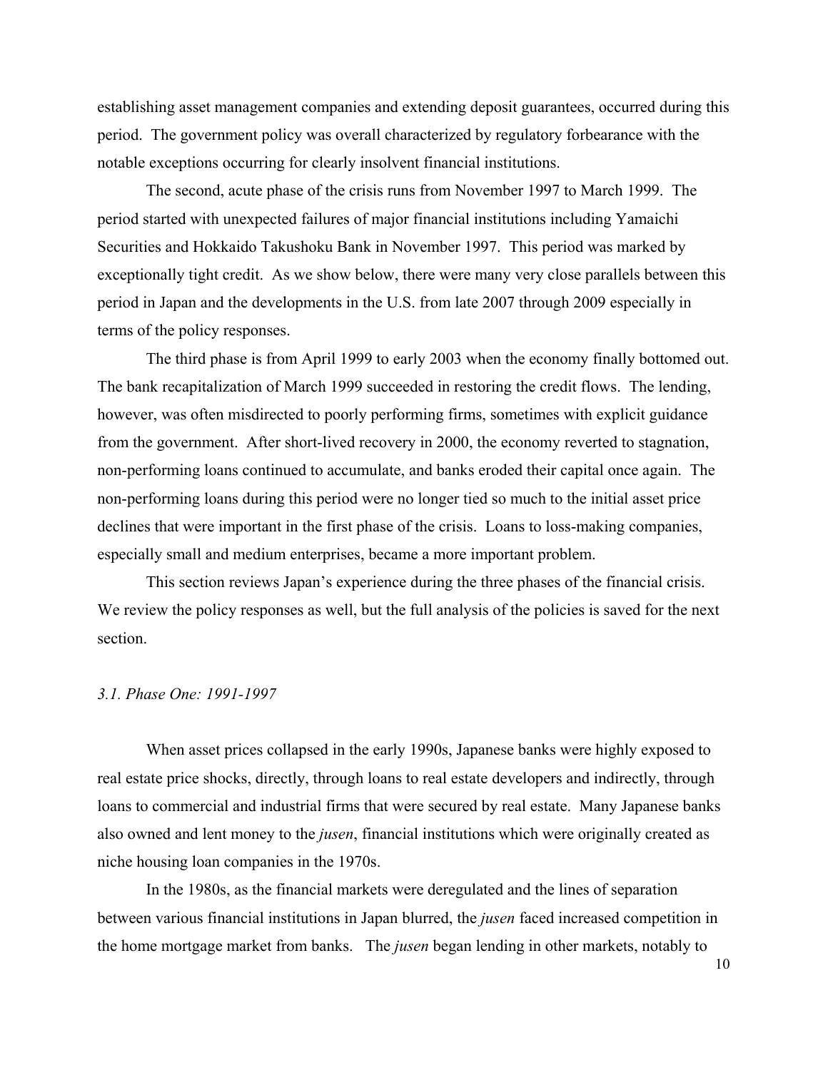establishing asset management companies and extending deposit guarantees, occurred during this period. The government policy was overall characterized by regulatory forbearance with the notable exceptions occurring for clearly insolvent financial institutions.

The second, acute phase of the crisis runs from November 1997 to March 1999. The period started with unexpected failures of major financial institutions including Yamaichi Securities and Hokkaido Takushoku Bank in November 1997. This period was marked by exceptionally tight credit. As we show below, there were many very close parallels between this period in Japan and the developments in the U.S. from late 2007 through 2009 especially in terms of the policy responses.

The third phase is from April 1999 to early 2003 when the economy finally bottomed out. The bank recapitalization of March 1999 succeeded in restoring the credit flows. The lending, however, was often misdirected to poorly performing firms, sometimes with explicit guidance from the government. After short-lived recovery in 2000, the economy reverted to stagnation, non-performing loans continued to accumulate, and banks eroded their capital once again. The non-performing loans during this period were no longer tied so much to the initial asset price declines that were important in the first phase of the crisis. Loans to loss-making companies, especially small and medium enterprises, became a more important problem.

This section reviews Japan's experience during the three phases of the financial crisis. We review the policy responses as well, but the full analysis of the policies is saved for the next section.

### *3.1. Phase One: 1991-1997*

When asset prices collapsed in the early 1990s, Japanese banks were highly exposed to real estate price shocks, directly, through loans to real estate developers and indirectly, through loans to commercial and industrial firms that were secured by real estate. Many Japanese banks also owned and lent money to the *jusen*, financial institutions which were originally created as niche housing loan companies in the 1970s.

In the 1980s, as the financial markets were deregulated and the lines of separation between various financial institutions in Japan blurred, the *jusen* faced increased competition in the home mortgage market from banks. The *jusen* began lending in other markets, notably to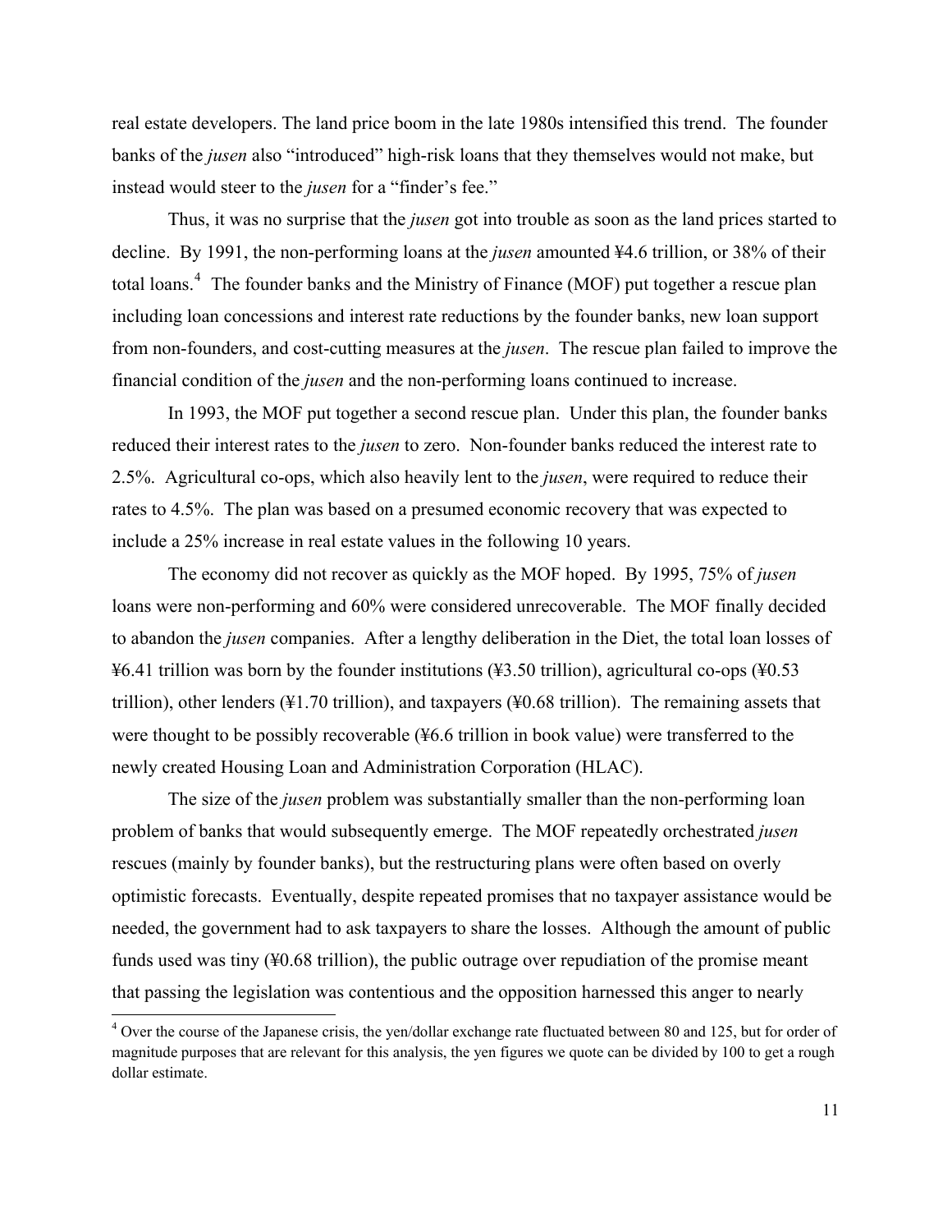real estate developers. The land price boom in the late 1980s intensified this trend. The founder banks of the *jusen* also "introduced" high-risk loans that they themselves would not make, but instead would steer to the *jusen* for a "finder's fee."

Thus, it was no surprise that the *jusen* got into trouble as soon as the land prices started to decline. By 1991, the non-performing loans at the *jusen* amounted ¥4.6 trillion, or 38% of their total loans.[4] The founder banks and the Ministry of Finance (MOF) put together a rescue plan including loan concessions and interest rate reductions by the founder banks, new loan support from non-founders, and cost-cutting measures at the *jusen*. The rescue plan failed to improve the financial condition of the *jusen* and the non-performing loans continued to increase.

In 1993, the MOF put together a second rescue plan. Under this plan, the founder banks reduced their interest rates to the *jusen* to zero. Non-founder banks reduced the interest rate to 2.5%. Agricultural co-ops, which also heavily lent to the *jusen*, were required to reduce their rates to 4.5%. The plan was based on a presumed economic recovery that was expected to include a 25% increase in real estate values in the following 10 years.

The economy did not recover as quickly as the MOF hoped. By 1995, 75% of *jusen* loans were non-performing and 60% were considered unrecoverable. The MOF finally decided to abandon the *jusen* companies. After a lengthy deliberation in the Diet, the total loan losses of ¥6.41 trillion was born by the founder institutions (¥3.50 trillion), agricultural co-ops (¥0.53 trillion), other lenders (¥1.70 trillion), and taxpayers (¥0.68 trillion). The remaining assets that were thought to be possibly recoverable (¥6.6 trillion in book value) were transferred to the newly created Housing Loan and Administration Corporation (HLAC).

The size of the *jusen* problem was substantially smaller than the non-performing loan problem of banks that would subsequently emerge. The MOF repeatedly orchestrated *jusen* rescues (mainly by founder banks), but the restructuring plans were often based on overly optimistic forecasts. Eventually, despite repeated promises that no taxpayer assistance would be needed, the government had to ask taxpayers to share the losses. Although the amount of public funds used was tiny (¥0.68 trillion), the public outrage over repudiation of the promise meant that passing the legislation was contentious and the opposition harnessed this anger to nearly

[4] Over the course of the Japanese crisis, the yen/dollar exchange rate fluctuated between 80 and 125, but for order of magnitude purposes that are relevant for this analysis, the yen figures we quote can be divided by 100 to get a rough dollar estimate.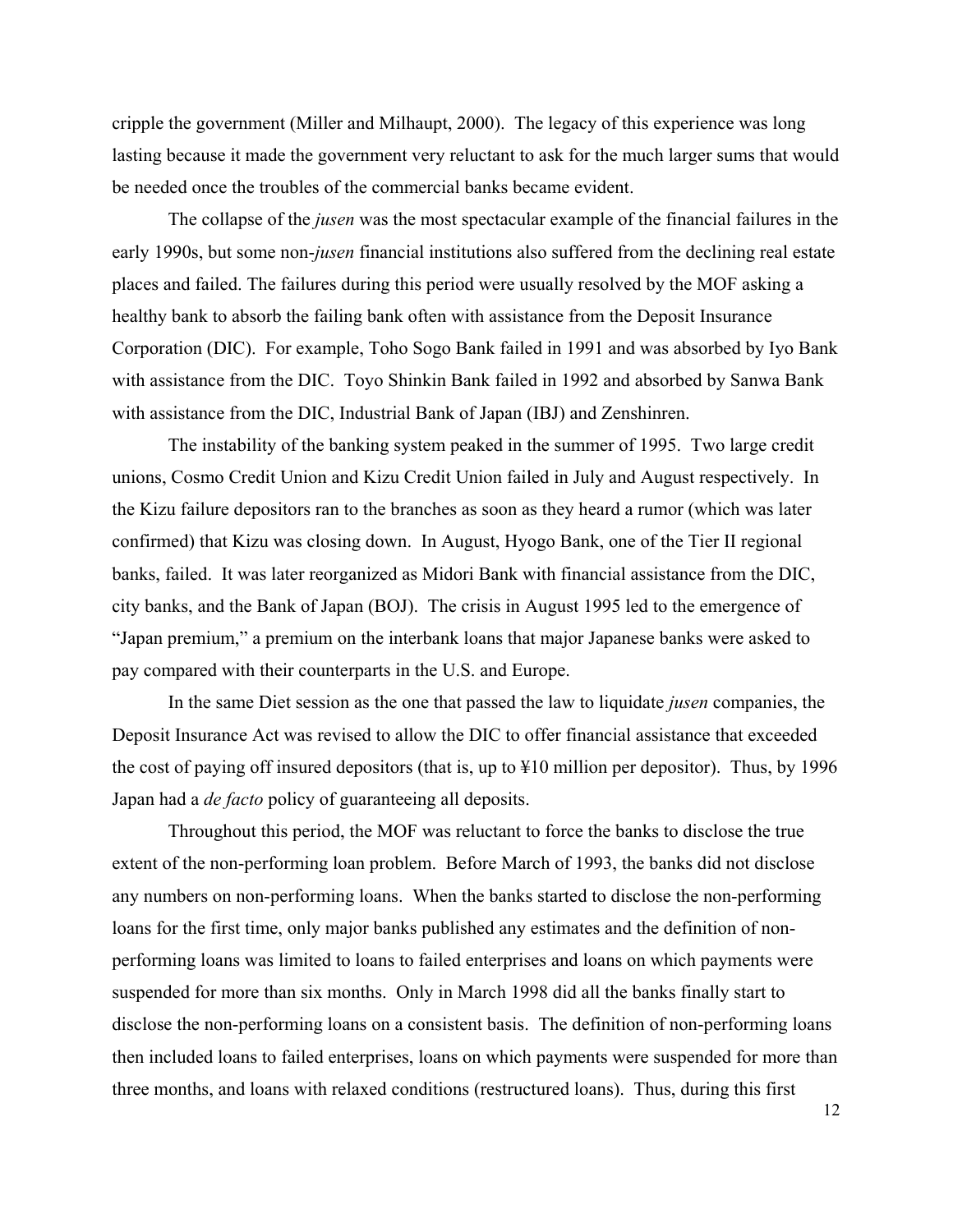cripple the government (Miller and Milhaupt, 2000). The legacy of this experience was long lasting because it made the government very reluctant to ask for the much larger sums that would be needed once the troubles of the commercial banks became evident.

The collapse of the *jusen* was the most spectacular example of the financial failures in the early 1990s, but some non-*jusen* financial institutions also suffered from the declining real estate places and failed. The failures during this period were usually resolved by the MOF asking a healthy bank to absorb the failing bank often with assistance from the Deposit Insurance Corporation (DIC). For example, Toho Sogo Bank failed in 1991 and was absorbed by Iyo Bank with assistance from the DIC. Toyo Shinkin Bank failed in 1992 and absorbed by Sanwa Bank with assistance from the DIC, Industrial Bank of Japan (IBJ) and Zenshinren.

The instability of the banking system peaked in the summer of 1995. Two large credit unions, Cosmo Credit Union and Kizu Credit Union failed in July and August respectively. In the Kizu failure depositors ran to the branches as soon as they heard a rumor (which was later confirmed) that Kizu was closing down. In August, Hyogo Bank, one of the Tier II regional banks, failed. It was later reorganized as Midori Bank with financial assistance from the DIC, city banks, and the Bank of Japan (BOJ). The crisis in August 1995 led to the emergence of "Japan premium," a premium on the interbank loans that major Japanese banks were asked to pay compared with their counterparts in the U.S. and Europe.

In the same Diet session as the one that passed the law to liquidate *jusen* companies, the Deposit Insurance Act was revised to allow the DIC to offer financial assistance that exceeded the cost of paying off insured depositors (that is, up to ¥10 million per depositor). Thus, by 1996 Japan had a *de facto* policy of guaranteeing all deposits.

Throughout this period, the MOF was reluctant to force the banks to disclose the true extent of the non-performing loan problem. Before March of 1993, the banks did not disclose any numbers on non-performing loans. When the banks started to disclose the non-performing loans for the first time, only major banks published any estimates and the definition of non-performing loans was limited to loans to failed enterprises and loans on which payments were suspended for more than six months. Only in March 1998 did all the banks finally start to disclose the non-performing loans on a consistent basis. The definition of non-performing loans then included loans to failed enterprises, loans on which payments were suspended for more than three months, and loans with relaxed conditions (restructured loans). Thus, during this first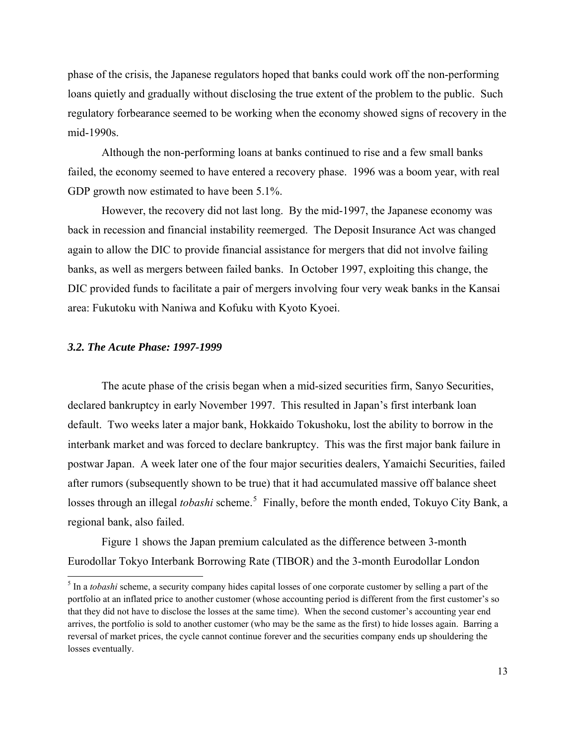phase of the crisis, the Japanese regulators hoped that banks could work off the non-performing loans quietly and gradually without disclosing the true extent of the problem to the public. Such regulatory forbearance seemed to be working when the economy showed signs of recovery in the mid-1990s.

Although the non-performing loans at banks continued to rise and a few small banks failed, the economy seemed to have entered a recovery phase. 1996 was a boom year, with real GDP growth now estimated to have been 5.1%.

However, the recovery did not last long. By the mid-1997, the Japanese economy was back in recession and financial instability reemerged. The Deposit Insurance Act was changed again to allow the DIC to provide financial assistance for mergers that did not involve failing banks, as well as mergers between failed banks. In October 1997, exploiting this change, the DIC provided funds to facilitate a pair of mergers involving four very weak banks in the Kansai area: Fukutoku with Naniwa and Kofuku with Kyoto Kyoei.

### *3.2. The Acute Phase: 1997-1999*

The acute phase of the crisis began when a mid-sized securities firm, Sanyo Securities, declared bankruptcy in early November 1997. This resulted in Japan's first interbank loan default. Two weeks later a major bank, Hokkaido Tokushoku, lost the ability to borrow in the interbank market and was forced to declare bankruptcy. This was the first major bank failure in postwar Japan. A week later one of the four major securities dealers, Yamaichi Securities, failed after rumors (subsequently shown to be true) that it had accumulated massive off balance sheet losses through an illegal *tobashi* scheme.[5] Finally, before the month ended, Tokuyo City Bank, a regional bank, also failed.

Figure 1 shows the Japan premium calculated as the difference between 3-month Eurodollar Tokyo Interbank Borrowing Rate (TIBOR) and the 3-month Eurodollar London

[5] In a *tobashi* scheme, a security company hides capital losses of one corporate customer by selling a part of the portfolio at an inflated price to another customer (whose accounting period is different from the first customer's so that they did not have to disclose the losses at the same time). When the second customer's accounting year end arrives, the portfolio is sold to another customer (who may be the same as the first) to hide losses again. Barring a reversal of market prices, the cycle cannot continue forever and the securities company ends up shouldering the losses eventually.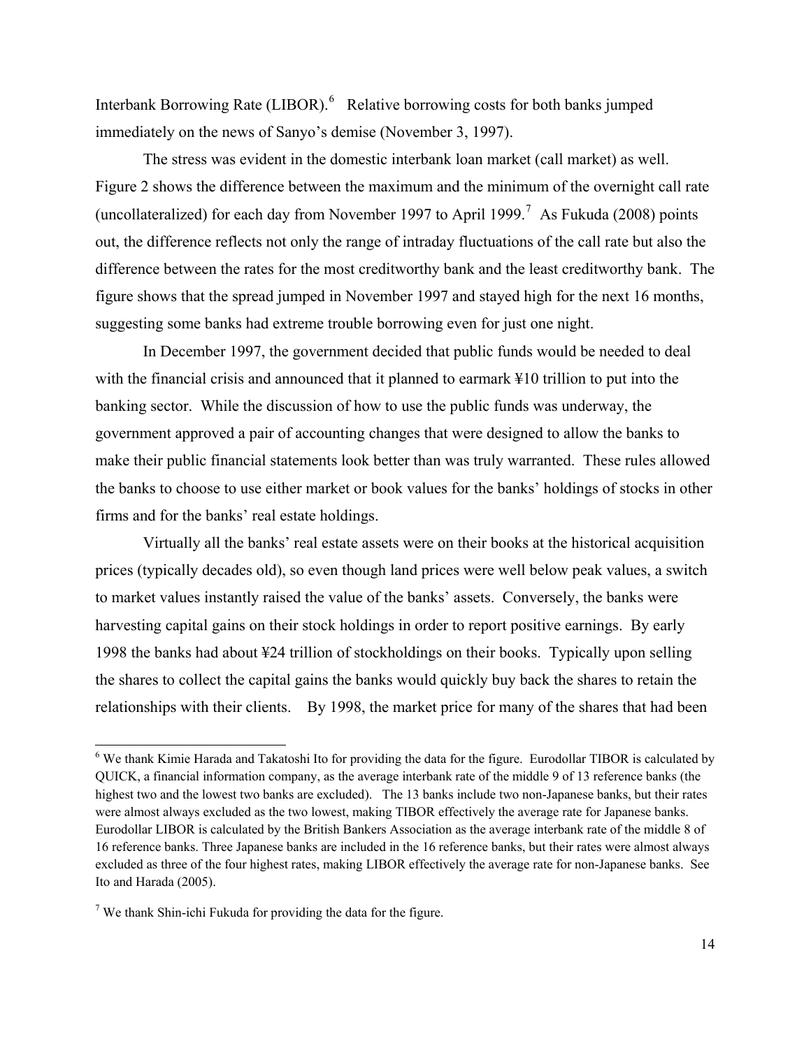Interbank Borrowing Rate (LIBOR).[6] Relative borrowing costs for both banks jumped immediately on the news of Sanyo's demise (November 3, 1997).

The stress was evident in the domestic interbank loan market (call market) as well. Figure 2 shows the difference between the maximum and the minimum of the overnight call rate (uncollateralized) for each day from November 1997 to April 1999.[7] As Fukuda (2008) points out, the difference reflects not only the range of intraday fluctuations of the call rate but also the difference between the rates for the most creditworthy bank and the least creditworthy bank. The figure shows that the spread jumped in November 1997 and stayed high for the next 16 months, suggesting some banks had extreme trouble borrowing even for just one night.

In December 1997, the government decided that public funds would be needed to deal with the financial crisis and announced that it planned to earmark ¥10 trillion to put into the banking sector. While the discussion of how to use the public funds was underway, the government approved a pair of accounting changes that were designed to allow the banks to make their public financial statements look better than was truly warranted. These rules allowed the banks to choose to use either market or book values for the banks' holdings of stocks in other firms and for the banks' real estate holdings.

Virtually all the banks' real estate assets were on their books at the historical acquisition prices (typically decades old), so even though land prices were well below peak values, a switch to market values instantly raised the value of the banks' assets. Conversely, the banks were harvesting capital gains on their stock holdings in order to report positive earnings. By early 1998 the banks had about ¥24 trillion of stockholdings on their books. Typically upon selling the shares to collect the capital gains the banks would quickly buy back the shares to retain the relationships with their clients. By 1998, the market price for many of the shares that had been

---

[6] We thank Kimie Harada and Takatoshi Ito for providing the data for the figure. Eurodollar TIBOR is calculated by QUICK, a financial information company, as the average interbank rate of the middle 9 of 13 reference banks (the highest two and the lowest two banks are excluded). The 13 banks include two non-Japanese banks, but their rates were almost always excluded as the two lowest, making TIBOR effectively the average rate for Japanese banks. Eurodollar LIBOR is calculated by the British Bankers Association as the average interbank rate of the middle 8 of 16 reference banks. Three Japanese banks are included in the 16 reference banks, but their rates were almost always excluded as three of the four highest rates, making LIBOR effectively the average rate for non-Japanese banks. See Ito and Harada (2005).

[7] We thank Shin-ichi Fukuda for providing the data for the figure.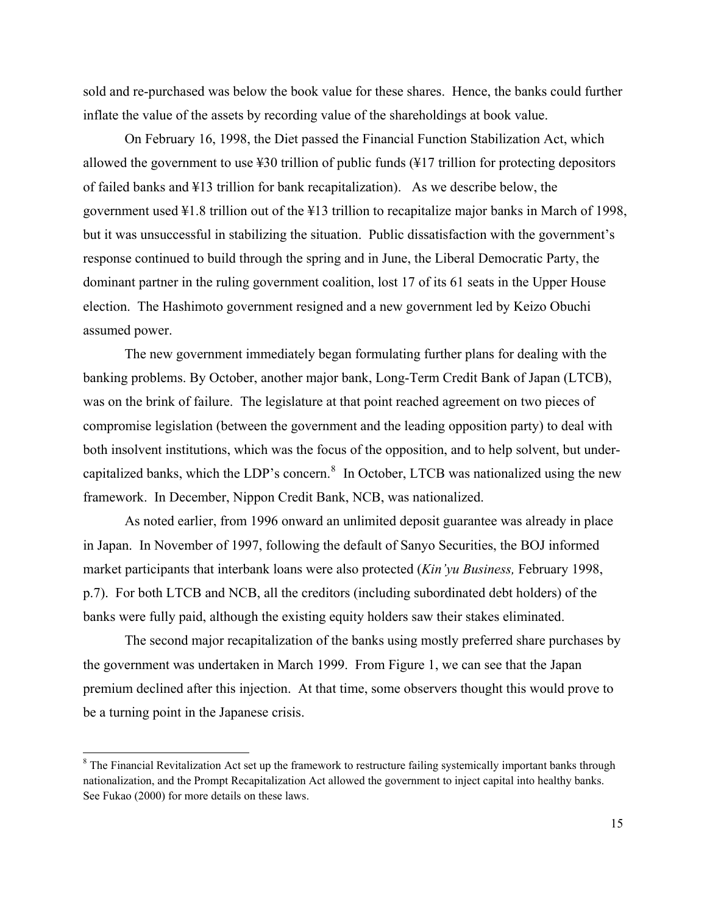sold and re-purchased was below the book value for these shares. Hence, the banks could further inflate the value of the assets by recording value of the shareholdings at book value.

On February 16, 1998, the Diet passed the Financial Function Stabilization Act, which allowed the government to use ¥30 trillion of public funds (¥17 trillion for protecting depositors of failed banks and ¥13 trillion for bank recapitalization). As we describe below, the government used ¥1.8 trillion out of the ¥13 trillion to recapitalize major banks in March of 1998, but it was unsuccessful in stabilizing the situation. Public dissatisfaction with the government's response continued to build through the spring and in June, the Liberal Democratic Party, the dominant partner in the ruling government coalition, lost 17 of its 61 seats in the Upper House election. The Hashimoto government resigned and a new government led by Keizo Obuchi assumed power.

The new government immediately began formulating further plans for dealing with the banking problems. By October, another major bank, Long-Term Credit Bank of Japan (LTCB), was on the brink of failure. The legislature at that point reached agreement on two pieces of compromise legislation (between the government and the leading opposition party) to deal with both insolvent institutions, which was the focus of the opposition, and to help solvent, but under-capitalized banks, which the LDP's concern.[8] In October, LTCB was nationalized using the new framework. In December, Nippon Credit Bank, NCB, was nationalized.

As noted earlier, from 1996 onward an unlimited deposit guarantee was already in place in Japan. In November of 1997, following the default of Sanyo Securities, the BOJ informed market participants that interbank loans were also protected (*Kin'yu Business,* February 1998, p.7). For both LTCB and NCB, all the creditors (including subordinated debt holders) of the banks were fully paid, although the existing equity holders saw their stakes eliminated.

The second major recapitalization of the banks using mostly preferred share purchases by the government was undertaken in March 1999. From Figure 1, we can see that the Japan premium declined after this injection. At that time, some observers thought this would prove to be a turning point in the Japanese crisis.

[8] The Financial Revitalization Act set up the framework to restructure failing systemically important banks through nationalization, and the Prompt Recapitalization Act allowed the government to inject capital into healthy banks. See Fukao (2000) for more details on these laws.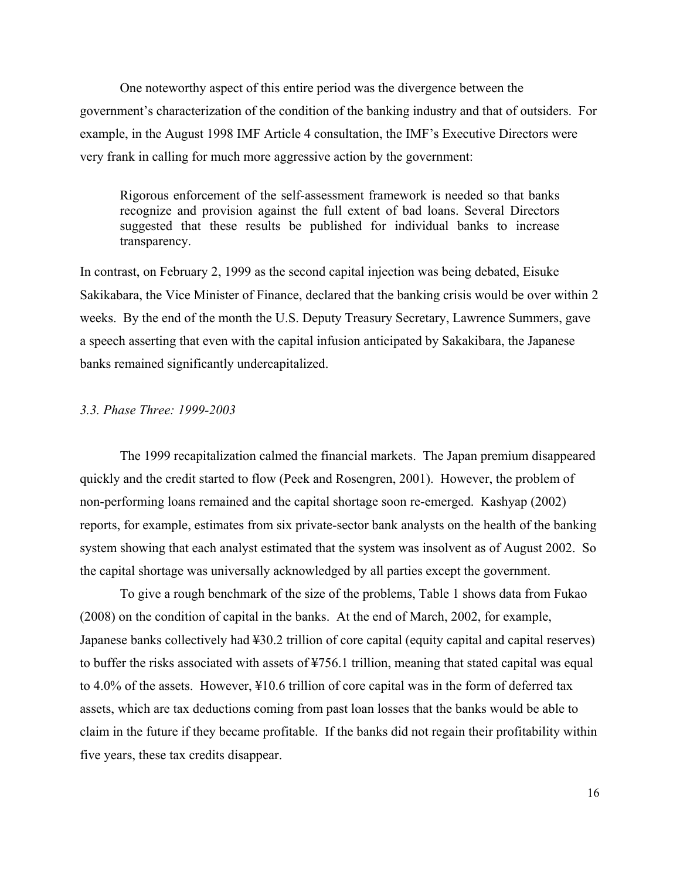One noteworthy aspect of this entire period was the divergence between the government's characterization of the condition of the banking industry and that of outsiders. For example, in the August 1998 IMF Article 4 consultation, the IMF's Executive Directors were very frank in calling for much more aggressive action by the government:

> Rigorous enforcement of the self-assessment framework is needed so that banks recognize and provision against the full extent of bad loans. Several Directors suggested that these results be published for individual banks to increase transparency.

In contrast, on February 2, 1999 as the second capital injection was being debated, Eisuke Sakikabara, the Vice Minister of Finance, declared that the banking crisis would be over within 2 weeks. By the end of the month the U.S. Deputy Treasury Secretary, Lawrence Summers, gave a speech asserting that even with the capital infusion anticipated by Sakakibara, the Japanese banks remained significantly undercapitalized.

### *3.3. Phase Three: 1999-2003*

The 1999 recapitalization calmed the financial markets. The Japan premium disappeared quickly and the credit started to flow (Peek and Rosengren, 2001). However, the problem of non-performing loans remained and the capital shortage soon re-emerged. Kashyap (2002) reports, for example, estimates from six private-sector bank analysts on the health of the banking system showing that each analyst estimated that the system was insolvent as of August 2002. So the capital shortage was universally acknowledged by all parties except the government.

To give a rough benchmark of the size of the problems, Table 1 shows data from Fukao (2008) on the condition of capital in the banks. At the end of March, 2002, for example, Japanese banks collectively had ¥30.2 trillion of core capital (equity capital and capital reserves) to buffer the risks associated with assets of ¥756.1 trillion, meaning that stated capital was equal to 4.0% of the assets. However, ¥10.6 trillion of core capital was in the form of deferred tax assets, which are tax deductions coming from past loan losses that the banks would be able to claim in the future if they became profitable. If the banks did not regain their profitability within five years, these tax credits disappear.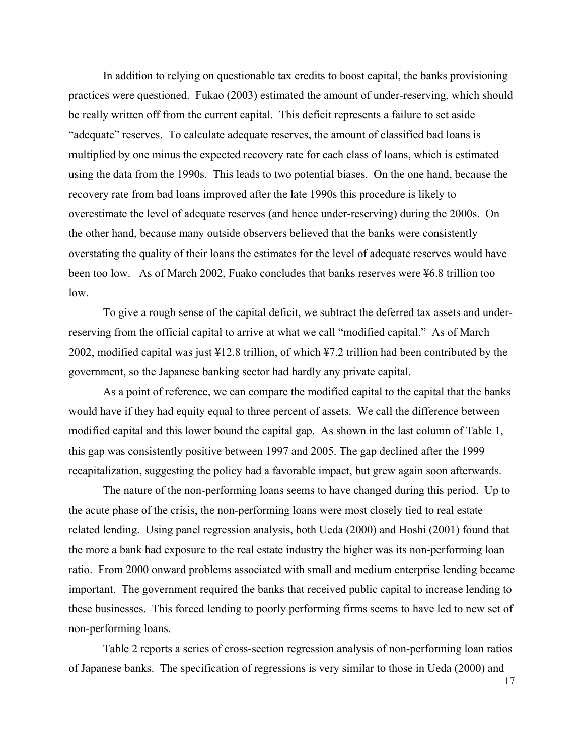In addition to relying on questionable tax credits to boost capital, the banks provisioning practices were questioned. Fukao (2003) estimated the amount of under-reserving, which should be really written off from the current capital. This deficit represents a failure to set aside "adequate" reserves. To calculate adequate reserves, the amount of classified bad loans is multiplied by one minus the expected recovery rate for each class of loans, which is estimated using the data from the 1990s. This leads to two potential biases. On the one hand, because the recovery rate from bad loans improved after the late 1990s this procedure is likely to overestimate the level of adequate reserves (and hence under-reserving) during the 2000s. On the other hand, because many outside observers believed that the banks were consistently overstating the quality of their loans the estimates for the level of adequate reserves would have been too low. As of March 2002, Fuako concludes that banks reserves were ¥6.8 trillion too low.

To give a rough sense of the capital deficit, we subtract the deferred tax assets and under-reserving from the official capital to arrive at what we call "modified capital." As of March 2002, modified capital was just ¥12.8 trillion, of which ¥7.2 trillion had been contributed by the government, so the Japanese banking sector had hardly any private capital.

As a point of reference, we can compare the modified capital to the capital that the banks would have if they had equity equal to three percent of assets. We call the difference between modified capital and this lower bound the capital gap. As shown in the last column of Table 1, this gap was consistently positive between 1997 and 2005. The gap declined after the 1999 recapitalization, suggesting the policy had a favorable impact, but grew again soon afterwards.

The nature of the non-performing loans seems to have changed during this period. Up to the acute phase of the crisis, the non-performing loans were most closely tied to real estate related lending. Using panel regression analysis, both Ueda (2000) and Hoshi (2001) found that the more a bank had exposure to the real estate industry the higher was its non-performing loan ratio. From 2000 onward problems associated with small and medium enterprise lending became important. The government required the banks that received public capital to increase lending to these businesses. This forced lending to poorly performing firms seems to have led to new set of non-performing loans.

Table 2 reports a series of cross-section regression analysis of non-performing loan ratios of Japanese banks. The specification of regressions is very similar to those in Ueda (2000) and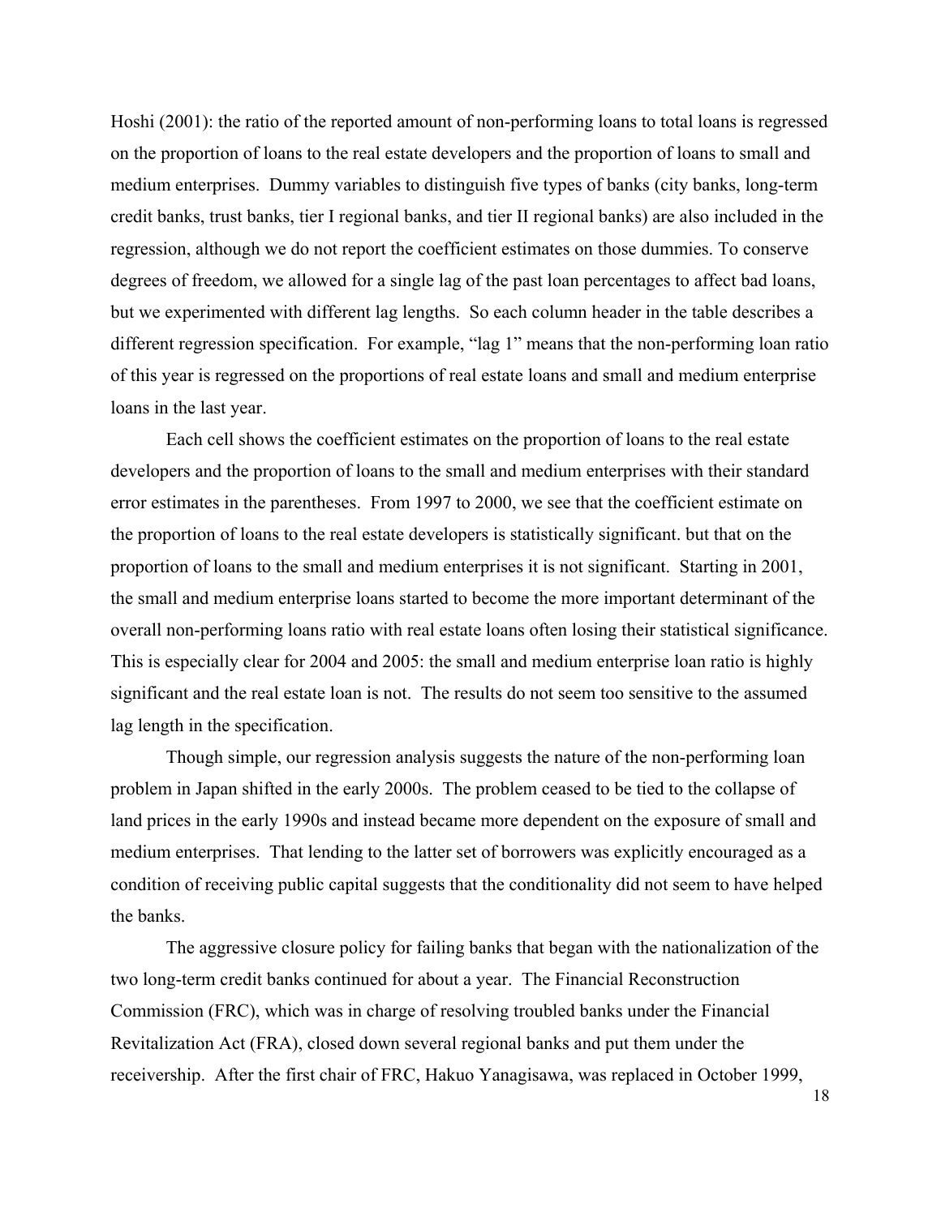Hoshi (2001): the ratio of the reported amount of non-performing loans to total loans is regressed on the proportion of loans to the real estate developers and the proportion of loans to small and medium enterprises. Dummy variables to distinguish five types of banks (city banks, long-term credit banks, trust banks, tier I regional banks, and tier II regional banks) are also included in the regression, although we do not report the coefficient estimates on those dummies. To conserve degrees of freedom, we allowed for a single lag of the past loan percentages to affect bad loans, but we experimented with different lag lengths. So each column header in the table describes a different regression specification. For example, "lag 1" means that the non-performing loan ratio of this year is regressed on the proportions of real estate loans and small and medium enterprise loans in the last year.

Each cell shows the coefficient estimates on the proportion of loans to the real estate developers and the proportion of loans to the small and medium enterprises with their standard error estimates in the parentheses. From 1997 to 2000, we see that the coefficient estimate on the proportion of loans to the real estate developers is statistically significant. but that on the proportion of loans to the small and medium enterprises it is not significant. Starting in 2001, the small and medium enterprise loans started to become the more important determinant of the overall non-performing loans ratio with real estate loans often losing their statistical significance. This is especially clear for 2004 and 2005: the small and medium enterprise loan ratio is highly significant and the real estate loan is not. The results do not seem too sensitive to the assumed lag length in the specification.

Though simple, our regression analysis suggests the nature of the non-performing loan problem in Japan shifted in the early 2000s. The problem ceased to be tied to the collapse of land prices in the early 1990s and instead became more dependent on the exposure of small and medium enterprises. That lending to the latter set of borrowers was explicitly encouraged as a condition of receiving public capital suggests that the conditionality did not seem to have helped the banks.

The aggressive closure policy for failing banks that began with the nationalization of the two long-term credit banks continued for about a year. The Financial Reconstruction Commission (FRC), which was in charge of resolving troubled banks under the Financial Revitalization Act (FRA), closed down several regional banks and put them under the receivership. After the first chair of FRC, Hakuo Yanagisawa, was replaced in October 1999,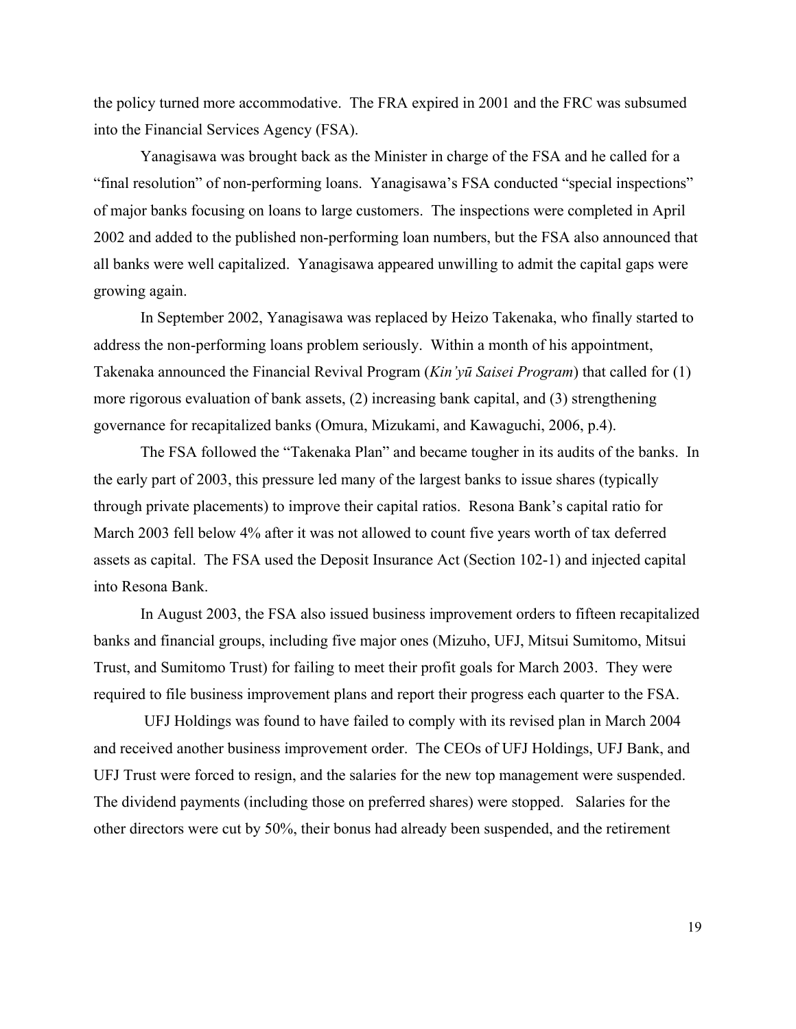the policy turned more accommodative. The FRA expired in 2001 and the FRC was subsumed into the Financial Services Agency (FSA).

Yanagisawa was brought back as the Minister in charge of the FSA and he called for a "final resolution" of non-performing loans. Yanagisawa's FSA conducted "special inspections" of major banks focusing on loans to large customers. The inspections were completed in April 2002 and added to the published non-performing loan numbers, but the FSA also announced that all banks were well capitalized. Yanagisawa appeared unwilling to admit the capital gaps were growing again.

In September 2002, Yanagisawa was replaced by Heizo Takenaka, who finally started to address the non-performing loans problem seriously. Within a month of his appointment, Takenaka announced the Financial Revival Program (*Kin'yū Saisei Program*) that called for (1) more rigorous evaluation of bank assets, (2) increasing bank capital, and (3) strengthening governance for recapitalized banks (Omura, Mizukami, and Kawaguchi, 2006, p.4).

The FSA followed the "Takenaka Plan" and became tougher in its audits of the banks. In the early part of 2003, this pressure led many of the largest banks to issue shares (typically through private placements) to improve their capital ratios. Resona Bank's capital ratio for March 2003 fell below 4% after it was not allowed to count five years worth of tax deferred assets as capital. The FSA used the Deposit Insurance Act (Section 102-1) and injected capital into Resona Bank.

In August 2003, the FSA also issued business improvement orders to fifteen recapitalized banks and financial groups, including five major ones (Mizuho, UFJ, Mitsui Sumitomo, Mitsui Trust, and Sumitomo Trust) for failing to meet their profit goals for March 2003. They were required to file business improvement plans and report their progress each quarter to the FSA.

UFJ Holdings was found to have failed to comply with its revised plan in March 2004 and received another business improvement order. The CEOs of UFJ Holdings, UFJ Bank, and UFJ Trust were forced to resign, and the salaries for the new top management were suspended. The dividend payments (including those on preferred shares) were stopped. Salaries for the other directors were cut by 50%, their bonus had already been suspended, and the retirement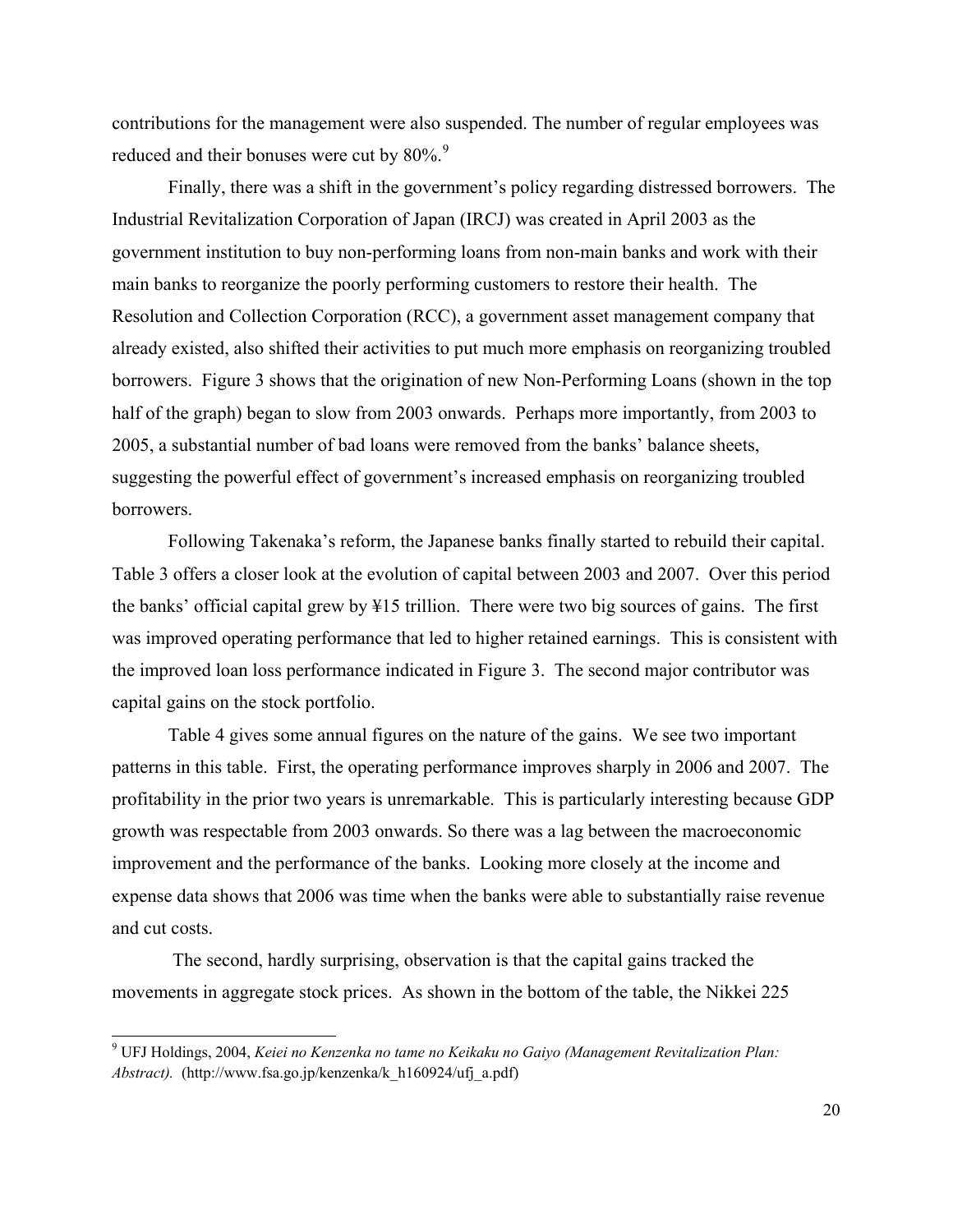contributions for the management were also suspended. The number of regular employees was reduced and their bonuses were cut by 80%.[9]

Finally, there was a shift in the government's policy regarding distressed borrowers. The Industrial Revitalization Corporation of Japan (IRCJ) was created in April 2003 as the government institution to buy non-performing loans from non-main banks and work with their main banks to reorganize the poorly performing customers to restore their health. The Resolution and Collection Corporation (RCC), a government asset management company that already existed, also shifted their activities to put much more emphasis on reorganizing troubled borrowers. Figure 3 shows that the origination of new Non-Performing Loans (shown in the top half of the graph) began to slow from 2003 onwards. Perhaps more importantly, from 2003 to 2005, a substantial number of bad loans were removed from the banks' balance sheets, suggesting the powerful effect of government's increased emphasis on reorganizing troubled borrowers.

Following Takenaka's reform, the Japanese banks finally started to rebuild their capital. Table 3 offers a closer look at the evolution of capital between 2003 and 2007. Over this period the banks' official capital grew by ¥15 trillion. There were two big sources of gains. The first was improved operating performance that led to higher retained earnings. This is consistent with the improved loan loss performance indicated in Figure 3. The second major contributor was capital gains on the stock portfolio.

Table 4 gives some annual figures on the nature of the gains. We see two important patterns in this table. First, the operating performance improves sharply in 2006 and 2007. The profitability in the prior two years is unremarkable. This is particularly interesting because GDP growth was respectable from 2003 onwards. So there was a lag between the macroeconomic improvement and the performance of the banks. Looking more closely at the income and expense data shows that 2006 was time when the banks were able to substantially raise revenue and cut costs.

The second, hardly surprising, observation is that the capital gains tracked the movements in aggregate stock prices. As shown in the bottom of the table, the Nikkei 225

[9] UFJ Holdings, 2004, *Keiei no Kenzenka no tame no Keikaku no Gaiyo (Management Revitalization Plan: Abstract).* (http://www.fsa.go.jp/kenzenka/k_h160924/ufj_a.pdf)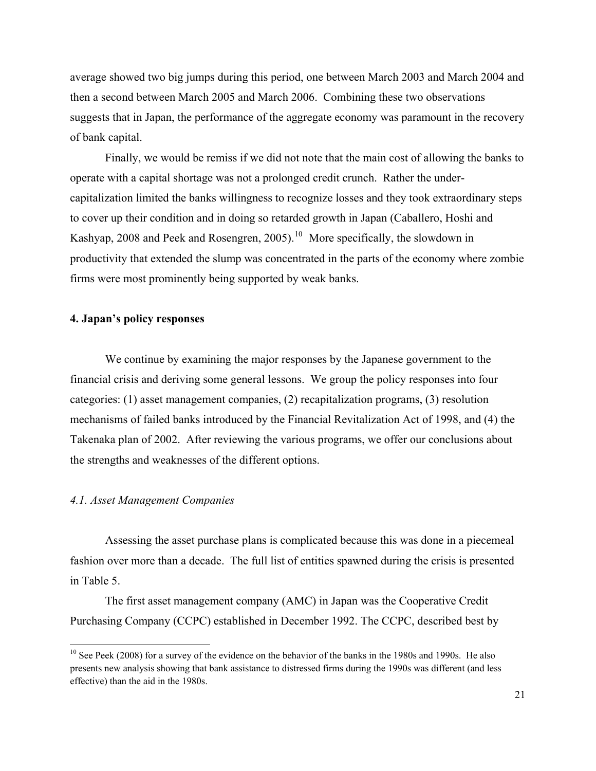average showed two big jumps during this period, one between March 2003 and March 2004 and then a second between March 2005 and March 2006. Combining these two observations suggests that in Japan, the performance of the aggregate economy was paramount in the recovery of bank capital.

Finally, we would be remiss if we did not note that the main cost of allowing the banks to operate with a capital shortage was not a prolonged credit crunch. Rather the under-capitalization limited the banks willingness to recognize losses and they took extraordinary steps to cover up their condition and in doing so retarded growth in Japan (Caballero, Hoshi and Kashyap, 2008 and Peek and Rosengren, 2005).[10] More specifically, the slowdown in productivity that extended the slump was concentrated in the parts of the economy where zombie firms were most prominently being supported by weak banks.

## 4. Japan's policy responses

We continue by examining the major responses by the Japanese government to the financial crisis and deriving some general lessons. We group the policy responses into four categories: (1) asset management companies, (2) recapitalization programs, (3) resolution mechanisms of failed banks introduced by the Financial Revitalization Act of 1998, and (4) the Takenaka plan of 2002. After reviewing the various programs, we offer our conclusions about the strengths and weaknesses of the different options.

### *4.1. Asset Management Companies*

Assessing the asset purchase plans is complicated because this was done in a piecemeal fashion over more than a decade. The full list of entities spawned during the crisis is presented in Table 5.

The first asset management company (AMC) in Japan was the Cooperative Credit Purchasing Company (CCPC) established in December 1992. The CCPC, described best by

[10] See Peek (2008) for a survey of the evidence on the behavior of the banks in the 1980s and 1990s. He also presents new analysis showing that bank assistance to distressed firms during the 1990s was different (and less effective) than the aid in the 1980s.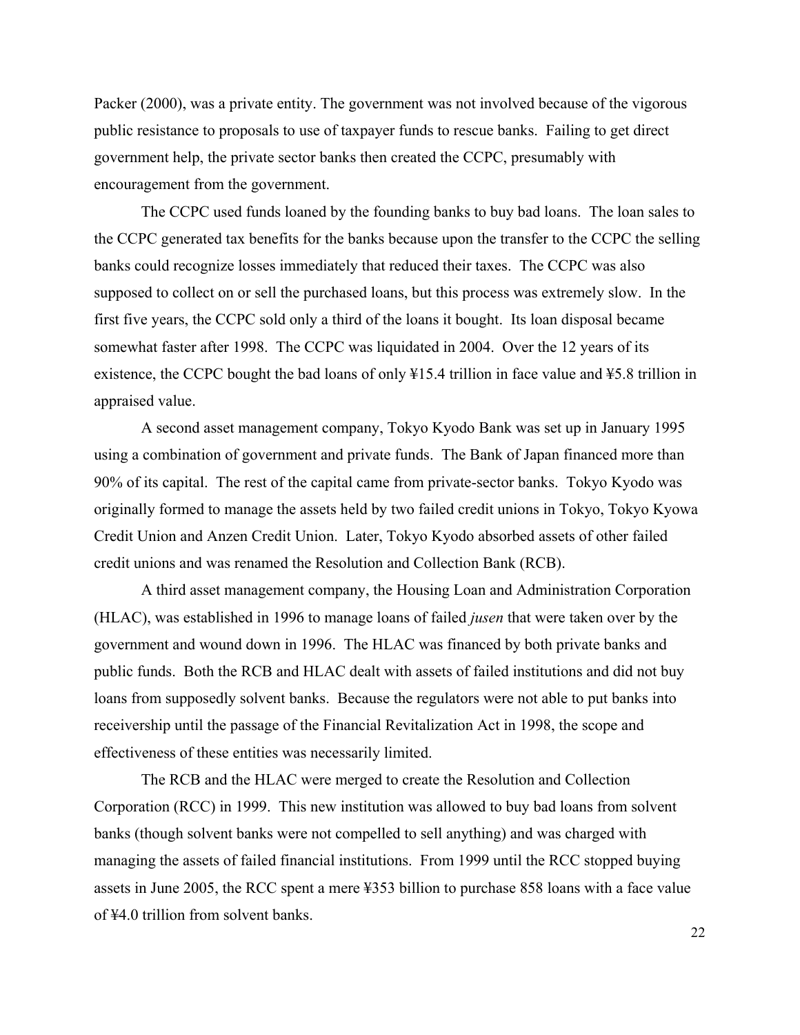Packer (2000), was a private entity. The government was not involved because of the vigorous public resistance to proposals to use of taxpayer funds to rescue banks. Failing to get direct government help, the private sector banks then created the CCPC, presumably with encouragement from the government.

The CCPC used funds loaned by the founding banks to buy bad loans. The loan sales to the CCPC generated tax benefits for the banks because upon the transfer to the CCPC the selling banks could recognize losses immediately that reduced their taxes. The CCPC was also supposed to collect on or sell the purchased loans, but this process was extremely slow. In the first five years, the CCPC sold only a third of the loans it bought. Its loan disposal became somewhat faster after 1998. The CCPC was liquidated in 2004. Over the 12 years of its existence, the CCPC bought the bad loans of only ¥15.4 trillion in face value and ¥5.8 trillion in appraised value.

A second asset management company, Tokyo Kyodo Bank was set up in January 1995 using a combination of government and private funds. The Bank of Japan financed more than 90% of its capital. The rest of the capital came from private-sector banks. Tokyo Kyodo was originally formed to manage the assets held by two failed credit unions in Tokyo, Tokyo Kyowa Credit Union and Anzen Credit Union. Later, Tokyo Kyodo absorbed assets of other failed credit unions and was renamed the Resolution and Collection Bank (RCB).

A third asset management company, the Housing Loan and Administration Corporation (HLAC), was established in 1996 to manage loans of failed *jusen* that were taken over by the government and wound down in 1996. The HLAC was financed by both private banks and public funds. Both the RCB and HLAC dealt with assets of failed institutions and did not buy loans from supposedly solvent banks. Because the regulators were not able to put banks into receivership until the passage of the Financial Revitalization Act in 1998, the scope and effectiveness of these entities was necessarily limited.

The RCB and the HLAC were merged to create the Resolution and Collection Corporation (RCC) in 1999. This new institution was allowed to buy bad loans from solvent banks (though solvent banks were not compelled to sell anything) and was charged with managing the assets of failed financial institutions. From 1999 until the RCC stopped buying assets in June 2005, the RCC spent a mere ¥353 billion to purchase 858 loans with a face value of ¥4.0 trillion from solvent banks.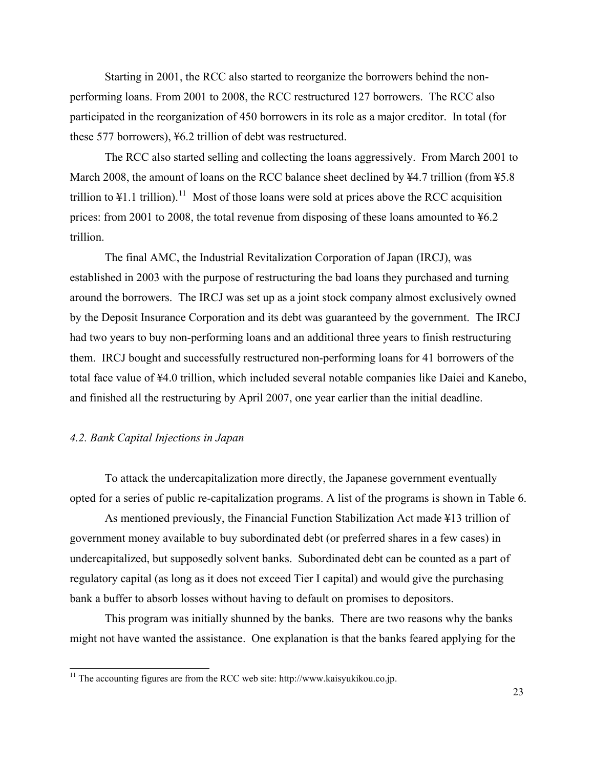Starting in 2001, the RCC also started to reorganize the borrowers behind the non-performing loans. From 2001 to 2008, the RCC restructured 127 borrowers. The RCC also participated in the reorganization of 450 borrowers in its role as a major creditor. In total (for these 577 borrowers), ¥6.2 trillion of debt was restructured.

The RCC also started selling and collecting the loans aggressively. From March 2001 to March 2008, the amount of loans on the RCC balance sheet declined by ¥4.7 trillion (from ¥5.8 trillion to ¥1.1 trillion).[11] Most of those loans were sold at prices above the RCC acquisition prices: from 2001 to 2008, the total revenue from disposing of these loans amounted to ¥6.2 trillion.

The final AMC, the Industrial Revitalization Corporation of Japan (IRCJ), was established in 2003 with the purpose of restructuring the bad loans they purchased and turning around the borrowers. The IRCJ was set up as a joint stock company almost exclusively owned by the Deposit Insurance Corporation and its debt was guaranteed by the government. The IRCJ had two years to buy non-performing loans and an additional three years to finish restructuring them. IRCJ bought and successfully restructured non-performing loans for 41 borrowers of the total face value of ¥4.0 trillion, which included several notable companies like Daiei and Kanebo, and finished all the restructuring by April 2007, one year earlier than the initial deadline.

### *4.2. Bank Capital Injections in Japan*

To attack the undercapitalization more directly, the Japanese government eventually opted for a series of public re-capitalization programs. A list of the programs is shown in Table 6.

As mentioned previously, the Financial Function Stabilization Act made ¥13 trillion of government money available to buy subordinated debt (or preferred shares in a few cases) in undercapitalized, but supposedly solvent banks. Subordinated debt can be counted as a part of regulatory capital (as long as it does not exceed Tier I capital) and would give the purchasing bank a buffer to absorb losses without having to default on promises to depositors.

This program was initially shunned by the banks. There are two reasons why the banks might not have wanted the assistance. One explanation is that the banks feared applying for the

[11] The accounting figures are from the RCC web site: http://www.kaisyukikou.co.jp.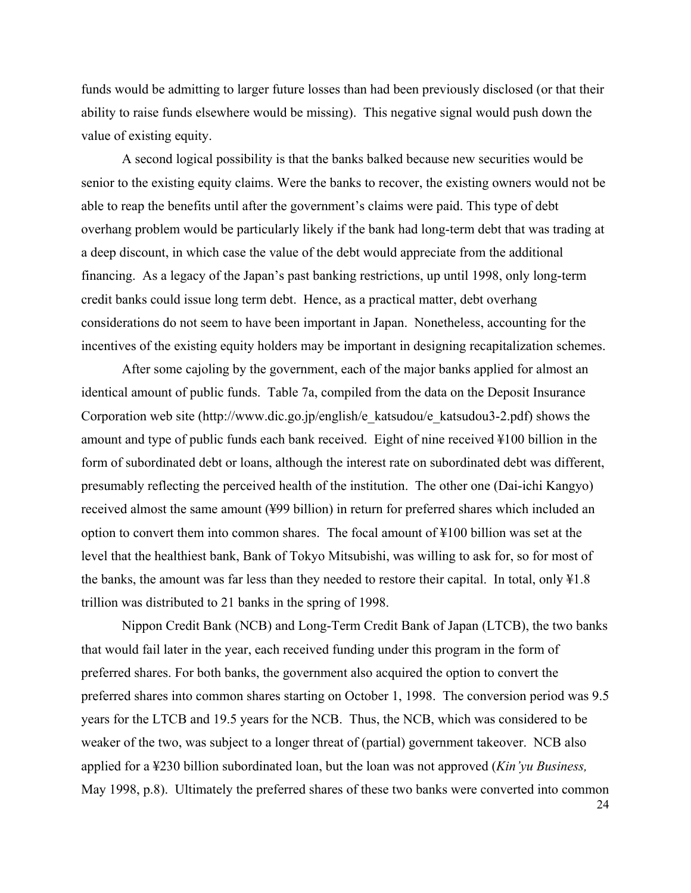funds would be admitting to larger future losses than had been previously disclosed (or that their ability to raise funds elsewhere would be missing). This negative signal would push down the value of existing equity.

A second logical possibility is that the banks balked because new securities would be senior to the existing equity claims. Were the banks to recover, the existing owners would not be able to reap the benefits until after the government's claims were paid. This type of debt overhang problem would be particularly likely if the bank had long-term debt that was trading at a deep discount, in which case the value of the debt would appreciate from the additional financing. As a legacy of the Japan's past banking restrictions, up until 1998, only long-term credit banks could issue long term debt. Hence, as a practical matter, debt overhang considerations do not seem to have been important in Japan. Nonetheless, accounting for the incentives of the existing equity holders may be important in designing recapitalization schemes.

After some cajoling by the government, each of the major banks applied for almost an identical amount of public funds. Table 7a, compiled from the data on the Deposit Insurance Corporation web site (http://www.dic.go.jp/english/e_katsudou/e_katsudou3-2.pdf) shows the amount and type of public funds each bank received. Eight of nine received ¥100 billion in the form of subordinated debt or loans, although the interest rate on subordinated debt was different, presumably reflecting the perceived health of the institution. The other one (Dai-ichi Kangyo) received almost the same amount (¥99 billion) in return for preferred shares which included an option to convert them into common shares. The focal amount of ¥100 billion was set at the level that the healthiest bank, Bank of Tokyo Mitsubishi, was willing to ask for, so for most of the banks, the amount was far less than they needed to restore their capital. In total, only ¥1.8 trillion was distributed to 21 banks in the spring of 1998.

Nippon Credit Bank (NCB) and Long-Term Credit Bank of Japan (LTCB), the two banks that would fail later in the year, each received funding under this program in the form of preferred shares. For both banks, the government also acquired the option to convert the preferred shares into common shares starting on October 1, 1998. The conversion period was 9.5 years for the LTCB and 19.5 years for the NCB. Thus, the NCB, which was considered to be weaker of the two, was subject to a longer threat of (partial) government takeover. NCB also applied for a ¥230 billion subordinated loan, but the loan was not approved (*Kin'yu Business,* May 1998, p.8). Ultimately the preferred shares of these two banks were converted into common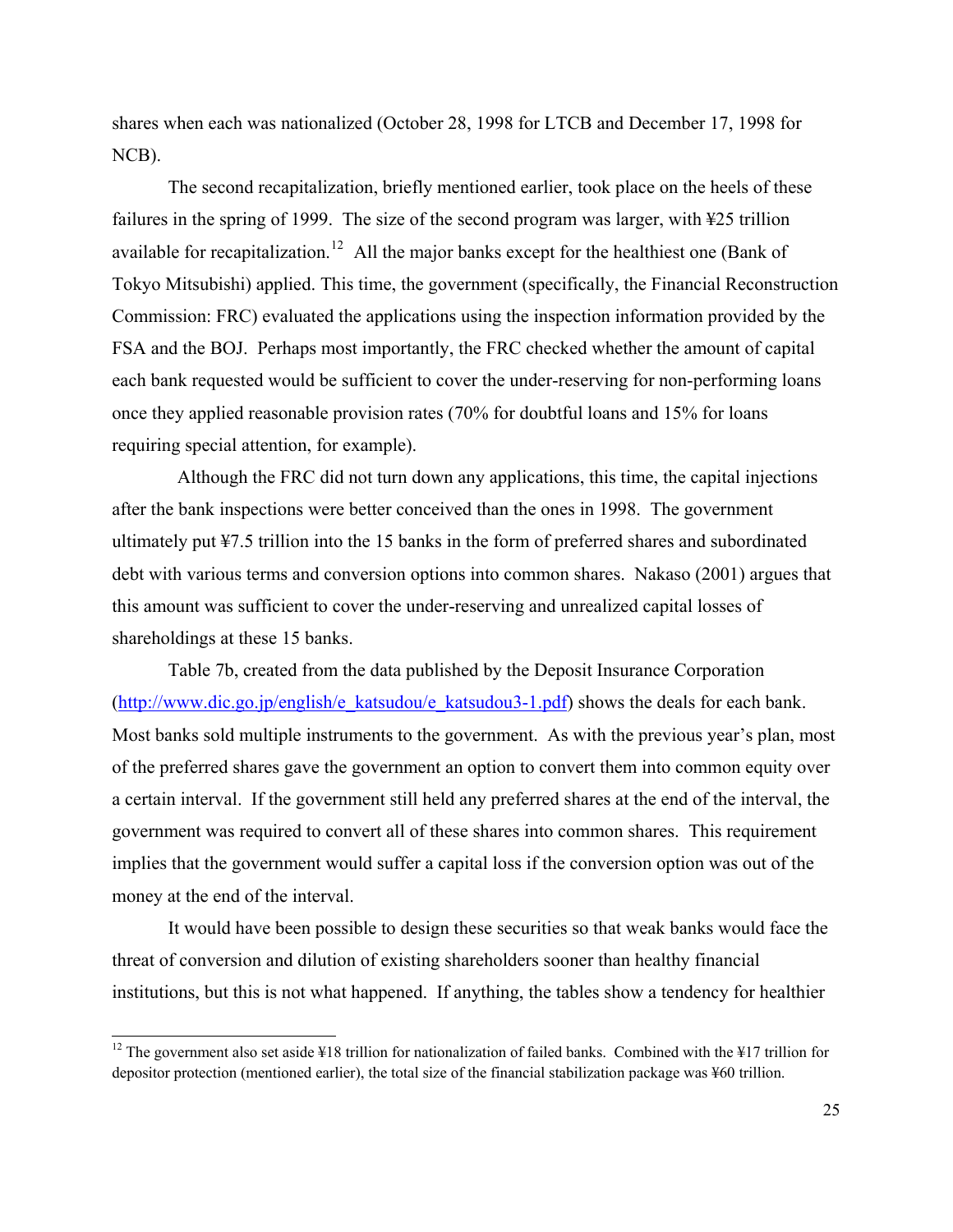shares when each was nationalized (October 28, 1998 for LTCB and December 17, 1998 for NCB).

The second recapitalization, briefly mentioned earlier, took place on the heels of these failures in the spring of 1999. The size of the second program was larger, with ¥25 trillion available for recapitalization.[12] All the major banks except for the healthiest one (Bank of Tokyo Mitsubishi) applied. This time, the government (specifically, the Financial Reconstruction Commission: FRC) evaluated the applications using the inspection information provided by the FSA and the BOJ. Perhaps most importantly, the FRC checked whether the amount of capital each bank requested would be sufficient to cover the under-reserving for non-performing loans once they applied reasonable provision rates (70% for doubtful loans and 15% for loans requiring special attention, for example).

Although the FRC did not turn down any applications, this time, the capital injections after the bank inspections were better conceived than the ones in 1998. The government ultimately put ¥7.5 trillion into the 15 banks in the form of preferred shares and subordinated debt with various terms and conversion options into common shares. Nakaso (2001) argues that this amount was sufficient to cover the under-reserving and unrealized capital losses of shareholdings at these 15 banks.

Table 7b, created from the data published by the Deposit Insurance Corporation (http://www.dic.go.jp/english/e_katsudou/e_katsudou3-1.pdf) shows the deals for each bank. Most banks sold multiple instruments to the government. As with the previous year's plan, most of the preferred shares gave the government an option to convert them into common equity over a certain interval. If the government still held any preferred shares at the end of the interval, the government was required to convert all of these shares into common shares. This requirement implies that the government would suffer a capital loss if the conversion option was out of the money at the end of the interval.

It would have been possible to design these securities so that weak banks would face the threat of conversion and dilution of existing shareholders sooner than healthy financial institutions, but this is not what happened. If anything, the tables show a tendency for healthier

[12] The government also set aside ¥18 trillion for nationalization of failed banks. Combined with the ¥17 trillion for depositor protection (mentioned earlier), the total size of the financial stabilization package was ¥60 trillion.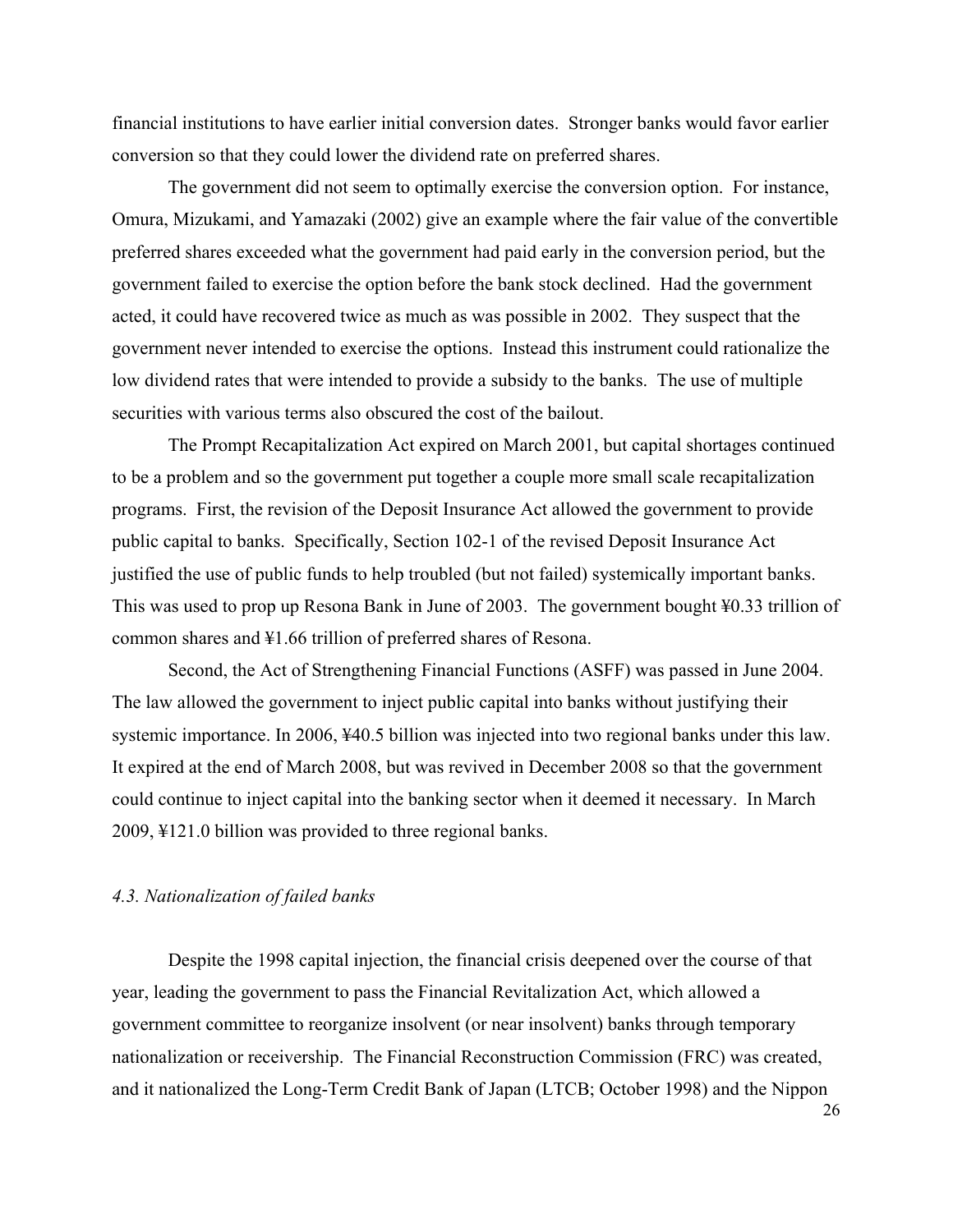financial institutions to have earlier initial conversion dates. Stronger banks would favor earlier conversion so that they could lower the dividend rate on preferred shares.

The government did not seem to optimally exercise the conversion option. For instance, Omura, Mizukami, and Yamazaki (2002) give an example where the fair value of the convertible preferred shares exceeded what the government had paid early in the conversion period, but the government failed to exercise the option before the bank stock declined. Had the government acted, it could have recovered twice as much as was possible in 2002. They suspect that the government never intended to exercise the options. Instead this instrument could rationalize the low dividend rates that were intended to provide a subsidy to the banks. The use of multiple securities with various terms also obscured the cost of the bailout.

The Prompt Recapitalization Act expired on March 2001, but capital shortages continued to be a problem and so the government put together a couple more small scale recapitalization programs. First, the revision of the Deposit Insurance Act allowed the government to provide public capital to banks. Specifically, Section 102-1 of the revised Deposit Insurance Act justified the use of public funds to help troubled (but not failed) systemically important banks. This was used to prop up Resona Bank in June of 2003. The government bought ¥0.33 trillion of common shares and ¥1.66 trillion of preferred shares of Resona.

Second, the Act of Strengthening Financial Functions (ASFF) was passed in June 2004. The law allowed the government to inject public capital into banks without justifying their systemic importance. In 2006, ¥40.5 billion was injected into two regional banks under this law. It expired at the end of March 2008, but was revived in December 2008 so that the government could continue to inject capital into the banking sector when it deemed it necessary. In March 2009, ¥121.0 billion was provided to three regional banks.

### *4.3. Nationalization of failed banks*

Despite the 1998 capital injection, the financial crisis deepened over the course of that year, leading the government to pass the Financial Revitalization Act, which allowed a government committee to reorganize insolvent (or near insolvent) banks through temporary nationalization or receivership. The Financial Reconstruction Commission (FRC) was created, and it nationalized the Long-Term Credit Bank of Japan (LTCB; October 1998) and the Nippon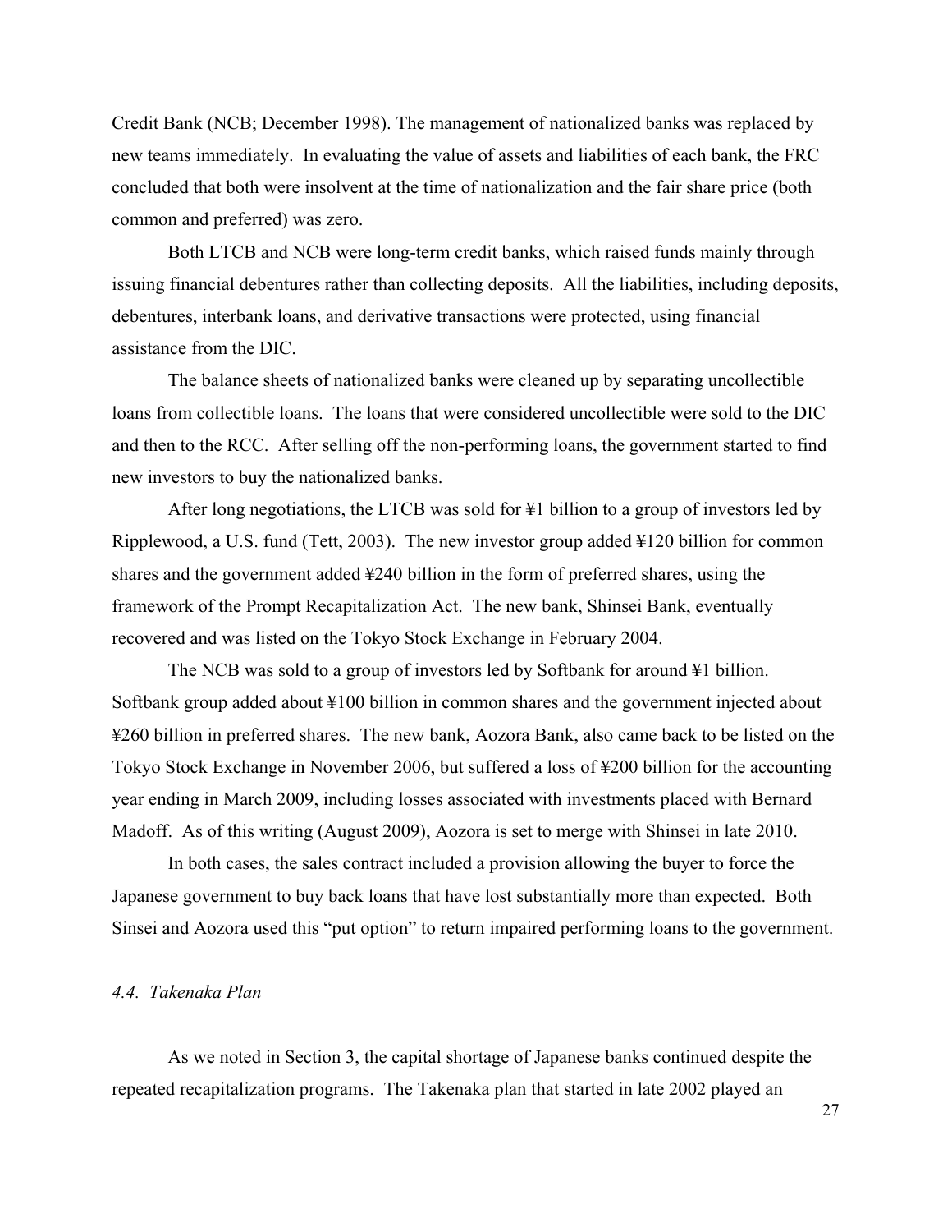Credit Bank (NCB; December 1998). The management of nationalized banks was replaced by new teams immediately. In evaluating the value of assets and liabilities of each bank, the FRC concluded that both were insolvent at the time of nationalization and the fair share price (both common and preferred) was zero.

Both LTCB and NCB were long-term credit banks, which raised funds mainly through issuing financial debentures rather than collecting deposits. All the liabilities, including deposits, debentures, interbank loans, and derivative transactions were protected, using financial assistance from the DIC.

The balance sheets of nationalized banks were cleaned up by separating uncollectible loans from collectible loans. The loans that were considered uncollectible were sold to the DIC and then to the RCC. After selling off the non-performing loans, the government started to find new investors to buy the nationalized banks.

After long negotiations, the LTCB was sold for ¥1 billion to a group of investors led by Ripplewood, a U.S. fund (Tett, 2003). The new investor group added ¥120 billion for common shares and the government added ¥240 billion in the form of preferred shares, using the framework of the Prompt Recapitalization Act. The new bank, Shinsei Bank, eventually recovered and was listed on the Tokyo Stock Exchange in February 2004.

The NCB was sold to a group of investors led by Softbank for around ¥1 billion. Softbank group added about ¥100 billion in common shares and the government injected about ¥260 billion in preferred shares. The new bank, Aozora Bank, also came back to be listed on the Tokyo Stock Exchange in November 2006, but suffered a loss of ¥200 billion for the accounting year ending in March 2009, including losses associated with investments placed with Bernard Madoff. As of this writing (August 2009), Aozora is set to merge with Shinsei in late 2010.

In both cases, the sales contract included a provision allowing the buyer to force the Japanese government to buy back loans that have lost substantially more than expected. Both Sinsei and Aozora used this "put option" to return impaired performing loans to the government.

### *4.4. Takenaka Plan*

As we noted in Section 3, the capital shortage of Japanese banks continued despite the repeated recapitalization programs. The Takenaka plan that started in late 2002 played an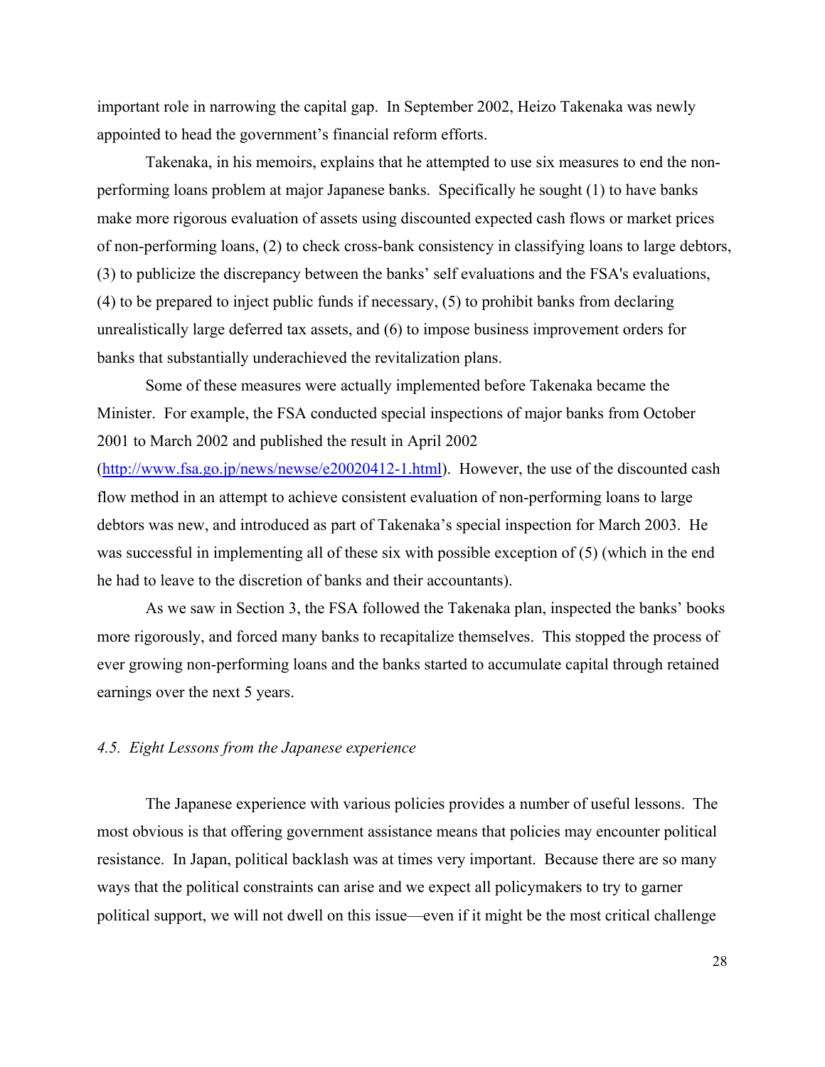important role in narrowing the capital gap. In September 2002, Heizo Takenaka was newly appointed to head the government's financial reform efforts.

Takenaka, in his memoirs, explains that he attempted to use six measures to end the non-performing loans problem at major Japanese banks. Specifically he sought (1) to have banks make more rigorous evaluation of assets using discounted expected cash flows or market prices of non-performing loans, (2) to check cross-bank consistency in classifying loans to large debtors, (3) to publicize the discrepancy between the banks' self evaluations and the FSA's evaluations, (4) to be prepared to inject public funds if necessary, (5) to prohibit banks from declaring unrealistically large deferred tax assets, and (6) to impose business improvement orders for banks that substantially underachieved the revitalization plans.

Some of these measures were actually implemented before Takenaka became the Minister. For example, the FSA conducted special inspections of major banks from October 2001 to March 2002 and published the result in April 2002 (http://www.fsa.go.jp/news/newse/e20020412-1.html). However, the use of the discounted cash flow method in an attempt to achieve consistent evaluation of non-performing loans to large debtors was new, and introduced as part of Takenaka's special inspection for March 2003. He was successful in implementing all of these six with possible exception of (5) (which in the end he had to leave to the discretion of banks and their accountants).

As we saw in Section 3, the FSA followed the Takenaka plan, inspected the banks' books more rigorously, and forced many banks to recapitalize themselves. This stopped the process of ever growing non-performing loans and the banks started to accumulate capital through retained earnings over the next 5 years.

### *4.5. Eight Lessons from the Japanese experience*

The Japanese experience with various policies provides a number of useful lessons. The most obvious is that offering government assistance means that policies may encounter political resistance. In Japan, political backlash was at times very important. Because there are so many ways that the political constraints can arise and we expect all policymakers to try to garner political support, we will not dwell on this issue—even if it might be the most critical challenge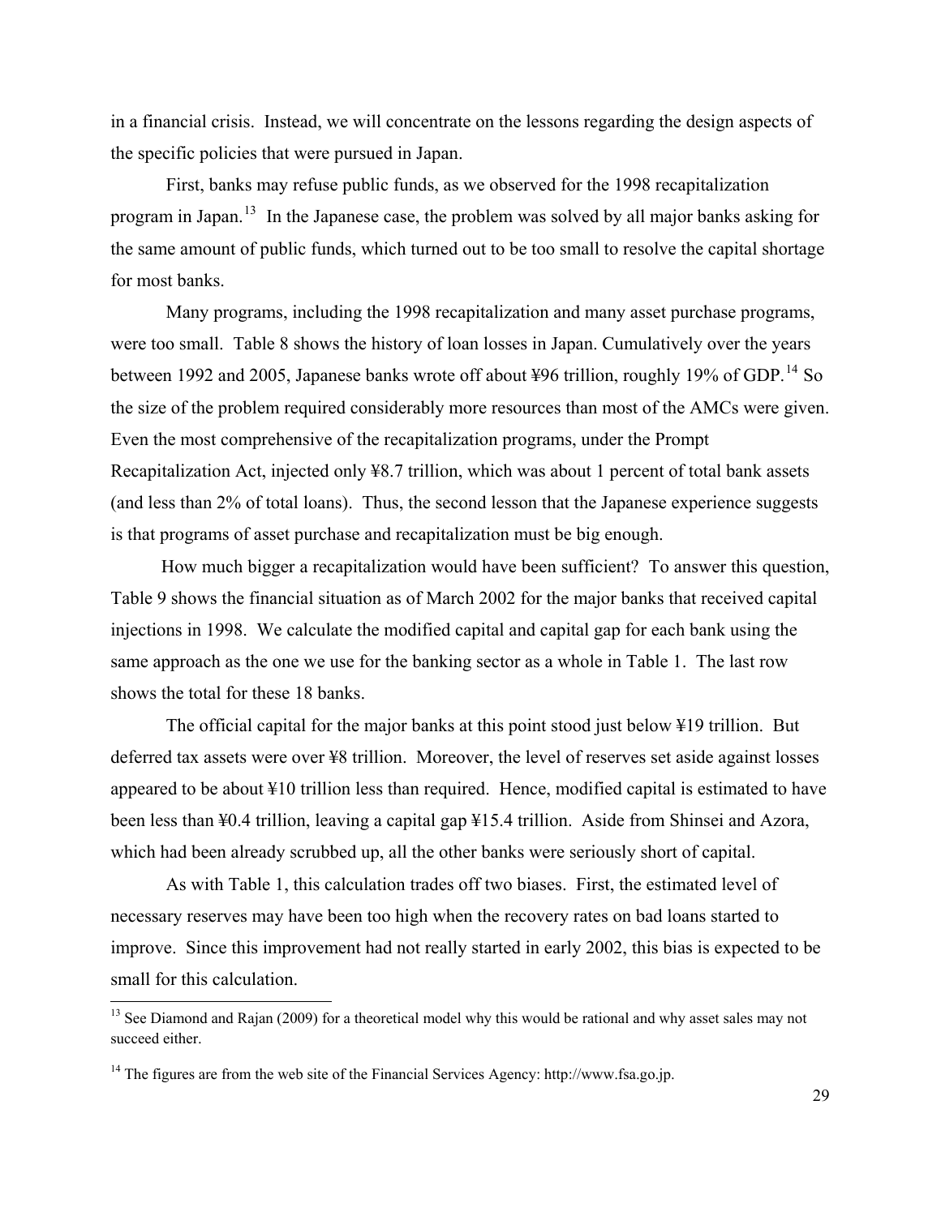in a financial crisis. Instead, we will concentrate on the lessons regarding the design aspects of the specific policies that were pursued in Japan.

First, banks may refuse public funds, as we observed for the 1998 recapitalization program in Japan.[13] In the Japanese case, the problem was solved by all major banks asking for the same amount of public funds, which turned out to be too small to resolve the capital shortage for most banks.

Many programs, including the 1998 recapitalization and many asset purchase programs, were too small. Table 8 shows the history of loan losses in Japan. Cumulatively over the years between 1992 and 2005, Japanese banks wrote off about ¥96 trillion, roughly 19% of GDP.[14] So the size of the problem required considerably more resources than most of the AMCs were given. Even the most comprehensive of the recapitalization programs, under the Prompt Recapitalization Act, injected only ¥8.7 trillion, which was about 1 percent of total bank assets (and less than 2% of total loans). Thus, the second lesson that the Japanese experience suggests is that programs of asset purchase and recapitalization must be big enough.

How much bigger a recapitalization would have been sufficient? To answer this question, Table 9 shows the financial situation as of March 2002 for the major banks that received capital injections in 1998. We calculate the modified capital and capital gap for each bank using the same approach as the one we use for the banking sector as a whole in Table 1. The last row shows the total for these 18 banks.

The official capital for the major banks at this point stood just below ¥19 trillion. But deferred tax assets were over ¥8 trillion. Moreover, the level of reserves set aside against losses appeared to be about ¥10 trillion less than required. Hence, modified capital is estimated to have been less than ¥0.4 trillion, leaving a capital gap ¥15.4 trillion. Aside from Shinsei and Azora, which had been already scrubbed up, all the other banks were seriously short of capital.

As with Table 1, this calculation trades off two biases. First, the estimated level of necessary reserves may have been too high when the recovery rates on bad loans started to improve. Since this improvement had not really started in early 2002, this bias is expected to be small for this calculation.

---

[13] See Diamond and Rajan (2009) for a theoretical model why this would be rational and why asset sales may not succeed either.

[14] The figures are from the web site of the Financial Services Agency: http://www.fsa.go.jp.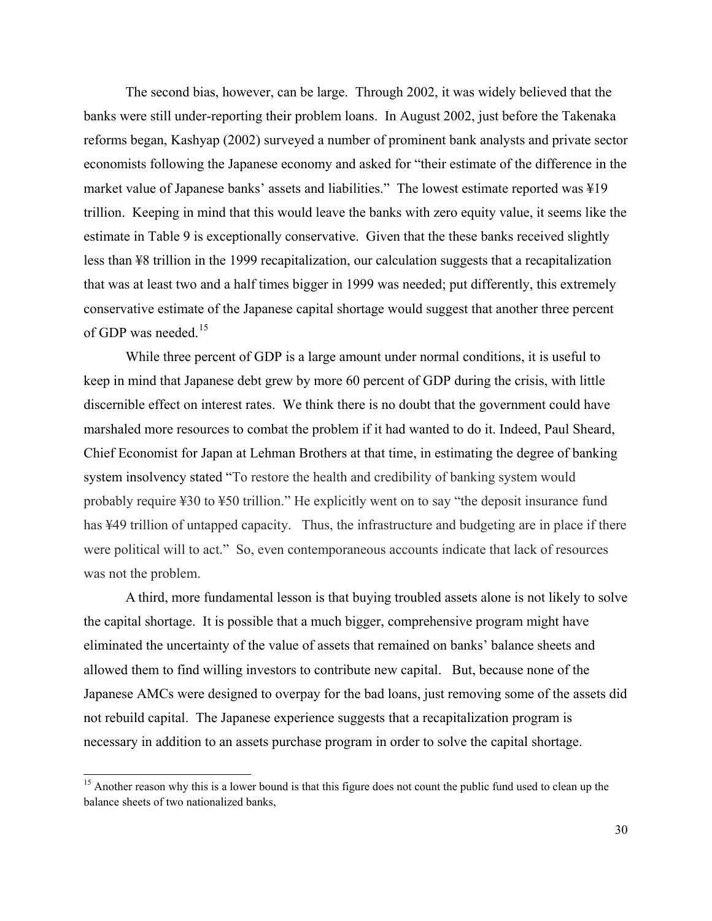The second bias, however, can be large. Through 2002, it was widely believed that the banks were still under-reporting their problem loans. In August 2002, just before the Takenaka reforms began, Kashyap (2002) surveyed a number of prominent bank analysts and private sector economists following the Japanese economy and asked for "their estimate of the difference in the market value of Japanese banks' assets and liabilities." The lowest estimate reported was ¥19 trillion. Keeping in mind that this would leave the banks with zero equity value, it seems like the estimate in Table 9 is exceptionally conservative. Given that the these banks received slightly less than ¥8 trillion in the 1999 recapitalization, our calculation suggests that a recapitalization that was at least two and a half times bigger in 1999 was needed; put differently, this extremely conservative estimate of the Japanese capital shortage would suggest that another three percent of GDP was needed.[15]

While three percent of GDP is a large amount under normal conditions, it is useful to keep in mind that Japanese debt grew by more 60 percent of GDP during the crisis, with little discernible effect on interest rates. We think there is no doubt that the government could have marshaled more resources to combat the problem if it had wanted to do it. Indeed, Paul Sheard, Chief Economist for Japan at Lehman Brothers at that time, in estimating the degree of banking system insolvency stated "To restore the health and credibility of banking system would probably require ¥30 to ¥50 trillion." He explicitly went on to say "the deposit insurance fund has ¥49 trillion of untapped capacity. Thus, the infrastructure and budgeting are in place if there were political will to act." So, even contemporaneous accounts indicate that lack of resources was not the problem.

A third, more fundamental lesson is that buying troubled assets alone is not likely to solve the capital shortage. It is possible that a much bigger, comprehensive program might have eliminated the uncertainty of the value of assets that remained on banks' balance sheets and allowed them to find willing investors to contribute new capital. But, because none of the Japanese AMCs were designed to overpay for the bad loans, just removing some of the assets did not rebuild capital. The Japanese experience suggests that a recapitalization program is necessary in addition to an assets purchase program in order to solve the capital shortage.

[15] Another reason why this is a lower bound is that this figure does not count the public fund used to clean up the balance sheets of two nationalized banks,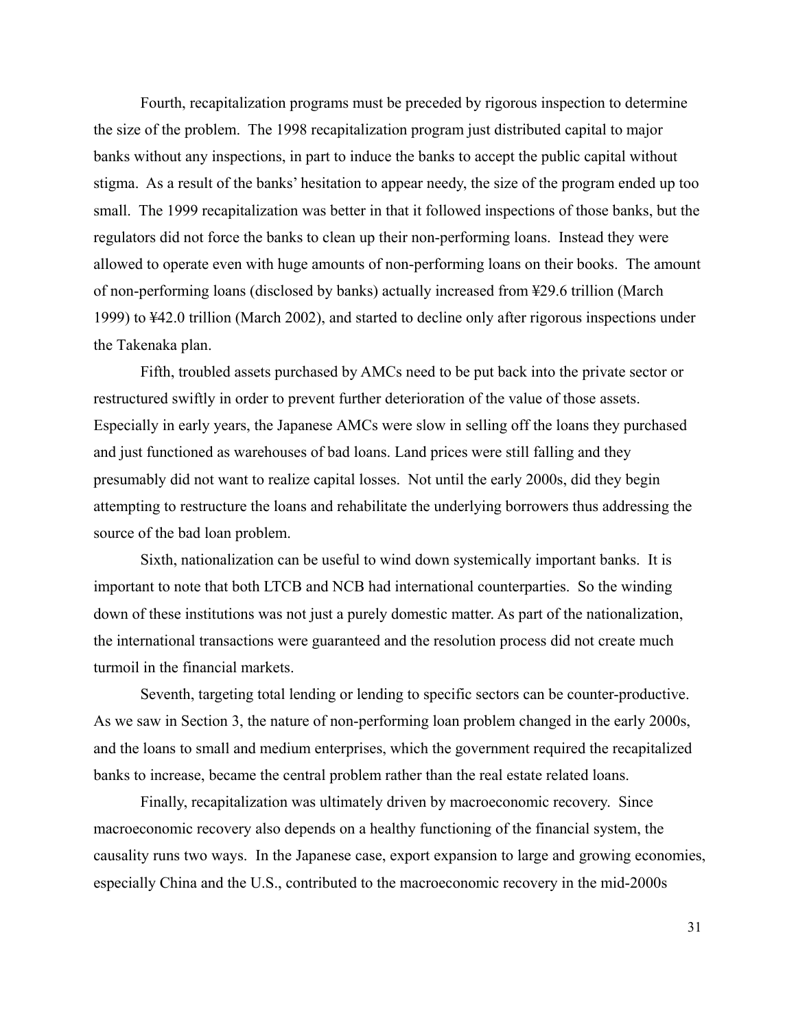Fourth, recapitalization programs must be preceded by rigorous inspection to determine the size of the problem. The 1998 recapitalization program just distributed capital to major banks without any inspections, in part to induce the banks to accept the public capital without stigma. As a result of the banks' hesitation to appear needy, the size of the program ended up too small. The 1999 recapitalization was better in that it followed inspections of those banks, but the regulators did not force the banks to clean up their non-performing loans. Instead they were allowed to operate even with huge amounts of non-performing loans on their books. The amount of non-performing loans (disclosed by banks) actually increased from ¥29.6 trillion (March 1999) to ¥42.0 trillion (March 2002), and started to decline only after rigorous inspections under the Takenaka plan.

Fifth, troubled assets purchased by AMCs need to be put back into the private sector or restructured swiftly in order to prevent further deterioration of the value of those assets. Especially in early years, the Japanese AMCs were slow in selling off the loans they purchased and just functioned as warehouses of bad loans. Land prices were still falling and they presumably did not want to realize capital losses. Not until the early 2000s, did they begin attempting to restructure the loans and rehabilitate the underlying borrowers thus addressing the source of the bad loan problem.

Sixth, nationalization can be useful to wind down systemically important banks. It is important to note that both LTCB and NCB had international counterparties. So the winding down of these institutions was not just a purely domestic matter. As part of the nationalization, the international transactions were guaranteed and the resolution process did not create much turmoil in the financial markets.

Seventh, targeting total lending or lending to specific sectors can be counter-productive. As we saw in Section 3, the nature of non-performing loan problem changed in the early 2000s, and the loans to small and medium enterprises, which the government required the recapitalized banks to increase, became the central problem rather than the real estate related loans.

Finally, recapitalization was ultimately driven by macroeconomic recovery. Since macroeconomic recovery also depends on a healthy functioning of the financial system, the causality runs two ways. In the Japanese case, export expansion to large and growing economies, especially China and the U.S., contributed to the macroeconomic recovery in the mid-2000s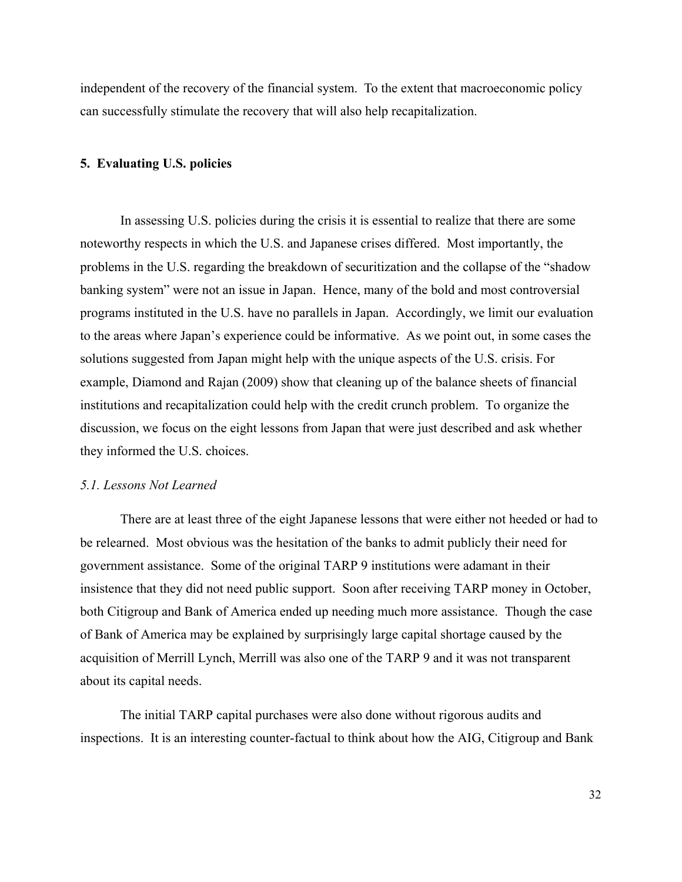independent of the recovery of the financial system. To the extent that macroeconomic policy can successfully stimulate the recovery that will also help recapitalization.

## 5. Evaluating U.S. policies

In assessing U.S. policies during the crisis it is essential to realize that there are some noteworthy respects in which the U.S. and Japanese crises differed. Most importantly, the problems in the U.S. regarding the breakdown of securitization and the collapse of the "shadow banking system" were not an issue in Japan. Hence, many of the bold and most controversial programs instituted in the U.S. have no parallels in Japan. Accordingly, we limit our evaluation to the areas where Japan's experience could be informative. As we point out, in some cases the solutions suggested from Japan might help with the unique aspects of the U.S. crisis. For example, Diamond and Rajan (2009) show that cleaning up of the balance sheets of financial institutions and recapitalization could help with the credit crunch problem. To organize the discussion, we focus on the eight lessons from Japan that were just described and ask whether they informed the U.S. choices.

### *5.1. Lessons Not Learned*

There are at least three of the eight Japanese lessons that were either not heeded or had to be relearned. Most obvious was the hesitation of the banks to admit publicly their need for government assistance. Some of the original TARP 9 institutions were adamant in their insistence that they did not need public support. Soon after receiving TARP money in October, both Citigroup and Bank of America ended up needing much more assistance. Though the case of Bank of America may be explained by surprisingly large capital shortage caused by the acquisition of Merrill Lynch, Merrill was also one of the TARP 9 and it was not transparent about its capital needs.

The initial TARP capital purchases were also done without rigorous audits and inspections. It is an interesting counter-factual to think about how the AIG, Citigroup and Bank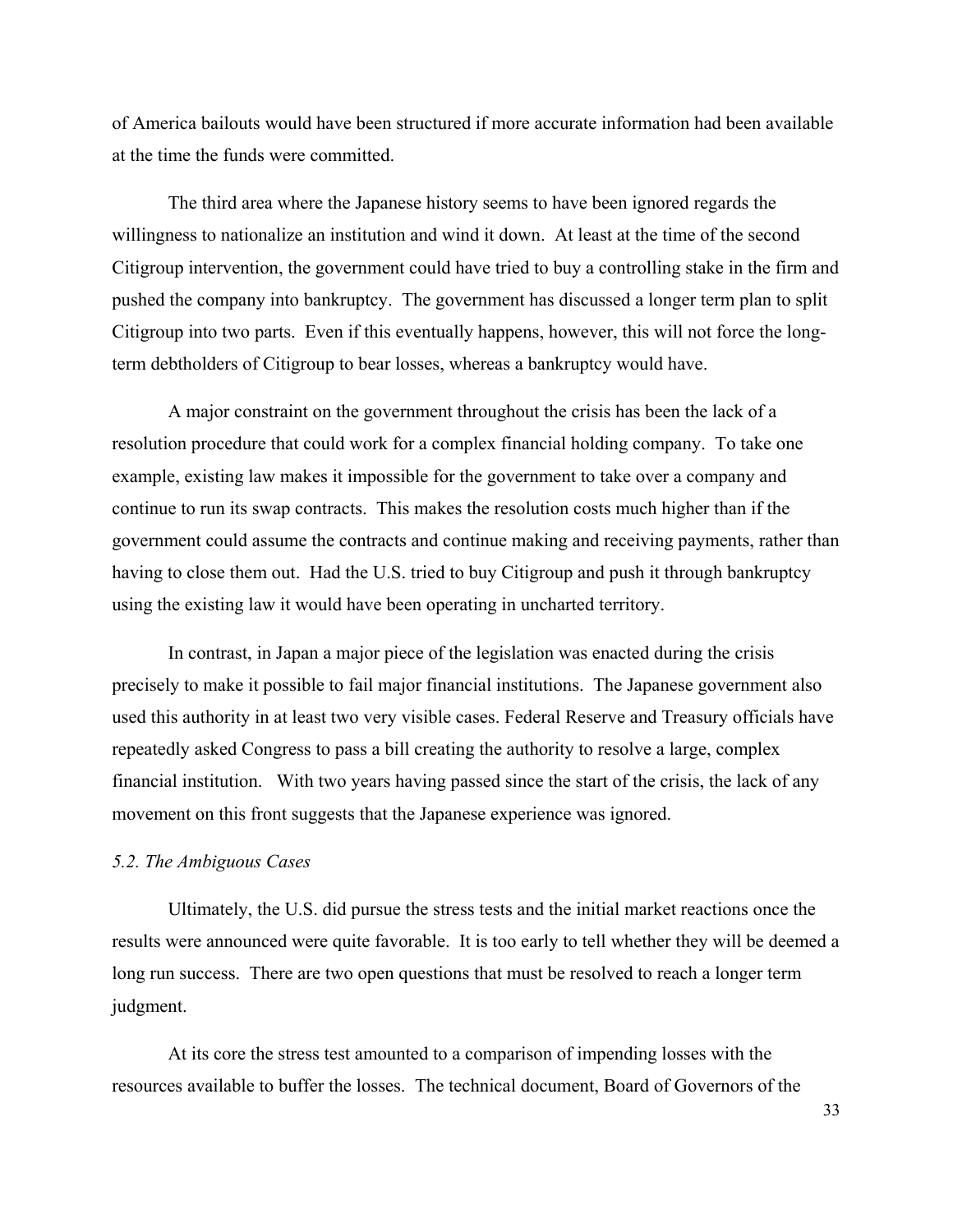of America bailouts would have been structured if more accurate information had been available at the time the funds were committed.

The third area where the Japanese history seems to have been ignored regards the willingness to nationalize an institution and wind it down. At least at the time of the second Citigroup intervention, the government could have tried to buy a controlling stake in the firm and pushed the company into bankruptcy. The government has discussed a longer term plan to split Citigroup into two parts. Even if this eventually happens, however, this will not force the long-term debtholders of Citigroup to bear losses, whereas a bankruptcy would have.

A major constraint on the government throughout the crisis has been the lack of a resolution procedure that could work for a complex financial holding company. To take one example, existing law makes it impossible for the government to take over a company and continue to run its swap contracts. This makes the resolution costs much higher than if the government could assume the contracts and continue making and receiving payments, rather than having to close them out. Had the U.S. tried to buy Citigroup and push it through bankruptcy using the existing law it would have been operating in uncharted territory.

In contrast, in Japan a major piece of the legislation was enacted during the crisis precisely to make it possible to fail major financial institutions. The Japanese government also used this authority in at least two very visible cases. Federal Reserve and Treasury officials have repeatedly asked Congress to pass a bill creating the authority to resolve a large, complex financial institution. With two years having passed since the start of the crisis, the lack of any movement on this front suggests that the Japanese experience was ignored.

### *5.2. The Ambiguous Cases*

Ultimately, the U.S. did pursue the stress tests and the initial market reactions once the results were announced were quite favorable. It is too early to tell whether they will be deemed a long run success. There are two open questions that must be resolved to reach a longer term judgment.

At its core the stress test amounted to a comparison of impending losses with the resources available to buffer the losses. The technical document, Board of Governors of the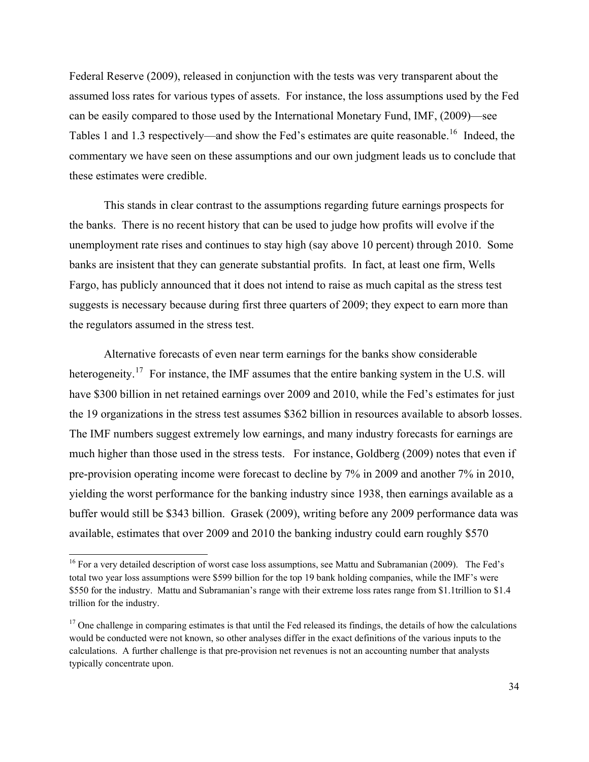Federal Reserve (2009), released in conjunction with the tests was very transparent about the assumed loss rates for various types of assets. For instance, the loss assumptions used by the Fed can be easily compared to those used by the International Monetary Fund, IMF, (2009)—see Tables 1 and 1.3 respectively—and show the Fed's estimates are quite reasonable.[16] Indeed, the commentary we have seen on these assumptions and our own judgment leads us to conclude that these estimates were credible.

This stands in clear contrast to the assumptions regarding future earnings prospects for the banks. There is no recent history that can be used to judge how profits will evolve if the unemployment rate rises and continues to stay high (say above 10 percent) through 2010. Some banks are insistent that they can generate substantial profits. In fact, at least one firm, Wells Fargo, has publicly announced that it does not intend to raise as much capital as the stress test suggests is necessary because during first three quarters of 2009; they expect to earn more than the regulators assumed in the stress test.

Alternative forecasts of even near term earnings for the banks show considerable heterogeneity.[17] For instance, the IMF assumes that the entire banking system in the U.S. will have \$300 billion in net retained earnings over 2009 and 2010, while the Fed's estimates for just the 19 organizations in the stress test assumes \$362 billion in resources available to absorb losses. The IMF numbers suggest extremely low earnings, and many industry forecasts for earnings are much higher than those used in the stress tests. For instance, Goldberg (2009) notes that even if pre-provision operating income were forecast to decline by 7% in 2009 and another 7% in 2010, yielding the worst performance for the banking industry since 1938, then earnings available as a buffer would still be \$343 billion. Grasek (2009), writing before any 2009 performance data was available, estimates that over 2009 and 2010 the banking industry could earn roughly \$570

---

[16] For a very detailed description of worst case loss assumptions, see Mattu and Subramanian (2009). The Fed's total two year loss assumptions were \$599 billion for the top 19 bank holding companies, while the IMF's were \$550 for the industry. Mattu and Subramanian's range with their extreme loss rates range from \$1.1trillion to \$1.4 trillion for the industry.

[17] One challenge in comparing estimates is that until the Fed released its findings, the details of how the calculations would be conducted were not known, so other analyses differ in the exact definitions of the various inputs to the calculations. A further challenge is that pre-provision net revenues is not an accounting number that analysts typically concentrate upon.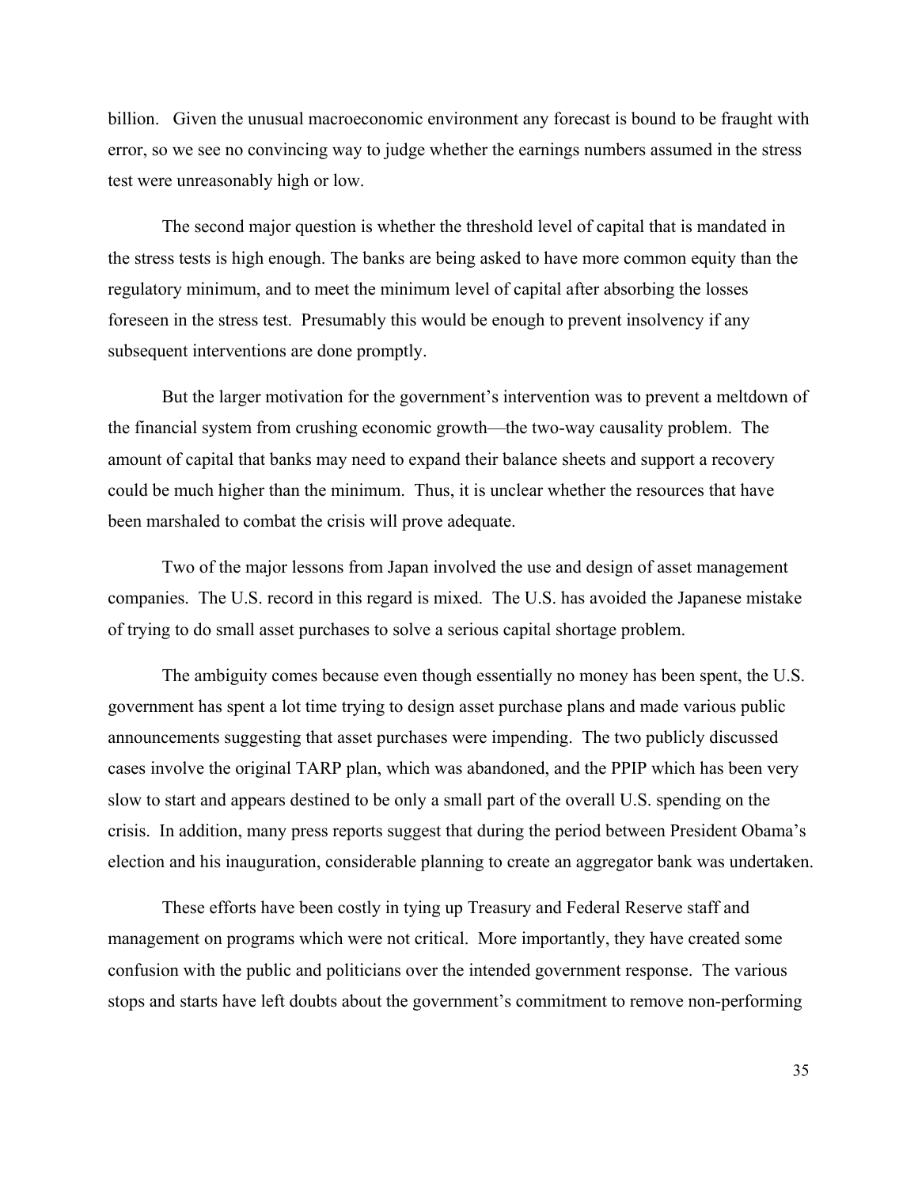billion. Given the unusual macroeconomic environment any forecast is bound to be fraught with error, so we see no convincing way to judge whether the earnings numbers assumed in the stress test were unreasonably high or low.

The second major question is whether the threshold level of capital that is mandated in the stress tests is high enough. The banks are being asked to have more common equity than the regulatory minimum, and to meet the minimum level of capital after absorbing the losses foreseen in the stress test. Presumably this would be enough to prevent insolvency if any subsequent interventions are done promptly.

But the larger motivation for the government's intervention was to prevent a meltdown of the financial system from crushing economic growth—the two-way causality problem. The amount of capital that banks may need to expand their balance sheets and support a recovery could be much higher than the minimum. Thus, it is unclear whether the resources that have been marshaled to combat the crisis will prove adequate.

Two of the major lessons from Japan involved the use and design of asset management companies. The U.S. record in this regard is mixed. The U.S. has avoided the Japanese mistake of trying to do small asset purchases to solve a serious capital shortage problem.

The ambiguity comes because even though essentially no money has been spent, the U.S. government has spent a lot time trying to design asset purchase plans and made various public announcements suggesting that asset purchases were impending. The two publicly discussed cases involve the original TARP plan, which was abandoned, and the PPIP which has been very slow to start and appears destined to be only a small part of the overall U.S. spending on the crisis. In addition, many press reports suggest that during the period between President Obama's election and his inauguration, considerable planning to create an aggregator bank was undertaken.

These efforts have been costly in tying up Treasury and Federal Reserve staff and management on programs which were not critical. More importantly, they have created some confusion with the public and politicians over the intended government response. The various stops and starts have left doubts about the government's commitment to remove non-performing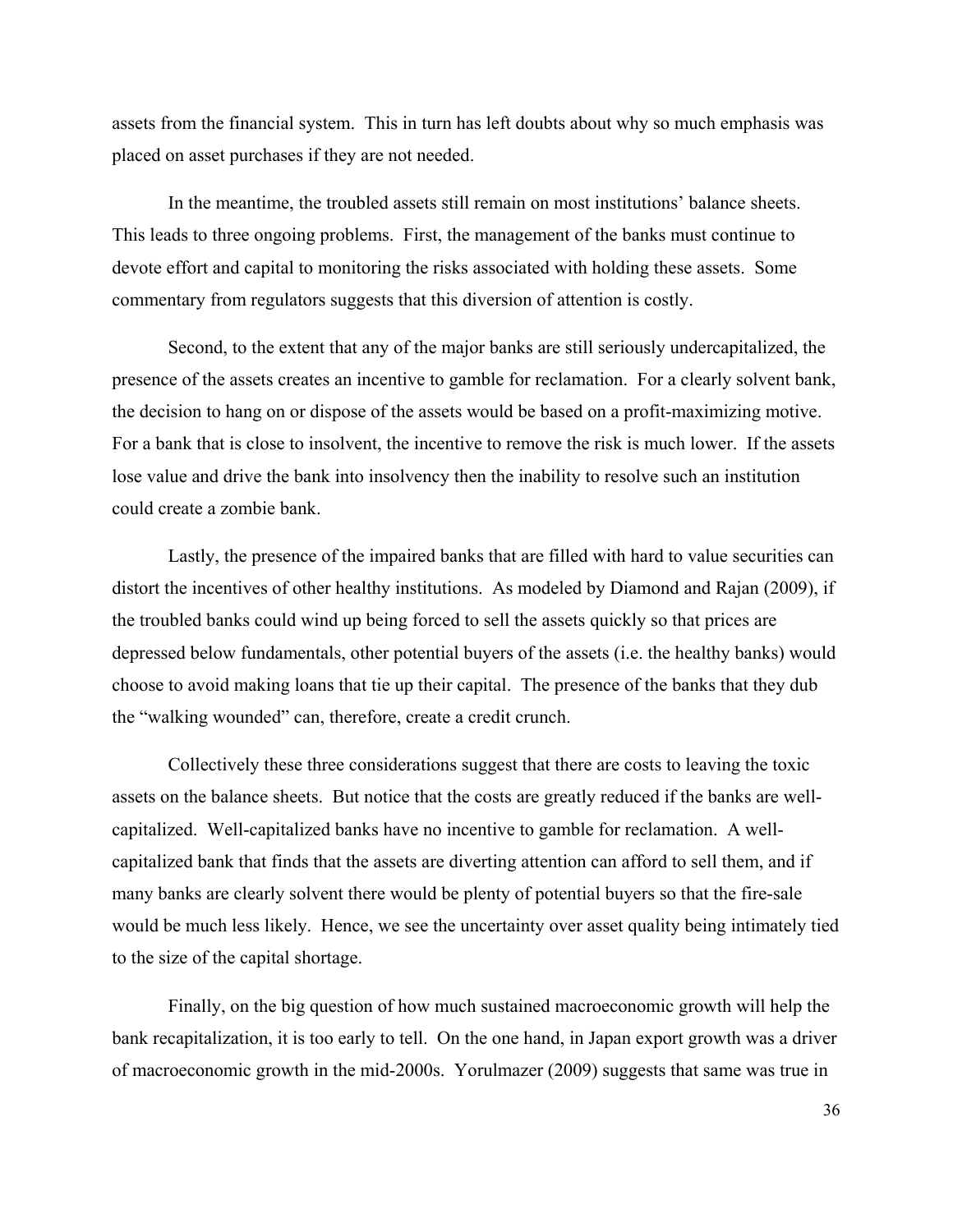assets from the financial system. This in turn has left doubts about why so much emphasis was placed on asset purchases if they are not needed.

In the meantime, the troubled assets still remain on most institutions' balance sheets. This leads to three ongoing problems. First, the management of the banks must continue to devote effort and capital to monitoring the risks associated with holding these assets. Some commentary from regulators suggests that this diversion of attention is costly.

Second, to the extent that any of the major banks are still seriously undercapitalized, the presence of the assets creates an incentive to gamble for reclamation. For a clearly solvent bank, the decision to hang on or dispose of the assets would be based on a profit-maximizing motive. For a bank that is close to insolvent, the incentive to remove the risk is much lower. If the assets lose value and drive the bank into insolvency then the inability to resolve such an institution could create a zombie bank.

Lastly, the presence of the impaired banks that are filled with hard to value securities can distort the incentives of other healthy institutions. As modeled by Diamond and Rajan (2009), if the troubled banks could wind up being forced to sell the assets quickly so that prices are depressed below fundamentals, other potential buyers of the assets (i.e. the healthy banks) would choose to avoid making loans that tie up their capital. The presence of the banks that they dub the "walking wounded" can, therefore, create a credit crunch.

Collectively these three considerations suggest that there are costs to leaving the toxic assets on the balance sheets. But notice that the costs are greatly reduced if the banks are well-capitalized. Well-capitalized banks have no incentive to gamble for reclamation. A well-capitalized bank that finds that the assets are diverting attention can afford to sell them, and if many banks are clearly solvent there would be plenty of potential buyers so that the fire-sale would be much less likely. Hence, we see the uncertainty over asset quality being intimately tied to the size of the capital shortage.

Finally, on the big question of how much sustained macroeconomic growth will help the bank recapitalization, it is too early to tell. On the one hand, in Japan export growth was a driver of macroeconomic growth in the mid-2000s. Yorulmazer (2009) suggests that same was true in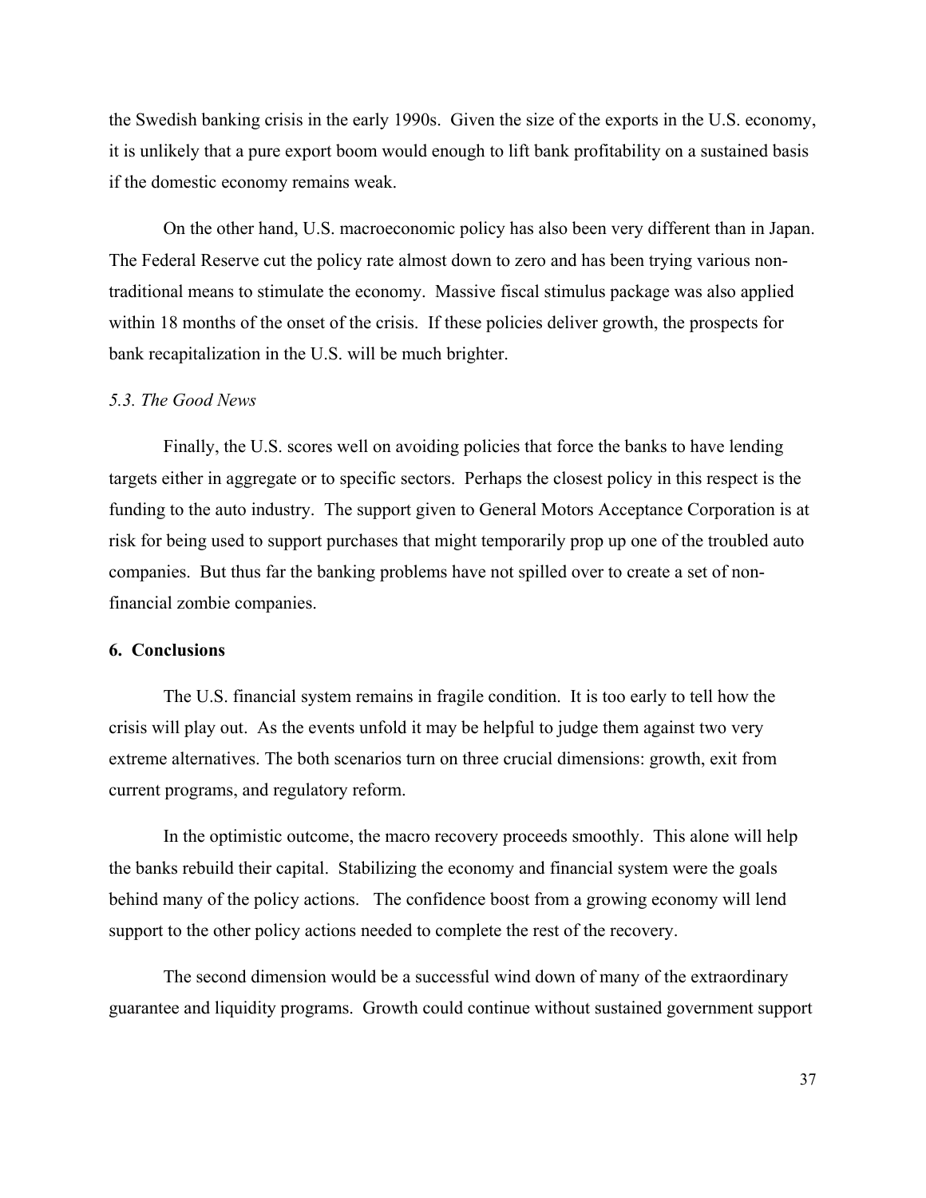the Swedish banking crisis in the early 1990s. Given the size of the exports in the U.S. economy, it is unlikely that a pure export boom would enough to lift bank profitability on a sustained basis if the domestic economy remains weak.

On the other hand, U.S. macroeconomic policy has also been very different than in Japan. The Federal Reserve cut the policy rate almost down to zero and has been trying various non-traditional means to stimulate the economy. Massive fiscal stimulus package was also applied within 18 months of the onset of the crisis. If these policies deliver growth, the prospects for bank recapitalization in the U.S. will be much brighter.

### *5.3. The Good News*

Finally, the U.S. scores well on avoiding policies that force the banks to have lending targets either in aggregate or to specific sectors. Perhaps the closest policy in this respect is the funding to the auto industry. The support given to General Motors Acceptance Corporation is at risk for being used to support purchases that might temporarily prop up one of the troubled auto companies. But thus far the banking problems have not spilled over to create a set of non-financial zombie companies.

## **6. Conclusions**

The U.S. financial system remains in fragile condition. It is too early to tell how the crisis will play out. As the events unfold it may be helpful to judge them against two very extreme alternatives. The both scenarios turn on three crucial dimensions: growth, exit from current programs, and regulatory reform.

In the optimistic outcome, the macro recovery proceeds smoothly. This alone will help the banks rebuild their capital. Stabilizing the economy and financial system were the goals behind many of the policy actions. The confidence boost from a growing economy will lend support to the other policy actions needed to complete the rest of the recovery.

The second dimension would be a successful wind down of many of the extraordinary guarantee and liquidity programs. Growth could continue without sustained government support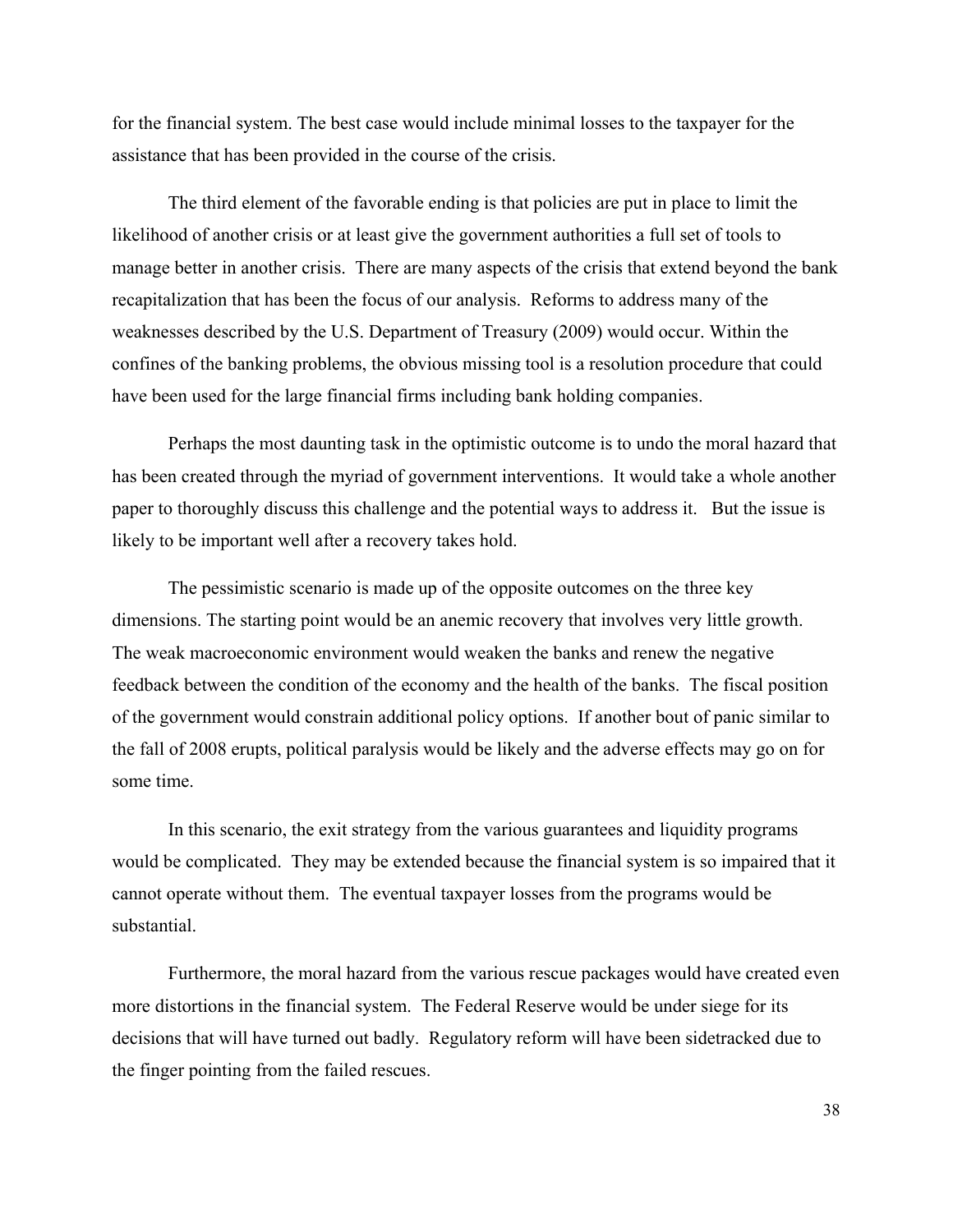for the financial system. The best case would include minimal losses to the taxpayer for the assistance that has been provided in the course of the crisis.

The third element of the favorable ending is that policies are put in place to limit the likelihood of another crisis or at least give the government authorities a full set of tools to manage better in another crisis. There are many aspects of the crisis that extend beyond the bank recapitalization that has been the focus of our analysis. Reforms to address many of the weaknesses described by the U.S. Department of Treasury (2009) would occur. Within the confines of the banking problems, the obvious missing tool is a resolution procedure that could have been used for the large financial firms including bank holding companies.

Perhaps the most daunting task in the optimistic outcome is to undo the moral hazard that has been created through the myriad of government interventions. It would take a whole another paper to thoroughly discuss this challenge and the potential ways to address it. But the issue is likely to be important well after a recovery takes hold.

The pessimistic scenario is made up of the opposite outcomes on the three key dimensions. The starting point would be an anemic recovery that involves very little growth. The weak macroeconomic environment would weaken the banks and renew the negative feedback between the condition of the economy and the health of the banks. The fiscal position of the government would constrain additional policy options. If another bout of panic similar to the fall of 2008 erupts, political paralysis would be likely and the adverse effects may go on for some time.

In this scenario, the exit strategy from the various guarantees and liquidity programs would be complicated. They may be extended because the financial system is so impaired that it cannot operate without them. The eventual taxpayer losses from the programs would be substantial.

Furthermore, the moral hazard from the various rescue packages would have created even more distortions in the financial system. The Federal Reserve would be under siege for its decisions that will have turned out badly. Regulatory reform will have been sidetracked due to the finger pointing from the failed rescues.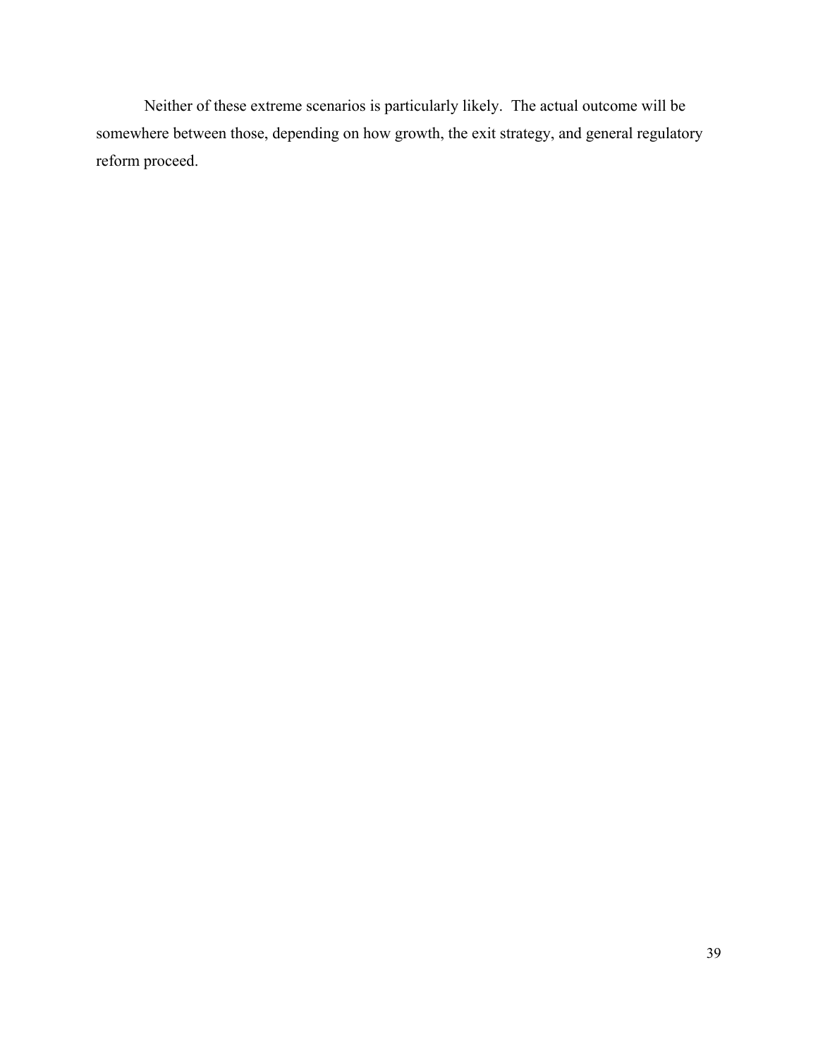Neither of these extreme scenarios is particularly likely. The actual outcome will be somewhere between those, depending on how growth, the exit strategy, and general regulatory reform proceed.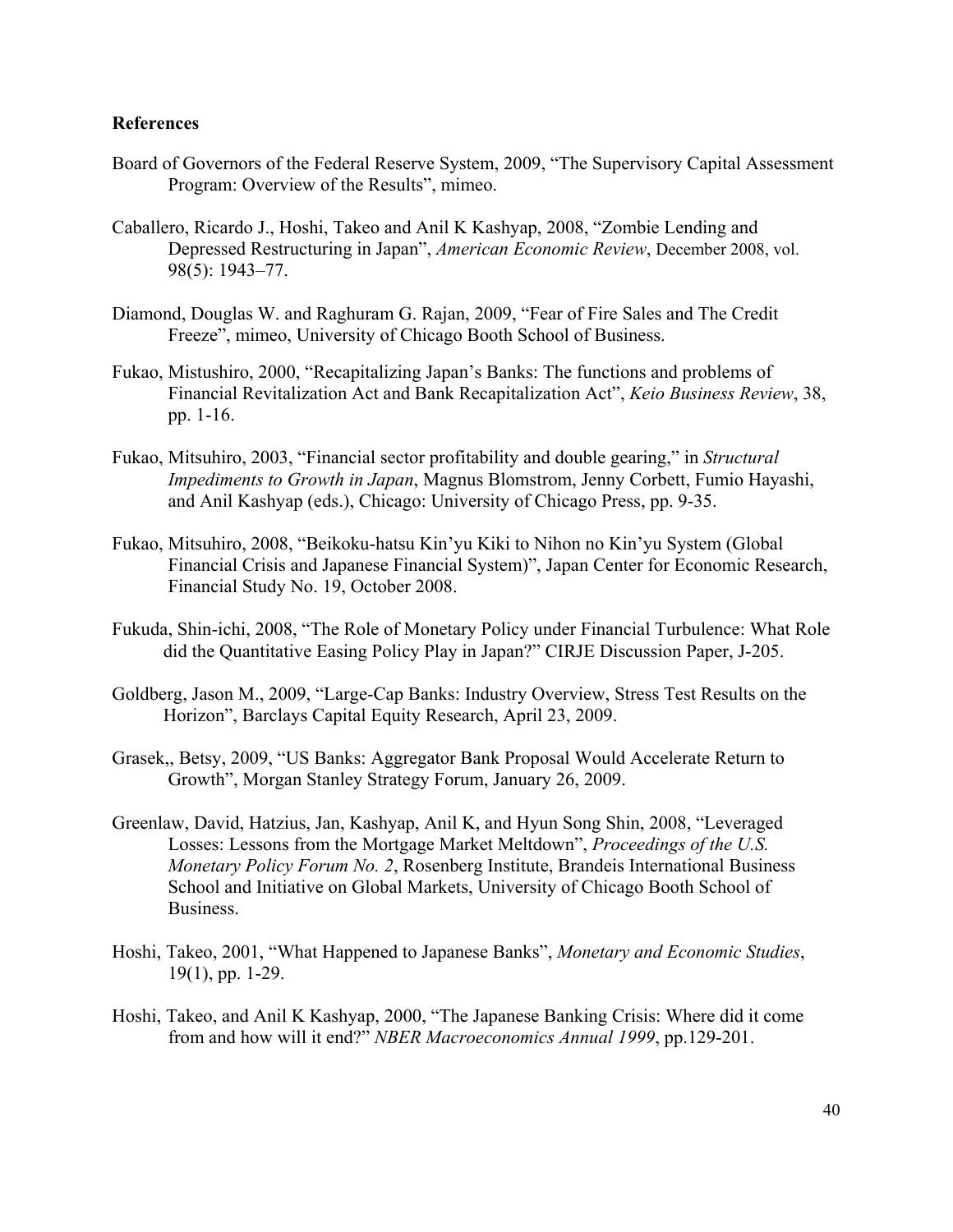**References**

Board of Governors of the Federal Reserve System, 2009, "The Supervisory Capital Assessment Program: Overview of the Results", mimeo.

Caballero, Ricardo J., Hoshi, Takeo and Anil K Kashyap, 2008, "Zombie Lending and Depressed Restructuring in Japan", *American Economic Review*, December 2008, vol. 98(5): 1943–77.

Diamond, Douglas W. and Raghuram G. Rajan, 2009, "Fear of Fire Sales and The Credit Freeze", mimeo, University of Chicago Booth School of Business.

Fukao, Mistushiro, 2000, "Recapitalizing Japan's Banks: The functions and problems of Financial Revitalization Act and Bank Recapitalization Act", *Keio Business Review*, 38, pp. 1-16.

Fukao, Mitsuhiro, 2003, "Financial sector profitability and double gearing," in *Structural Impediments to Growth in Japan*, Magnus Blomstrom, Jenny Corbett, Fumio Hayashi, and Anil Kashyap (eds.), Chicago: University of Chicago Press, pp. 9-35.

Fukao, Mitsuhiro, 2008, "Beikoku-hatsu Kin'yu Kiki to Nihon no Kin'yu System (Global Financial Crisis and Japanese Financial System)", Japan Center for Economic Research, Financial Study No. 19, October 2008.

Fukuda, Shin-ichi, 2008, "The Role of Monetary Policy under Financial Turbulence: What Role did the Quantitative Easing Policy Play in Japan?" CIRJE Discussion Paper, J-205.

Goldberg, Jason M., 2009, "Large-Cap Banks: Industry Overview, Stress Test Results on the Horizon", Barclays Capital Equity Research, April 23, 2009.

Grasek,, Betsy, 2009, "US Banks: Aggregator Bank Proposal Would Accelerate Return to Growth", Morgan Stanley Strategy Forum, January 26, 2009.

Greenlaw, David, Hatzius, Jan, Kashyap, Anil K, and Hyun Song Shin, 2008, "Leveraged Losses: Lessons from the Mortgage Market Meltdown", *Proceedings of the U.S. Monetary Policy Forum No. 2*, Rosenberg Institute, Brandeis International Business School and Initiative on Global Markets, University of Chicago Booth School of Business.

Hoshi, Takeo, 2001, "What Happened to Japanese Banks", *Monetary and Economic Studies*, 19(1), pp. 1-29.

Hoshi, Takeo, and Anil K Kashyap, 2000, "The Japanese Banking Crisis: Where did it come from and how will it end?" *NBER Macroeconomics Annual 1999*, pp.129-201.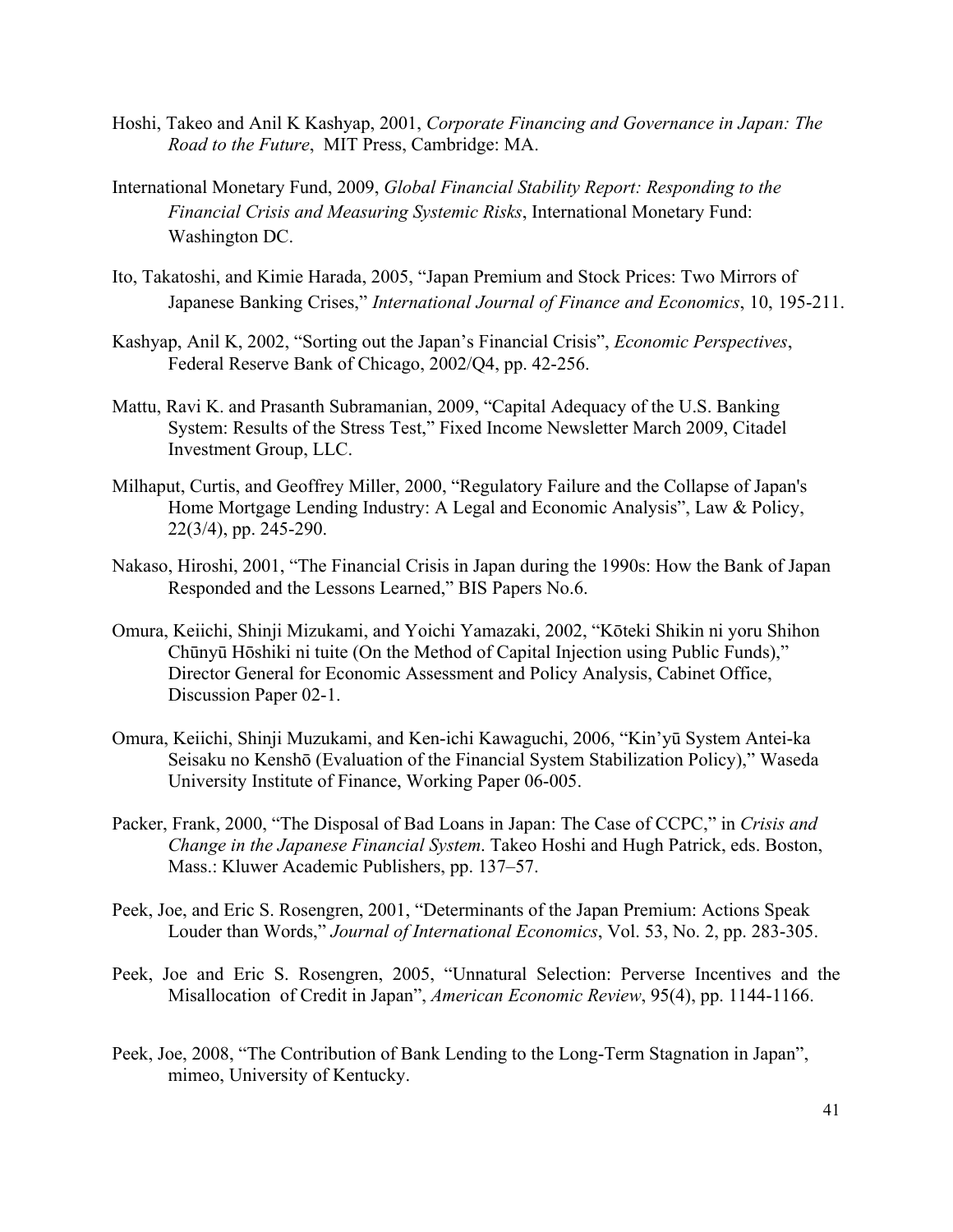Hoshi, Takeo and Anil K Kashyap, 2001, *Corporate Financing and Governance in Japan: The Road to the Future*, MIT Press, Cambridge: MA.

International Monetary Fund, 2009, *Global Financial Stability Report: Responding to the Financial Crisis and Measuring Systemic Risks*, International Monetary Fund: Washington DC.

Ito, Takatoshi, and Kimie Harada, 2005, "Japan Premium and Stock Prices: Two Mirrors of Japanese Banking Crises," *International Journal of Finance and Economics*, 10, 195-211.

Kashyap, Anil K, 2002, "Sorting out the Japan's Financial Crisis", *Economic Perspectives*, Federal Reserve Bank of Chicago, 2002/Q4, pp. 42-256.

Mattu, Ravi K. and Prasanth Subramanian, 2009, "Capital Adequacy of the U.S. Banking System: Results of the Stress Test," Fixed Income Newsletter March 2009, Citadel Investment Group, LLC.

Milhaput, Curtis, and Geoffrey Miller, 2000, "Regulatory Failure and the Collapse of Japan's Home Mortgage Lending Industry: A Legal and Economic Analysis", Law & Policy, 22(3/4), pp. 245-290.

Nakaso, Hiroshi, 2001, "The Financial Crisis in Japan during the 1990s: How the Bank of Japan Responded and the Lessons Learned," BIS Papers No.6.

Omura, Keiichi, Shinji Mizukami, and Yoichi Yamazaki, 2002, "Kōteki Shikin ni yoru Shihon Chūnyū Hōshiki ni tuite (On the Method of Capital Injection using Public Funds)," Director General for Economic Assessment and Policy Analysis, Cabinet Office, Discussion Paper 02-1.

Omura, Keiichi, Shinji Muzukami, and Ken-ichi Kawaguchi, 2006, "Kin'yū System Antei-ka Seisaku no Kenshō (Evaluation of the Financial System Stabilization Policy)," Waseda University Institute of Finance, Working Paper 06-005.

Packer, Frank, 2000, "The Disposal of Bad Loans in Japan: The Case of CCPC," in *Crisis and Change in the Japanese Financial System*. Takeo Hoshi and Hugh Patrick, eds. Boston, Mass.: Kluwer Academic Publishers, pp. 137–57.

Peek, Joe, and Eric S. Rosengren, 2001, "Determinants of the Japan Premium: Actions Speak Louder than Words," *Journal of International Economics*, Vol. 53, No. 2, pp. 283-305.

Peek, Joe and Eric S. Rosengren, 2005, "Unnatural Selection: Perverse Incentives and the Misallocation of Credit in Japan", *American Economic Review*, 95(4), pp. 1144-1166.

Peek, Joe, 2008, "The Contribution of Bank Lending to the Long-Term Stagnation in Japan", mimeo, University of Kentucky.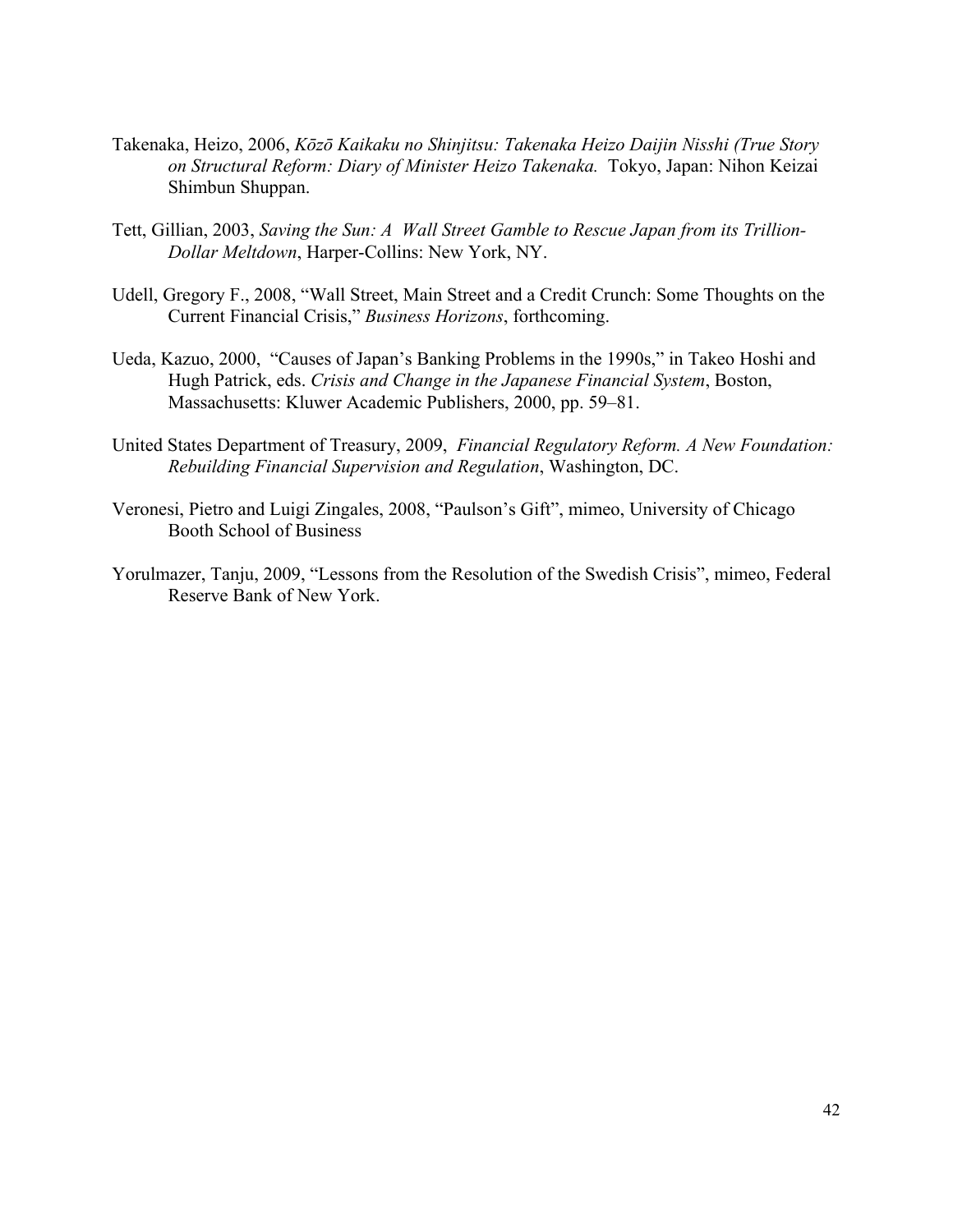Takenaka, Heizo, 2006, *Kōzō Kaikaku no Shinjitsu: Takenaka Heizo Daijin Nisshi (True Story on Structural Reform: Diary of Minister Heizo Takenaka.* Tokyo, Japan: Nihon Keizai Shimbun Shuppan.

Tett, Gillian, 2003, *Saving the Sun: A Wall Street Gamble to Rescue Japan from its Trillion-Dollar Meltdown*, Harper-Collins: New York, NY.

Udell, Gregory F., 2008, "Wall Street, Main Street and a Credit Crunch: Some Thoughts on the Current Financial Crisis," *Business Horizons*, forthcoming.

Ueda, Kazuo, 2000, "Causes of Japan's Banking Problems in the 1990s," in Takeo Hoshi and Hugh Patrick, eds. *Crisis and Change in the Japanese Financial System*, Boston, Massachusetts: Kluwer Academic Publishers, 2000, pp. 59–81.

United States Department of Treasury, 2009, *Financial Regulatory Reform. A New Foundation: Rebuilding Financial Supervision and Regulation*, Washington, DC.

Veronesi, Pietro and Luigi Zingales, 2008, "Paulson's Gift", mimeo, University of Chicago Booth School of Business

Yorulmazer, Tanju, 2009, "Lessons from the Resolution of the Swedish Crisis", mimeo, Federal Reserve Bank of New York.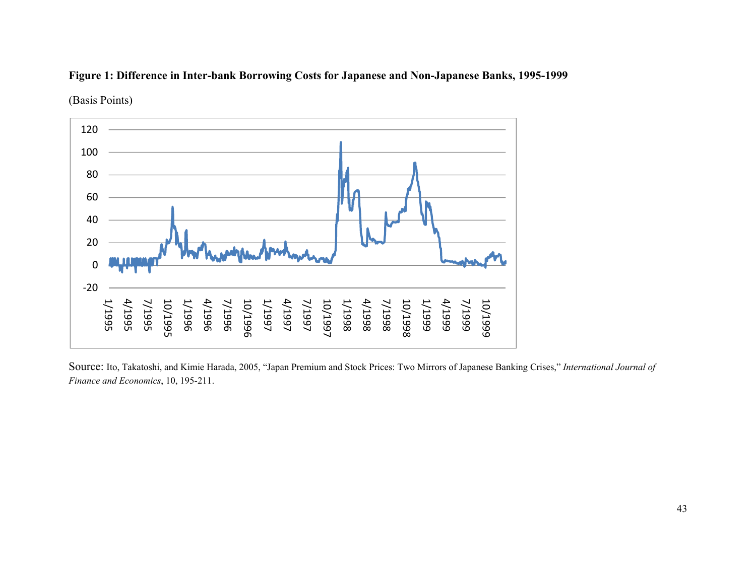**Figure 1: Difference in Inter-bank Borrowing Costs for Japanese and Non-Japanese Banks, 1995-1999**

(Basis Points)

Source: Ito, Takatoshi, and Kimie Harada, 2005, "Japan Premium and Stock Prices: Two Mirrors of Japanese Banking Crises," *International Journal of Finance and Economics*, 10, 195-211.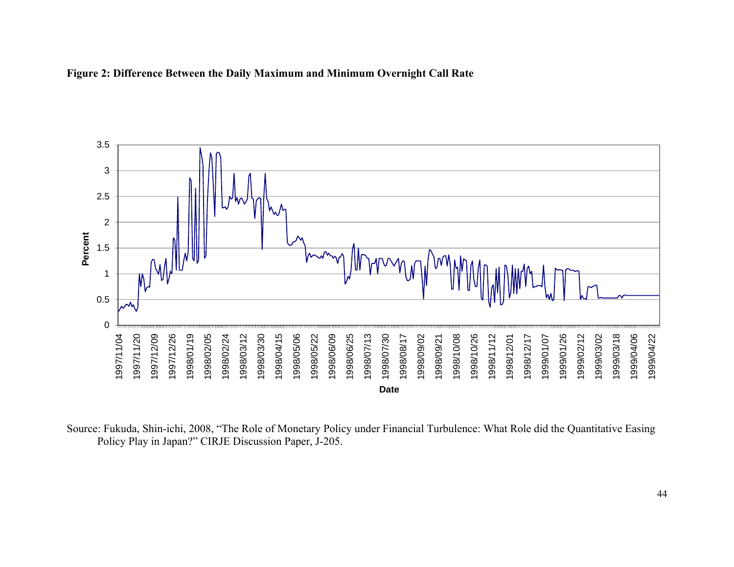**Figure 2: Difference Between the Daily Maximum and Minimum Overnight Call Rate**

Source: Fukuda, Shin-ichi, 2008, "The Role of Monetary Policy under Financial Turbulence: What Role did the Quantitative Easing Policy Play in Japan?" CIRJE Discussion Paper, J-205.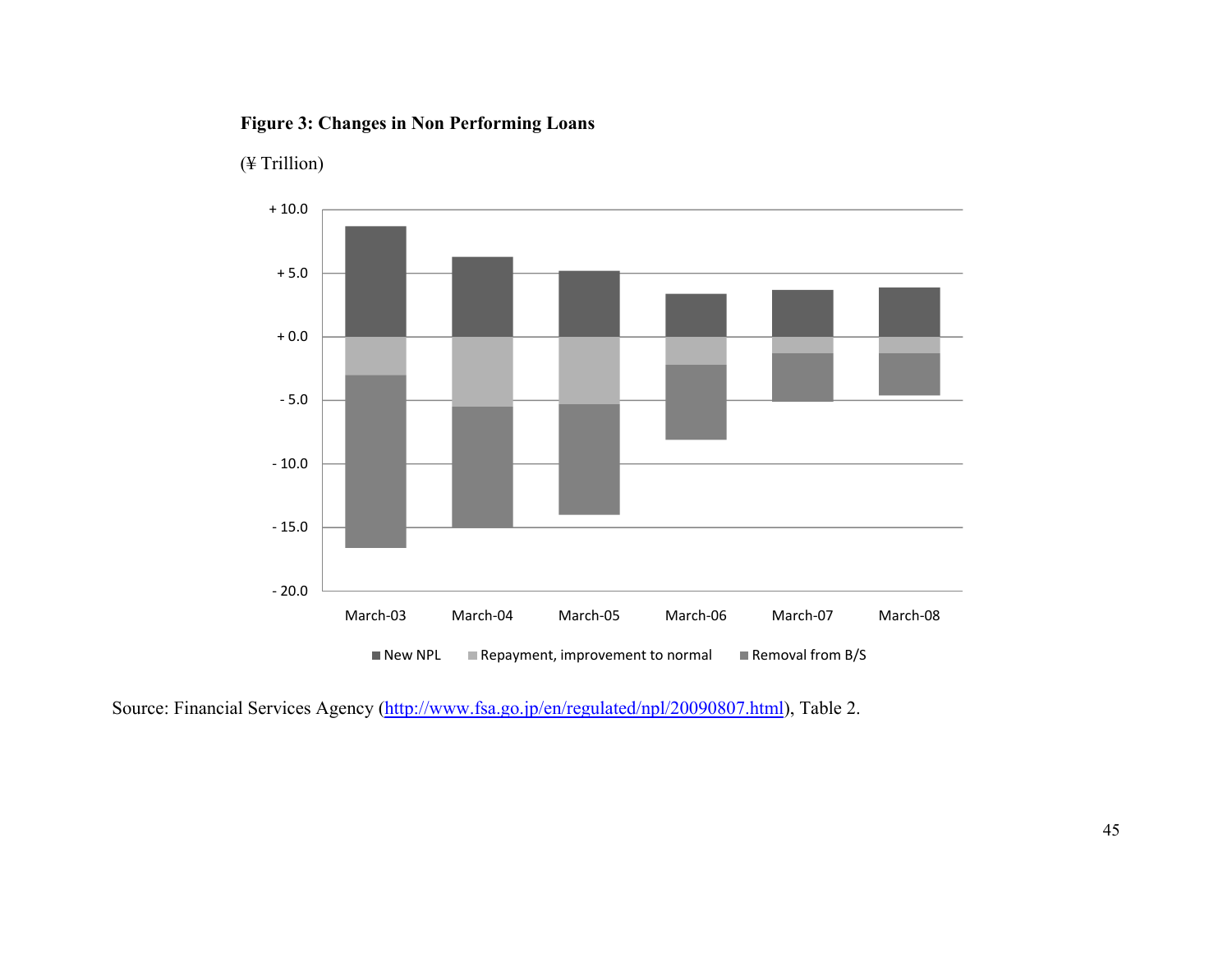**Figure 3: Changes in Non Performing Loans**

(¥ Trillion)

Source: Financial Services Agency (http://www.fsa.go.jp/en/regulated/npl/20090807.html), Table 2.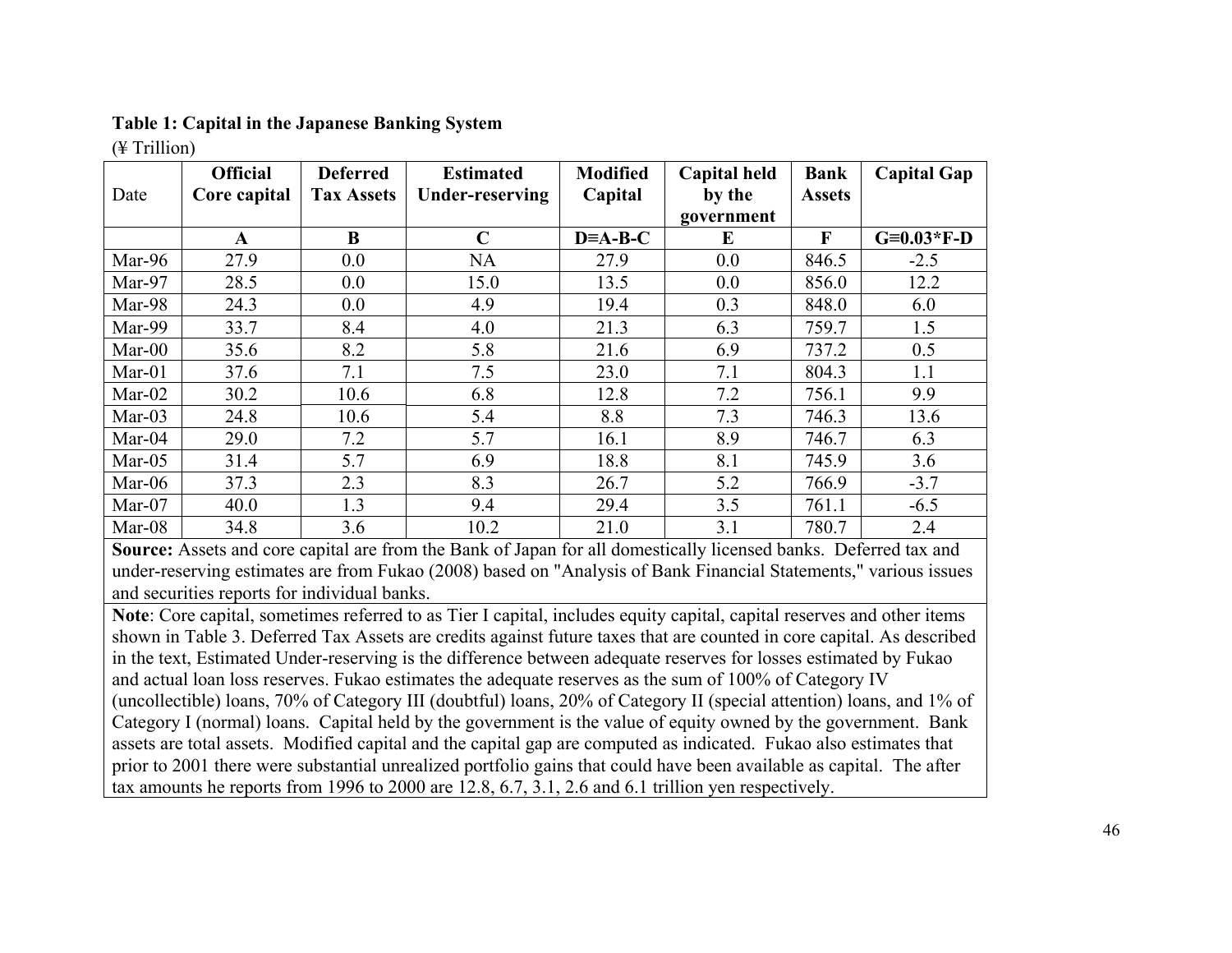**Table 1: Capital in the Japanese Banking System**

(¥ Trillion)

| Date | Official Core capital | Deferred Tax Assets | Estimated Under-reserving | Modified Capital | Capital held by the government | Bank Assets | Capital Gap |
|---|---|---|---|---|---|---|---|
| | A | B | C | D≡A-B-C | E | F | G≡0.03*F-D |
| Mar-96 | 27.9 | 0.0 | NA | 27.9 | 0.0 | 846.5 | -2.5 |
| Mar-97 | 28.5 | 0.0 | 15.0 | 13.5 | 0.0 | 856.0 | 12.2 |
| Mar-98 | 24.3 | 0.0 | 4.9 | 19.4 | 0.3 | 848.0 | 6.0 |
| Mar-99 | 33.7 | 8.4 | 4.0 | 21.3 | 6.3 | 759.7 | 1.5 |
| Mar-00 | 35.6 | 8.2 | 5.8 | 21.6 | 6.9 | 737.2 | 0.5 |
| Mar-01 | 37.6 | 7.1 | 7.5 | 23.0 | 7.1 | 804.3 | 1.1 |
| Mar-02 | 30.2 | 10.6 | 6.8 | 12.8 | 7.2 | 756.1 | 9.9 |
| Mar-03 | 24.8 | 10.6 | 5.4 | 8.8 | 7.3 | 746.3 | 13.6 |
| Mar-04 | 29.0 | 7.2 | 5.7 | 16.1 | 8.9 | 746.7 | 6.3 |
| Mar-05 | 31.4 | 5.7 | 6.9 | 18.8 | 8.1 | 745.9 | 3.6 |
| Mar-06 | 37.3 | 2.3 | 8.3 | 26.7 | 5.2 | 766.9 | -3.7 |
| Mar-07 | 40.0 | 1.3 | 9.4 | 29.4 | 3.5 | 761.1 | -6.5 |
| Mar-08 | 34.8 | 3.6 | 10.2 | 21.0 | 3.1 | 780.7 | 2.4 |

**Source:** Assets and core capital are from the Bank of Japan for all domestically licensed banks. Deferred tax and under-reserving estimates are from Fukao (2008) based on "Analysis of Bank Financial Statements," various issues and securities reports for individual banks.

**Note**: Core capital, sometimes referred to as Tier I capital, includes equity capital, capital reserves and other items shown in Table 3. Deferred Tax Assets are credits against future taxes that are counted in core capital. As described in the text, Estimated Under-reserving is the difference between adequate reserves for losses estimated by Fukao and actual loan loss reserves. Fukao estimates the adequate reserves as the sum of 100% of Category IV (uncollectible) loans, 70% of Category III (doubtful) loans, 20% of Category II (special attention) loans, and 1% of Category I (normal) loans. Capital held by the government is the value of equity owned by the government. Bank assets are total assets. Modified capital and the capital gap are computed as indicated. Fukao also estimates that prior to 2001 there were substantial unrealized portfolio gains that could have been available as capital. The after tax amounts he reports from 1996 to 2000 are 12.8, 6.7, 3.1, 2.6 and 6.1 trillion yen respectively.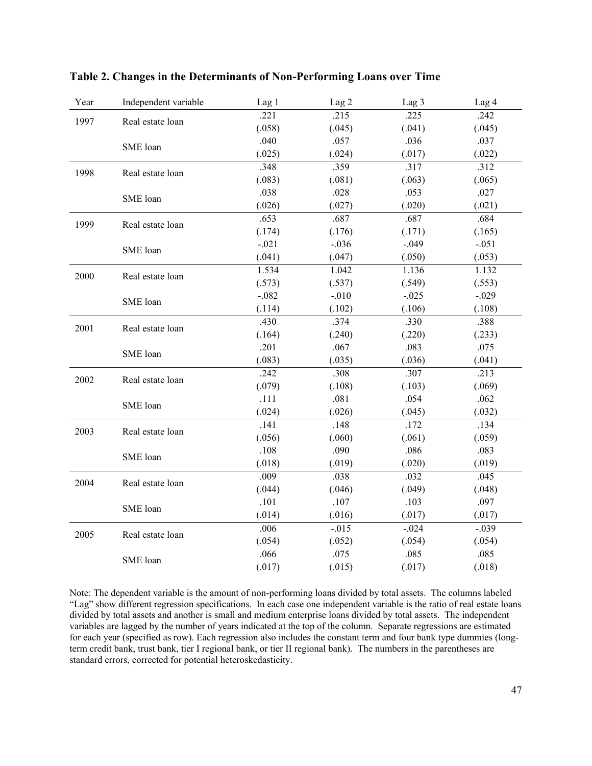## Table 2. Changes in the Determinants of Non-Performing Loans over Time

| Year | Independent variable | Lag 1 | Lag 2 | Lag 3 | Lag 4 |
|---|---|---|---|---|---|
| 1997 | Real estate loan | .221 | .215 | .225 | .242 |
| | | (.058) | (.045) | (.041) | (.045) |
| | SME loan | .040 | .057 | .036 | .037 |
| | | (.025) | (.024) | (.017) | (.022) |
| 1998 | Real estate loan | .348 | .359 | .317 | .312 |
| | | (.083) | (.081) | (.063) | (.065) |
| | SME loan | .038 | .028 | .053 | .027 |
| | | (.026) | (.027) | (.020) | (.021) |
| 1999 | Real estate loan | .653 | .687 | .687 | .684 |
| | | (.174) | (.176) | (.171) | (.165) |
| | SME loan | -.021 | -.036 | -.049 | -.051 |
| | | (.041) | (.047) | (.050) | (.053) |
| 2000 | Real estate loan | 1.534 | 1.042 | 1.136 | 1.132 |
| | | (.573) | (.537) | (.549) | (.553) |
| | SME loan | -.082 | -.010 | -.025 | -.029 |
| | | (.114) | (.102) | (.106) | (.108) |
| 2001 | Real estate loan | .430 | .374 | .330 | .388 |
| | | (.164) | (.240) | (.220) | (.233) |
| | SME loan | .201 | .067 | .083 | .075 |
| | | (.083) | (.035) | (.036) | (.041) |
| 2002 | Real estate loan | .242 | .308 | .307 | .213 |
| | | (.079) | (.108) | (.103) | (.069) |
| | SME loan | .111 | .081 | .054 | .062 |
| | | (.024) | (.026) | (.045) | (.032) |
| 2003 | Real estate loan | .141 | .148 | .172 | .134 |
| | | (.056) | (.060) | (.061) | (.059) |
| | SME loan | .108 | .090 | .086 | .083 |
| | | (.018) | (.019) | (.020) | (.019) |
| 2004 | Real estate loan | .009 | .038 | .032 | .045 |
| | | (.044) | (.046) | (.049) | (.048) |
| | SME loan | .101 | .107 | .103 | .097 |
| | | (.014) | (.016) | (.017) | (.017) |
| 2005 | Real estate loan | .006 | -.015 | -.024 | -.039 |
| | | (.054) | (.052) | (.054) | (.054) |
| | SME loan | .066 | .075 | .085 | .085 |
| | | (.017) | (.015) | (.017) | (.018) |

Note: The dependent variable is the amount of non-performing loans divided by total assets. The columns labeled "Lag" show different regression specifications. In each case one independent variable is the ratio of real estate loans divided by total assets and another is small and medium enterprise loans divided by total assets. The independent variables are lagged by the number of years indicated at the top of the column. Separate regressions are estimated for each year (specified as row). Each regression also includes the constant term and four bank type dummies (long-term credit bank, trust bank, tier I regional bank, or tier II regional bank). The numbers in the parentheses are standard errors, corrected for potential heteroskedasticity.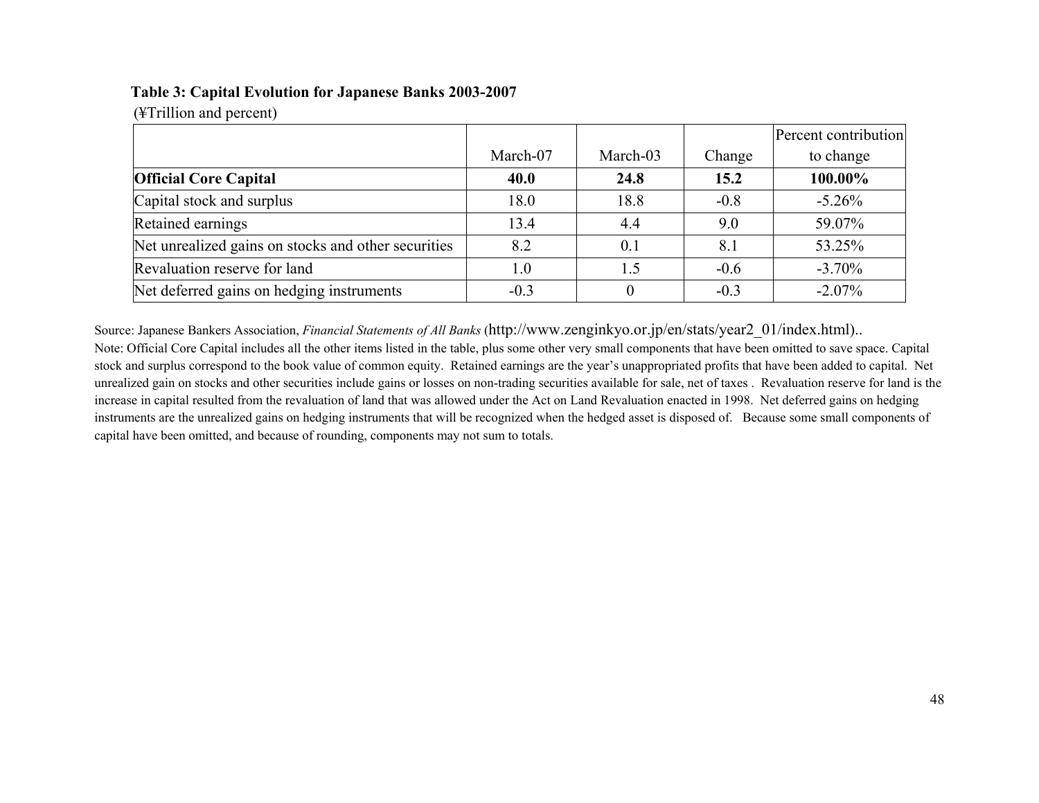**Table 3: Capital Evolution for Japanese Banks 2003-2007**

(¥Trillion and percent)

| | March-07 | March-03 | Change | Percent contribution to change |
|---|---|---|---|---|
| **Official Core Capital** | **40.0** | **24.8** | **15.2** | **100.00%** |
| Capital stock and surplus | 18.0 | 18.8 | -0.8 | -5.26% |
| Retained earnings | 13.4 | 4.4 | 9.0 | 59.07% |
| Net unrealized gains on stocks and other securities | 8.2 | 0.1 | 8.1 | 53.25% |
| Revaluation reserve for land | 1.0 | 1.5 | -0.6 | -3.70% |
| Net deferred gains on hedging instruments | -0.3 | 0 | -0.3 | -2.07% |

Source: Japanese Bankers Association, *Financial Statements of All Banks* (http://www.zenginkyo.or.jp/en/stats/year2_01/index.html)..

Note: Official Core Capital includes all the other items listed in the table, plus some other very small components that have been omitted to save space. Capital stock and surplus correspond to the book value of common equity. Retained earnings are the year's unappropriated profits that have been added to capital. Net unrealized gain on stocks and other securities include gains or losses on non-trading securities available for sale, net of taxes . Revaluation reserve for land is the increase in capital resulted from the revaluation of land that was allowed under the Act on Land Revaluation enacted in 1998. Net deferred gains on hedging instruments are the unrealized gains on hedging instruments that will be recognized when the hedged asset is disposed of. Because some small components of capital have been omitted, and because of rounding, components may not sum to totals.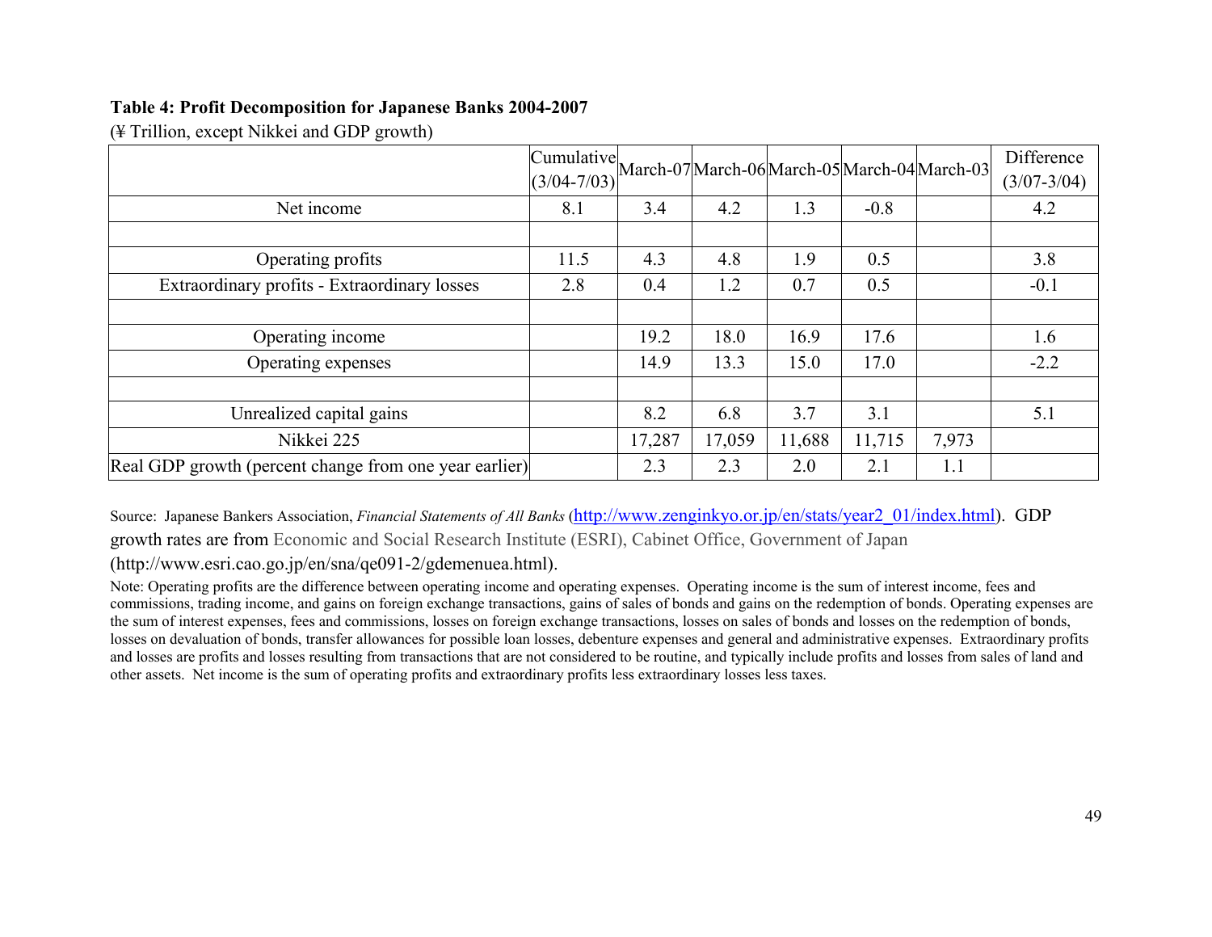**Table 4: Profit Decomposition for Japanese Banks 2004-2007**

(¥ Trillion, except Nikkei and GDP growth)

| | Cumulative (3/04-7/03) | March-07 | March-06 | March-05 | March-04 | March-03 | Difference (3/07-3/04) |
|---|---|---|---|---|---|---|---|
| Net income | 8.1 | 3.4 | 4.2 | 1.3 | -0.8 | | 4.2 |
| | | | | | | | |
| Operating profits | 11.5 | 4.3 | 4.8 | 1.9 | 0.5 | | 3.8 |
| Extraordinary profits - Extraordinary losses | 2.8 | 0.4 | 1.2 | 0.7 | 0.5 | | -0.1 |
| | | | | | | | |
| Operating income | | 19.2 | 18.0 | 16.9 | 17.6 | | 1.6 |
| Operating expenses | | 14.9 | 13.3 | 15.0 | 17.0 | | -2.2 |
| | | | | | | | |
| Unrealized capital gains | | 8.2 | 6.8 | 3.7 | 3.1 | | 5.1 |
| Nikkei 225 | | 17,287 | 17,059 | 11,688 | 11,715 | 7,973 | |
| Real GDP growth (percent change from one year earlier) | | 2.3 | 2.3 | 2.0 | 2.1 | 1.1 | |

Source: Japanese Bankers Association, *Financial Statements of All Banks* (http://www.zenginkyo.or.jp/en/stats/year2_01/index.html). GDP growth rates are from Economic and Social Research Institute (ESRI), Cabinet Office, Government of Japan (http://www.esri.cao.go.jp/en/sna/qe091-2/gdemenuea.html).

Note: Operating profits are the difference between operating income and operating expenses. Operating income is the sum of interest income, fees and commissions, trading income, and gains on foreign exchange transactions, gains of sales of bonds and gains on the redemption of bonds. Operating expenses are the sum of interest expenses, fees and commissions, losses on foreign exchange transactions, losses on sales of bonds and losses on the redemption of bonds, losses on devaluation of bonds, transfer allowances for possible loan losses, debenture expenses and general and administrative expenses. Extraordinary profits and losses are profits and losses resulting from transactions that are not considered to be routine, and typically include profits and losses from sales of land and other assets. Net income is the sum of operating profits and extraordinary profits less extraordinary losses less taxes.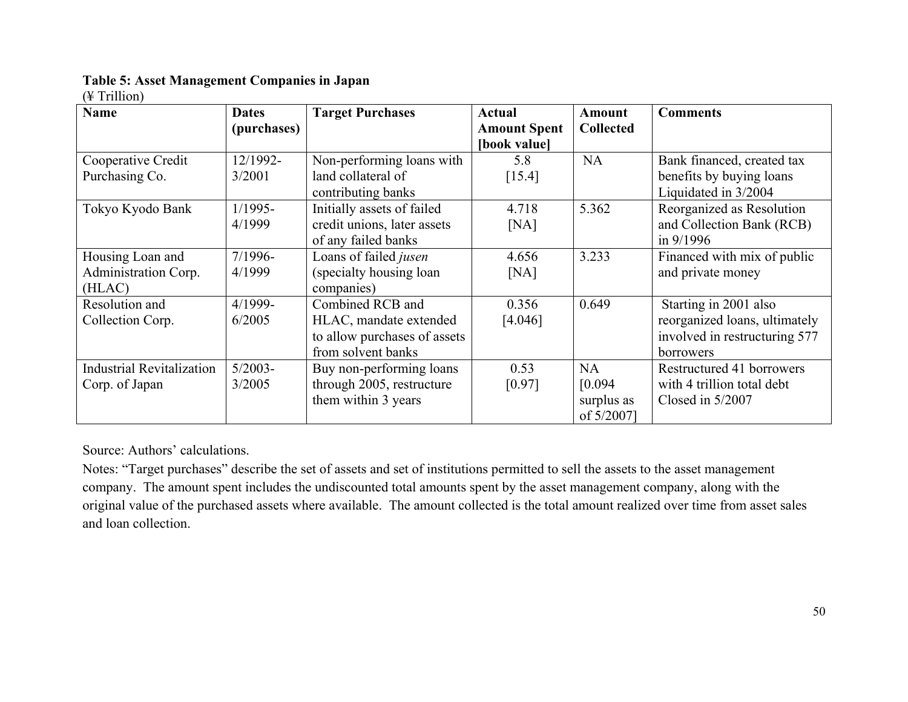**Table 5: Asset Management Companies in Japan**

(¥ Trillion)

| Name | Dates (purchases) | Target Purchases | Actual Amount Spent [book value] | Amount Collected | Comments |
|---|---|---|---|---|---|
| Cooperative Credit Purchasing Co. | 12/1992-3/2001 | Non-performing loans with land collateral of contributing banks | 5.8 [15.4] | NA | Bank financed, created tax benefits by buying loans Liquidated in 3/2004 |
| Tokyo Kyodo Bank | 1/1995-4/1999 | Initially assets of failed credit unions, later assets of any failed banks | 4.718 [NA] | 5.362 | Reorganized as Resolution and Collection Bank (RCB) in 9/1996 |
| Housing Loan and Administration Corp. (HLAC) | 7/1996-4/1999 | Loans of failed *jusen* (specialty housing loan companies) | 4.656 [NA] | 3.233 | Financed with mix of public and private money |
| Resolution and Collection Corp. | 4/1999-6/2005 | Combined RCB and HLAC, mandate extended to allow purchases of assets from solvent banks | 0.356 [4.046] | 0.649 | Starting in 2001 also reorganized loans, ultimately involved in restructuring 577 borrowers |
| Industrial Revitalization Corp. of Japan | 5/2003-3/2005 | Buy non-performing loans through 2005, restructure them within 3 years | 0.53 [0.97] | NA [0.094 surplus as of 5/2007] | Restructured 41 borrowers with 4 trillion total debt Closed in 5/2007 |

Source: Authors' calculations.

Notes: "Target purchases" describe the set of assets and set of institutions permitted to sell the assets to the asset management company. The amount spent includes the undiscounted total amounts spent by the asset management company, along with the original value of the purchased assets where available. The amount collected is the total amount realized over time from asset sales and loan collection.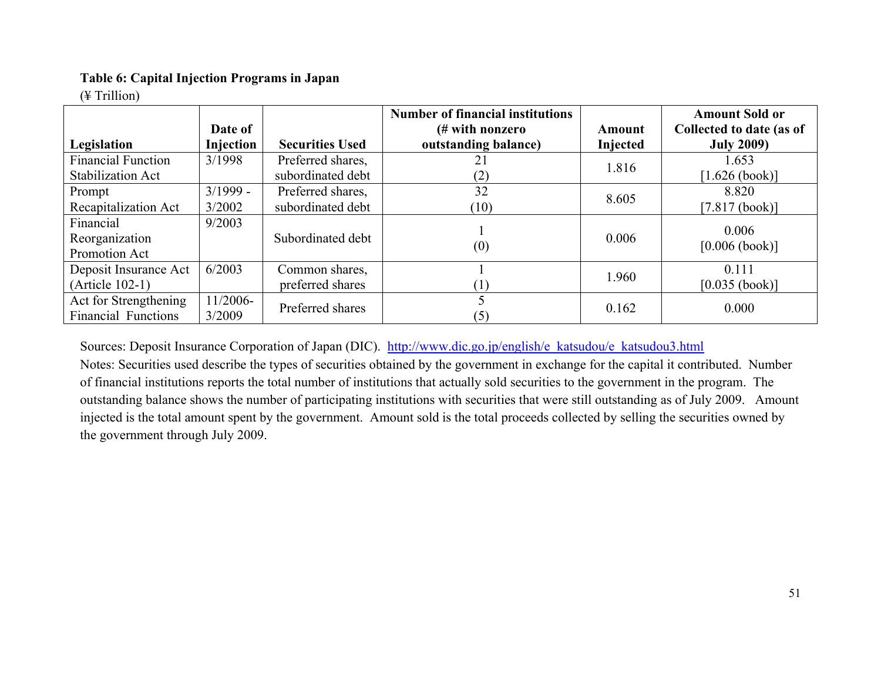**Table 6: Capital Injection Programs in Japan**

(¥ Trillion)

| Legislation | Date of Injection | Securities Used | Number of financial institutions (# with nonzero outstanding balance) | Amount Injected | Amount Sold or Collected to date (as of July 2009) |
|---|---|---|---|---|---|
| Financial Function Stabilization Act | 3/1998 | Preferred shares, subordinated debt | 21 (2) | 1.816 | 1.653 [1.626 (book)] |
| Prompt Recapitalization Act | 3/1999 - 3/2002 | Preferred shares, subordinated debt | 32 (10) | 8.605 | 8.820 [7.817 (book)] |
| Financial Reorganization Promotion Act | 9/2003 | Subordinated debt | 1 (0) | 0.006 | 0.006 [0.006 (book)] |
| Deposit Insurance Act (Article 102-1) | 6/2003 | Common shares, preferred shares | 1 (1) | 1.960 | 0.111 [0.035 (book)] |
| Act for Strengthening Financial Functions | 11/2006-3/2009 | Preferred shares | 5 (5) | 0.162 | 0.000 |

Sources: Deposit Insurance Corporation of Japan (DIC). http://www.dic.go.jp/english/e_katsudou/e_katsudou3.html

Notes: Securities used describe the types of securities obtained by the government in exchange for the capital it contributed. Number of financial institutions reports the total number of institutions that actually sold securities to the government in the program. The outstanding balance shows the number of participating institutions with securities that were still outstanding as of July 2009. Amount injected is the total amount spent by the government. Amount sold is the total proceeds collected by selling the securities owned by the government through July 2009.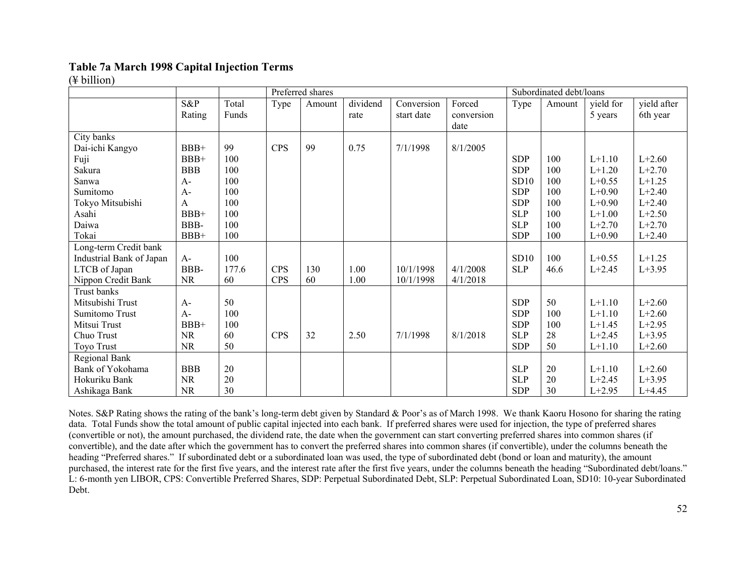**Table 7a March 1998 Capital Injection Terms**

(¥ billion)

| | | | Preferred shares | | | | | Subordinated debt/loans | | | |
|---|---|---|---|---|---|---|---|---|---|---|---|
| | S&P Rating | Total Funds | Type | Amount | dividend rate | Conversion start date | Forced conversion date | Type | Amount | yield for 5 years | yield after 6th year |
| City banks | | | | | | | | | | | |
| Dai-ichi Kangyo | BBB+ | 99 | CPS | 99 | 0.75 | 7/1/1998 | 8/1/2005 | | | | |
| Fuji | BBB+ | 100 | | | | | | SDP | 100 | L+1.10 | L+2.60 |
| Sakura | BBB | 100 | | | | | | SDP | 100 | L+1.20 | L+2.70 |
| Sanwa | A- | 100 | | | | | | SD10 | 100 | L+0.55 | L+1.25 |
| Sumitomo | A- | 100 | | | | | | SDP | 100 | L+0.90 | L+2.40 |
| Tokyo Mitsubishi | A | 100 | | | | | | SDP | 100 | L+0.90 | L+2.40 |
| Asahi | BBB+ | 100 | | | | | | SLP | 100 | L+1.00 | L+2.50 |
| Daiwa | BBB- | 100 | | | | | | SLP | 100 | L+2.70 | L+2.70 |
| Tokai | BBB+ | 100 | | | | | | SDP | 100 | L+0.90 | L+2.40 |
| Long-term Credit bank | | | | | | | | | | | |
| Industrial Bank of Japan | A- | 100 | | | | | | SD10 | 100 | L+0.55 | L+1.25 |
| LTCB of Japan | BBB- | 177.6 | CPS | 130 | 1.00 | 10/1/1998 | 4/1/2008 | SLP | 46.6 | L+2.45 | L+3.95 |
| Nippon Credit Bank | NR | 60 | CPS | 60 | 1.00 | 10/1/1998 | 4/1/2018 | | | | |
| Trust banks | | | | | | | | | | | |
| Mitsubishi Trust | A- | 50 | | | | | | SDP | 50 | L+1.10 | L+2.60 |
| Sumitomo Trust | A- | 100 | | | | | | SDP | 100 | L+1.10 | L+2.60 |
| Mitsui Trust | BBB+ | 100 | | | | | | SDP | 100 | L+1.45 | L+2.95 |
| Chuo Trust | NR | 60 | CPS | 32 | 2.50 | 7/1/1998 | 8/1/2018 | SLP | 28 | L+2.45 | L+3.95 |
| Toyo Trust | NR | 50 | | | | | | SDP | 50 | L+1.10 | L+2.60 |
| Regional Bank | | | | | | | | | | | |
| Bank of Yokohama | BBB | 20 | | | | | | SLP | 20 | L+1.10 | L+2.60 |
| Hokuriku Bank | NR | 20 | | | | | | SLP | 20 | L+2.45 | L+3.95 |
| Ashikaga Bank | NR | 30 | | | | | | SDP | 30 | L+2.95 | L+4.45 |

Notes. S&P Rating shows the rating of the bank's long-term debt given by Standard & Poor's as of March 1998. We thank Kaoru Hosono for sharing the rating data. Total Funds show the total amount of public capital injected into each bank. If preferred shares were used for injection, the type of preferred shares (convertible or not), the amount purchased, the dividend rate, the date when the government can start converting preferred shares into common shares (if convertible), and the date after which the government has to convert the preferred shares into common shares (if convertible), under the columns beneath the heading "Preferred shares." If subordinated debt or a subordinated loan was used, the type of subordinated debt (bond or loan and maturity), the amount purchased, the interest rate for the first five years, and the interest rate after the first five years, under the columns beneath the heading "Subordinated debt/loans." L: 6-month yen LIBOR, CPS: Convertible Preferred Shares, SDP: Perpetual Subordinated Debt, SLP: Perpetual Subordinated Loan, SD10: 10-year Subordinated Debt.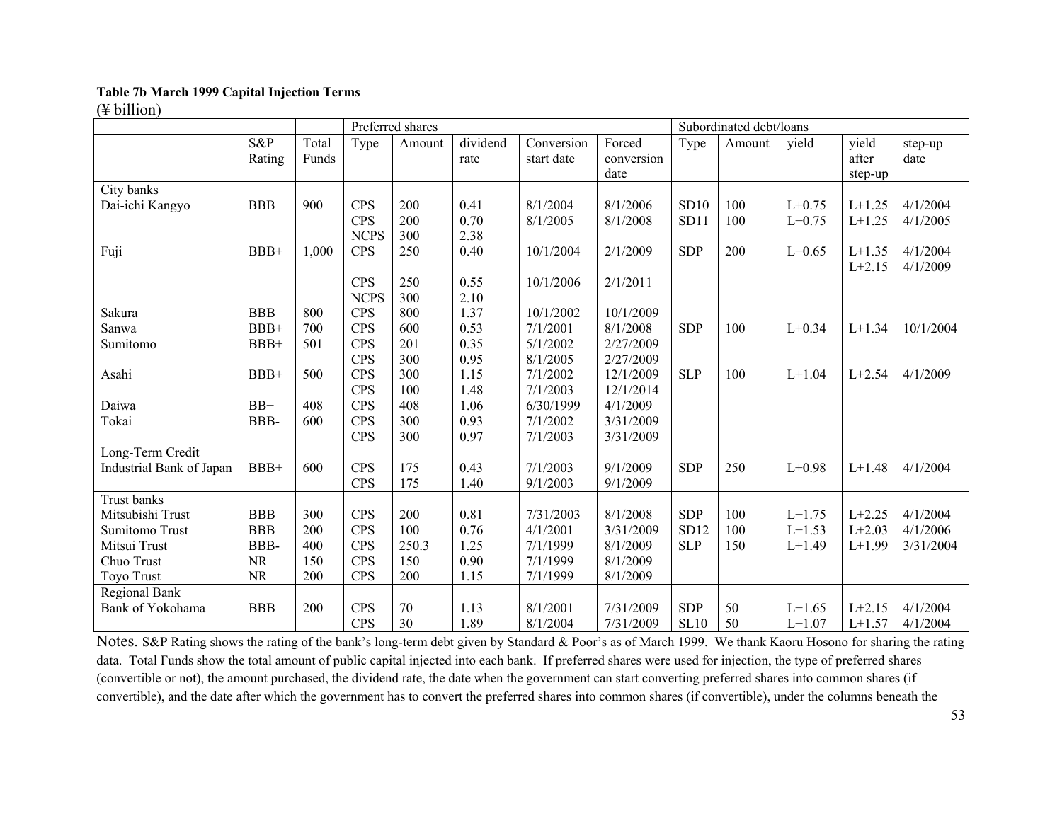**Table 7b March 1999 Capital Injection Terms**

(¥ billion)

| | S&P Rating | Total Funds | Preferred shares | | | | | Subordinated debt/loans | | | | |
|---|---|---|---|---|---|---|---|---|---|---|---|---|
| | | | Type | Amount | dividend rate | Conversion start date | Forced conversion date | Type | Amount | yield | yield after step-up | step-up date |
| City banks | | | | | | | | | | | | |
| Dai-ichi Kangyo | BBB | 900 | CPS | 200 | 0.41 | 8/1/2004 | 8/1/2006 | SD10 | 100 | L+0.75 | L+1.25 | 4/1/2004 |
| | | | CPS | 200 | 0.70 | 8/1/2005 | 8/1/2008 | SD11 | 100 | L+0.75 | L+1.25 | 4/1/2005 |
| | | | NCPS | 300 | 2.38 | | | | | | | |
| Fuji | BBB+ | 1,000 | CPS | 250 | 0.40 | 10/1/2004 | 2/1/2009 | SDP | 200 | L+0.65 | L+1.35 | 4/1/2004 |
| | | | | | | | | | | | L+2.15 | 4/1/2009 |
| | | | CPS | 250 | 0.55 | 10/1/2006 | 2/1/2011 | | | | | |
| | | | NCPS | 300 | 2.10 | | | | | | | |
| Sakura | BBB | 800 | CPS | 800 | 1.37 | 10/1/2002 | 10/1/2009 | | | | | |
| Sanwa | BBB+ | 700 | CPS | 600 | 0.53 | 7/1/2001 | 8/1/2008 | SDP | 100 | L+0.34 | L+1.34 | 10/1/2004 |
| Sumitomo | BBB+ | 501 | CPS | 201 | 0.35 | 5/1/2002 | 2/27/2009 | | | | | |
| | | | CPS | 300 | 0.95 | 8/1/2005 | 2/27/2009 | | | | | |
| Asahi | BBB+ | 500 | CPS | 300 | 1.15 | 7/1/2002 | 12/1/2009 | SLP | 100 | L+1.04 | L+2.54 | 4/1/2009 |
| | | | CPS | 100 | 1.48 | 7/1/2003 | 12/1/2014 | | | | | |
| Daiwa | BB+ | 408 | CPS | 408 | 1.06 | 6/30/1999 | 4/1/2009 | | | | | |
| Tokai | BBB- | 600 | CPS | 300 | 0.93 | 7/1/2002 | 3/31/2009 | | | | | |
| | | | CPS | 300 | 0.97 | 7/1/2003 | 3/31/2009 | | | | | |
| Long-Term Credit | | | | | | | | | | | | |
| Industrial Bank of Japan | BBB+ | 600 | CPS | 175 | 0.43 | 7/1/2003 | 9/1/2009 | SDP | 250 | L+0.98 | L+1.48 | 4/1/2004 |
| | | | CPS | 175 | 1.40 | 9/1/2003 | 9/1/2009 | | | | | |
| Trust banks | | | | | | | | | | | | |
| Mitsubishi Trust | BBB | 300 | CPS | 200 | 0.81 | 7/31/2003 | 8/1/2008 | SDP | 100 | L+1.75 | L+2.25 | 4/1/2004 |
| Sumitomo Trust | BBB | 200 | CPS | 100 | 0.76 | 4/1/2001 | 3/31/2009 | SD12 | 100 | L+1.53 | L+2.03 | 4/1/2006 |
| Mitsui Trust | BBB- | 400 | CPS | 250.3 | 1.25 | 7/1/1999 | 8/1/2009 | SLP | 150 | L+1.49 | L+1.99 | 3/31/2004 |
| Chuo Trust | NR | 150 | CPS | 150 | 0.90 | 7/1/1999 | 8/1/2009 | | | | | |
| Toyo Trust | NR | 200 | CPS | 200 | 1.15 | 7/1/1999 | 8/1/2009 | | | | | |
| Regional Bank | | | | | | | | | | | | |
| Bank of Yokohama | BBB | 200 | CPS | 70 | 1.13 | 8/1/2001 | 7/31/2009 | SDP | 50 | L+1.65 | L+2.15 | 4/1/2004 |
| | | | CPS | 30 | 1.89 | 8/1/2004 | 7/31/2009 | SL10 | 50 | L+1.07 | L+1.57 | 4/1/2004 |

Notes. S&P Rating shows the rating of the bank's long-term debt given by Standard & Poor's as of March 1999. We thank Kaoru Hosono for sharing the rating data. Total Funds show the total amount of public capital injected into each bank. If preferred shares were used for injection, the type of preferred shares (convertible or not), the amount purchased, the dividend rate, the date when the government can start converting preferred shares into common shares (if convertible), and the date after which the government has to convert the preferred shares into common shares (if convertible), under the columns beneath the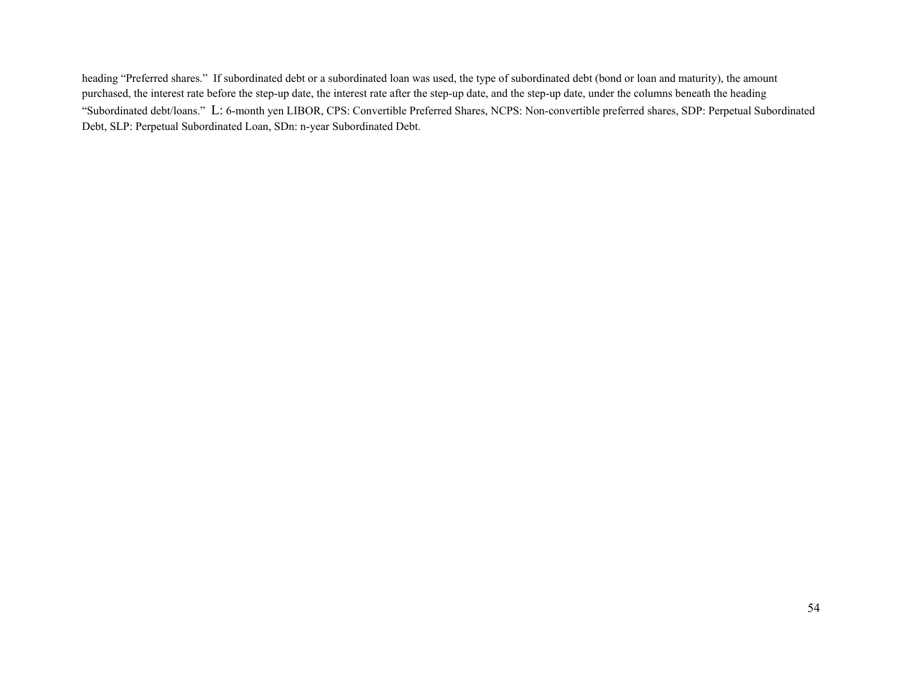heading “Preferred shares.” If subordinated debt or a subordinated loan was used, the type of subordinated debt (bond or loan and maturity), the amount purchased, the interest rate before the step-up date, the interest rate after the step-up date, and the step-up date, under the columns beneath the heading “Subordinated debt/loans.” L: 6-month yen LIBOR, CPS: Convertible Preferred Shares, NCPS: Non-convertible preferred shares, SDP: Perpetual Subordinated Debt, SLP: Perpetual Subordinated Loan, SDn: n-year Subordinated Debt.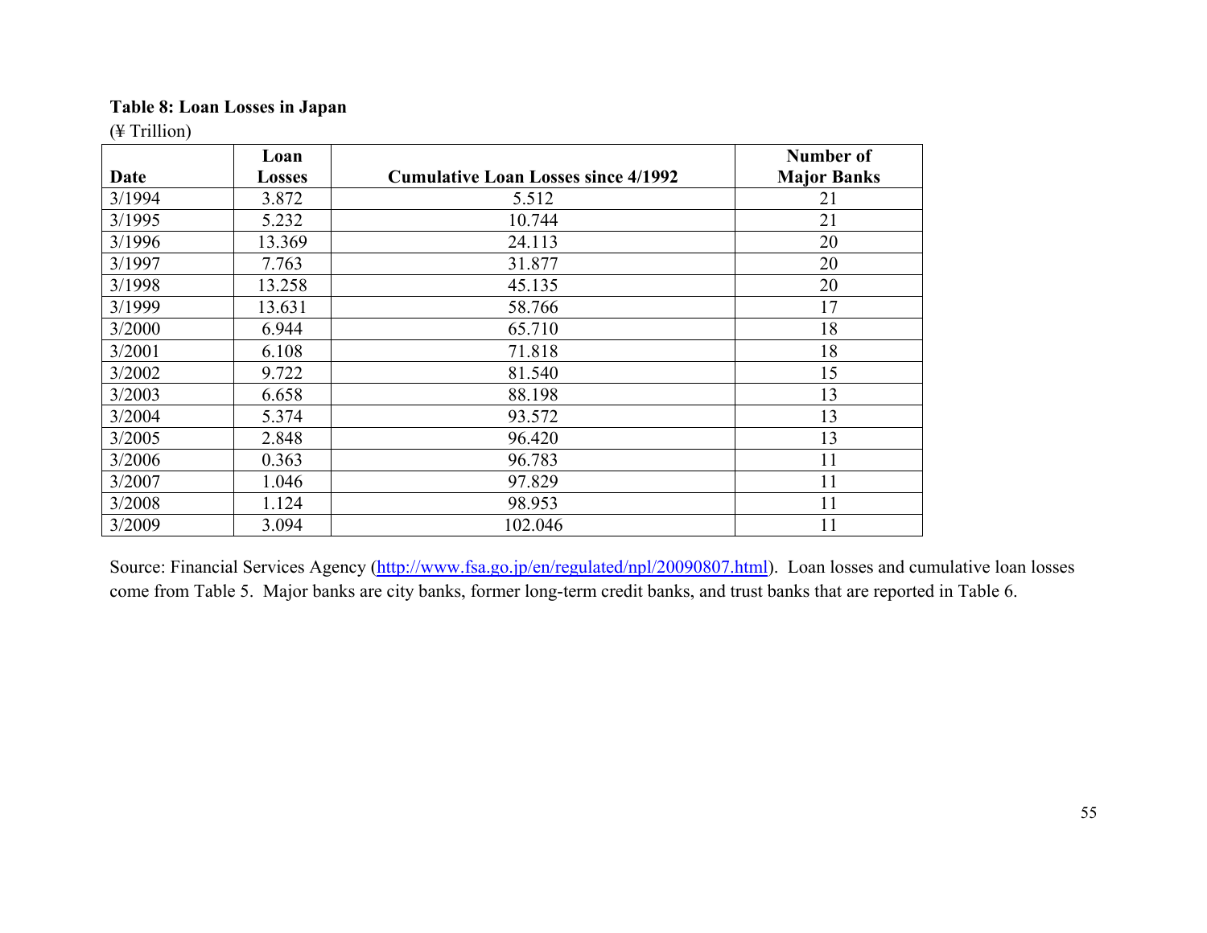**Table 8: Loan Losses in Japan**

(¥ Trillion)

| Date | Loan Losses | Cumulative Loan Losses since 4/1992 | Number of Major Banks |
|---|---|---|---|
| 3/1994 | 3.872 | 5.512 | 21 |
| 3/1995 | 5.232 | 10.744 | 21 |
| 3/1996 | 13.369 | 24.113 | 20 |
| 3/1997 | 7.763 | 31.877 | 20 |
| 3/1998 | 13.258 | 45.135 | 20 |
| 3/1999 | 13.631 | 58.766 | 17 |
| 3/2000 | 6.944 | 65.710 | 18 |
| 3/2001 | 6.108 | 71.818 | 18 |
| 3/2002 | 9.722 | 81.540 | 15 |
| 3/2003 | 6.658 | 88.198 | 13 |
| 3/2004 | 5.374 | 93.572 | 13 |
| 3/2005 | 2.848 | 96.420 | 13 |
| 3/2006 | 0.363 | 96.783 | 11 |
| 3/2007 | 1.046 | 97.829 | 11 |
| 3/2008 | 1.124 | 98.953 | 11 |
| 3/2009 | 3.094 | 102.046 | 11 |

Source: Financial Services Agency (http://www.fsa.go.jp/en/regulated/npl/20090807.html). Loan losses and cumulative loan losses come from Table 5. Major banks are city banks, former long-term credit banks, and trust banks that are reported in Table 6.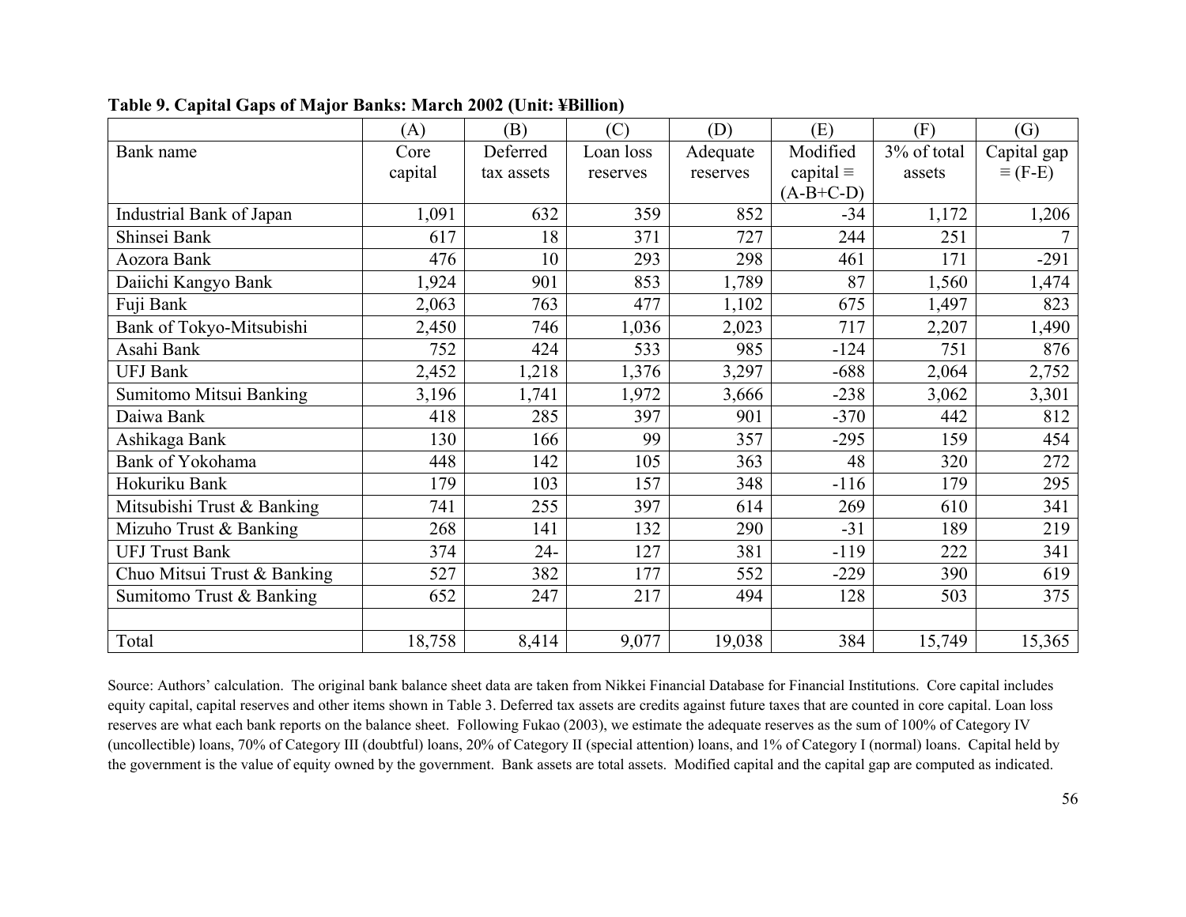**Table 9. Capital Gaps of Major Banks: March 2002 (Unit: ¥Billion)**

| | (A) | (B) | (C) | (D) | (E) | (F) | (G) |
|---|---|---|---|---|---|---|---|
| Bank name | Core capital | Deferred tax assets | Loan loss reserves | Adequate reserves | Modified capital ≡ (A-B+C-D) | 3% of total assets | Capital gap ≡ (F-E) |
| Industrial Bank of Japan | 1,091 | 632 | 359 | 852 | -34 | 1,172 | 1,206 |
| Shinsei Bank | 617 | 18 | 371 | 727 | 244 | 251 | 7 |
| Aozora Bank | 476 | 10 | 293 | 298 | 461 | 171 | -291 |
| Daiichi Kangyo Bank | 1,924 | 901 | 853 | 1,789 | 87 | 1,560 | 1,474 |
| Fuji Bank | 2,063 | 763 | 477 | 1,102 | 675 | 1,497 | 823 |
| Bank of Tokyo-Mitsubishi | 2,450 | 746 | 1,036 | 2,023 | 717 | 2,207 | 1,490 |
| Asahi Bank | 752 | 424 | 533 | 985 | -124 | 751 | 876 |
| UFJ Bank | 2,452 | 1,218 | 1,376 | 3,297 | -688 | 2,064 | 2,752 |
| Sumitomo Mitsui Banking | 3,196 | 1,741 | 1,972 | 3,666 | -238 | 3,062 | 3,301 |
| Daiwa Bank | 418 | 285 | 397 | 901 | -370 | 442 | 812 |
| Ashikaga Bank | 130 | 166 | 99 | 357 | -295 | 159 | 454 |
| Bank of Yokohama | 448 | 142 | 105 | 363 | 48 | 320 | 272 |
| Hokuriku Bank | 179 | 103 | 157 | 348 | -116 | 179 | 295 |
| Mitsubishi Trust & Banking | 741 | 255 | 397 | 614 | 269 | 610 | 341 |
| Mizuho Trust & Banking | 268 | 141 | 132 | 290 | -31 | 189 | 219 |
| UFJ Trust Bank | 374 | 24- | 127 | 381 | -119 | 222 | 341 |
| Chuo Mitsui Trust & Banking | 527 | 382 | 177 | 552 | -229 | 390 | 619 |
| Sumitomo Trust & Banking | 652 | 247 | 217 | 494 | 128 | 503 | 375 |
| | | | | | | | |
| Total | 18,758 | 8,414 | 9,077 | 19,038 | 384 | 15,749 | 15,365 |

Source: Authors' calculation. The original bank balance sheet data are taken from Nikkei Financial Database for Financial Institutions. Core capital includes equity capital, capital reserves and other items shown in Table 3. Deferred tax assets are credits against future taxes that are counted in core capital. Loan loss reserves are what each bank reports on the balance sheet. Following Fukao (2003), we estimate the adequate reserves as the sum of 100% of Category IV (uncollectible) loans, 70% of Category III (doubtful) loans, 20% of Category II (special attention) loans, and 1% of Category I (normal) loans. Capital held by the government is the value of equity owned by the government. Bank assets are total assets. Modified capital and the capital gap are computed as indicated.